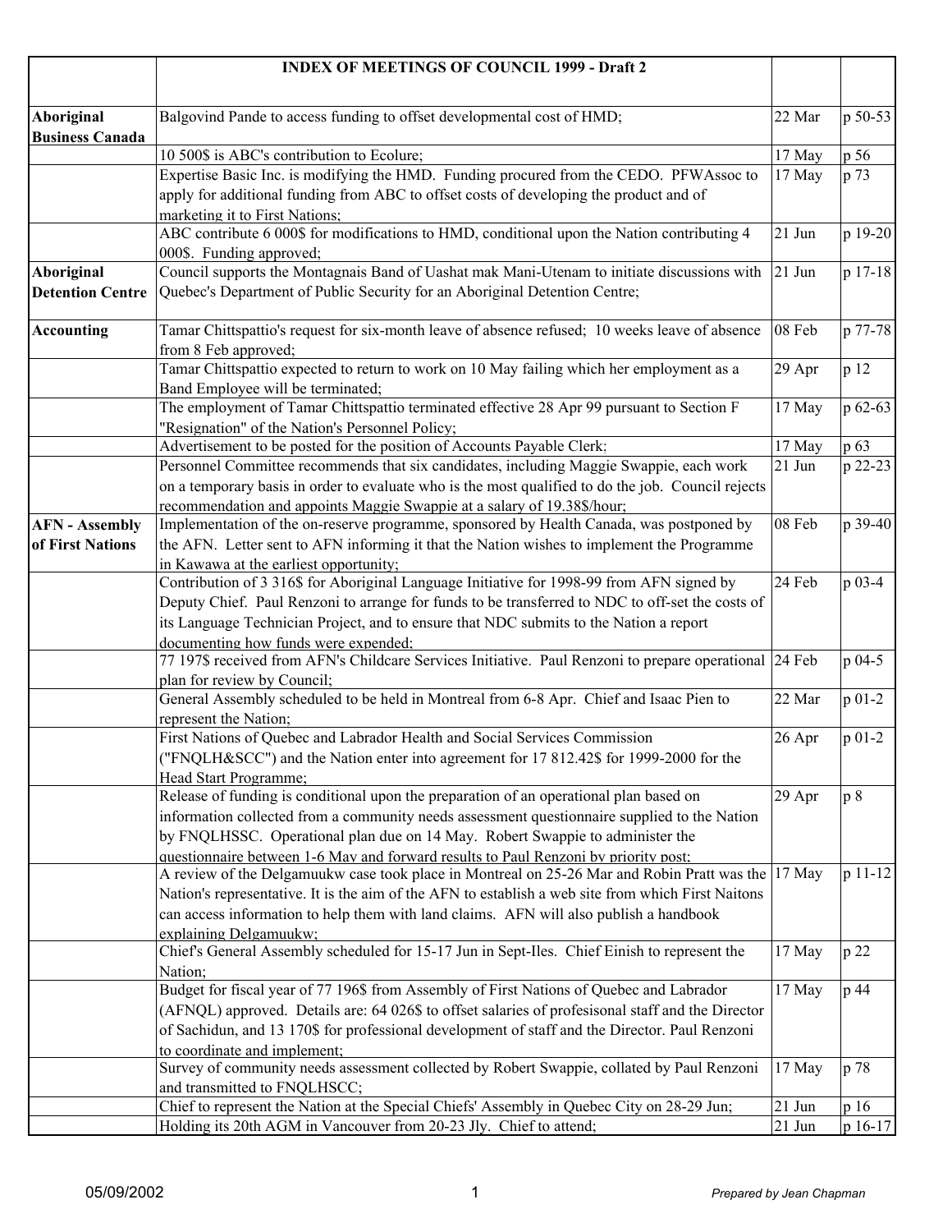| | INDEX OF MEETINGS OF COUNCIL 1999 - Draft 2 | | |
|---|---|---|---|
| **Aboriginal Business Canada** | Balgovind Pande to access funding to offset developmental cost of HMD; | 22 Mar | p 50-53 |
| | 10 500$ is ABC's contribution to Ecolure; | 17 May | p 56 |
| | Expertise Basic Inc. is modifying the HMD. Funding procured from the CEDO. PFWAssoc to apply for additional funding from ABC to offset costs of developing the product and of marketing it to First Nations; | 17 May | p 73 |
| | ABC contribute 6 000$ for modifications to HMD, conditional upon the Nation contributing 4 000$. Funding approved; | 21 Jun | p 19-20 |
| **Aboriginal Detention Centre** | Council supports the Montagnais Band of Uashat mak Mani-Utenam to initiate discussions with Quebec's Department of Public Security for an Aboriginal Detention Centre; | 21 Jun | p 17-18 |
| **Accounting** | Tamar Chittspattio's request for six-month leave of absence refused; 10 weeks leave of absence from 8 Feb approved; | 08 Feb | p 77-78 |
| | Tamar Chittspattio expected to return to work on 10 May failing which her employment as a Band Employee will be terminated; | 29 Apr | p 12 |
| | The employment of Tamar Chittspattio terminated effective 28 Apr 99 pursuant to Section F "Resignation" of the Nation's Personnel Policy; | 17 May | p 62-63 |
| | Advertisement to be posted for the position of Accounts Payable Clerk; | 17 May | p 63 |
| | Personnel Committee recommends that six candidates, including Maggie Swappie, each work on a temporary basis in order to evaluate who is the most qualified to do the job. Council rejects recommendation and appoints Maggie Swappie at a salary of 19.38$/hour; | 21 Jun | p 22-23 |
| **AFN - Assembly of First Nations** | Implementation of the on-reserve programme, sponsored by Health Canada, was postponed by the AFN. Letter sent to AFN informing it that the Nation wishes to implement the Programme in Kawawa at the earliest opportunity; | 08 Feb | p 39-40 |
| | Contribution of 3 316$ for Aboriginal Language Initiative for 1998-99 from AFN signed by Deputy Chief. Paul Renzoni to arrange for funds to be transferred to NDC to off-set the costs of its Language Technician Project, and to ensure that NDC submits to the Nation a report documenting how funds were expended; | 24 Feb | p 03-4 |
| | 77 197$ received from AFN's Childcare Services Initiative. Paul Renzoni to prepare operational plan for review by Council; | 24 Feb | p 04-5 |
| | General Assembly scheduled to be held in Montreal from 6-8 Apr. Chief and Isaac Pien to represent the Nation; | 22 Mar | p 01-2 |
| | First Nations of Quebec and Labrador Health and Social Services Commission ("FNQLH&SCC") and the Nation enter into agreement for 17 812.42$ for 1999-2000 for the Head Start Programme; | 26 Apr | p 01-2 |
| | Release of funding is conditional upon the preparation of an operational plan based on information collected from a community needs assessment questionnaire supplied to the Nation by FNQLHSSC. Operational plan due on 14 May. Robert Swappie to administer the questionnaire between 1-6 May and forward results to Paul Renzoni by priority post; | 29 Apr | p 8 |
| | A review of the Delgamuukw case took place in Montreal on 25-26 Mar and Robin Pratt was the Nation's representative. It is the aim of the AFN to establish a web site from which First Naitons can access information to help them with land claims. AFN will also publish a handbook explaining Delgamuukw; | 17 May | p 11-12 |
| | Chief's General Assembly scheduled for 15-17 Jun in Sept-Iles. Chief Einish to represent the Nation; | 17 May | p 22 |
| | Budget for fiscal year of 77 196$ from Assembly of First Nations of Quebec and Labrador (AFNQL) approved. Details are: 64 026$ to offset salaries of profesisonal staff and the Director of Sachidun, and 13 170$ for professional development of staff and the Director. Paul Renzoni to coordinate and implement; | 17 May | p 44 |
| | Survey of community needs assessment collected by Robert Swappie, collated by Paul Renzoni and transmitted to FNQLHSCC; | 17 May | p 78 |
| | Chief to represent the Nation at the Special Chiefs' Assembly in Quebec City on 28-29 Jun; | 21 Jun | p 16 |
| | Holding its 20th AGM in Vancouver from 20-23 Jly. Chief to attend; | 21 Jun | p 16-17 |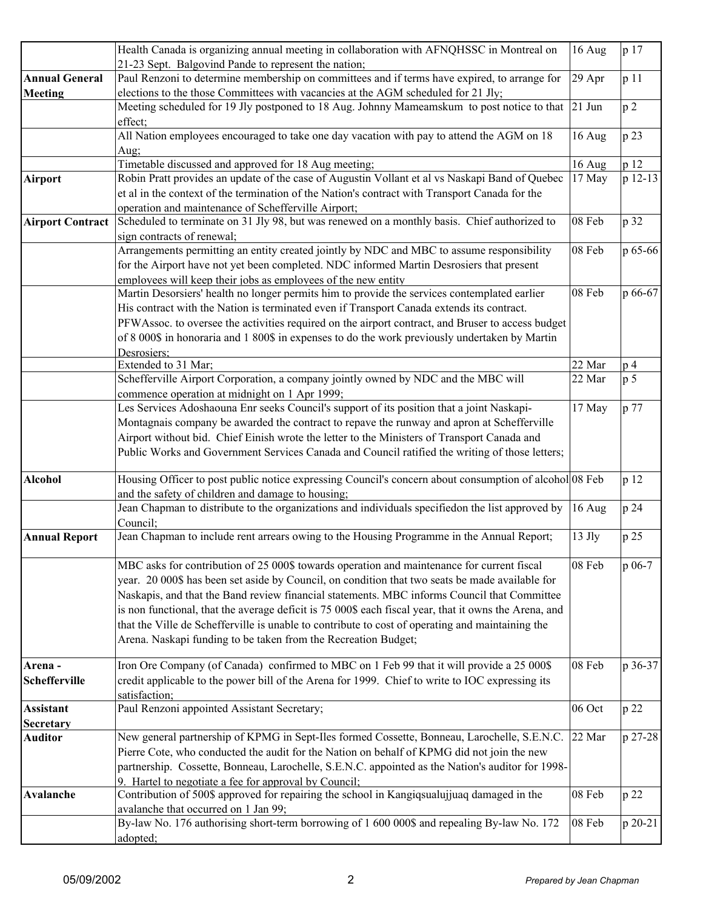|  |  |  |  |
|---|---|---|---|
|  | Health Canada is organizing annual meeting in collaboration with AFNQHSSC in Montreal on 21-23 Sept. Balgovind Pande to represent the nation; | 16 Aug | p 17 |
| **Annual General Meeting** | Paul Renzoni to determine membership on committees and if terms have expired, to arrange for elections to the those Committees with vacancies at the AGM scheduled for 21 Jly; | 29 Apr | p 11 |
|  | Meeting scheduled for 19 Jly postponed to 18 Aug. Johnny Mameamskum to post notice to that effect; | 21 Jun | p 2 |
|  | All Nation employees encouraged to take one day vacation with pay to attend the AGM on 18 Aug; | 16 Aug | p 23 |
|  | Timetable discussed and approved for 18 Aug meeting; | 16 Aug | p 12 |
| **Airport** | Robin Pratt provides an update of the case of Augustin Vollant et al vs Naskapi Band of Quebec et al in the context of the termination of the Nation's contract with Transport Canada for the operation and maintenance of Schefferville Airport; | 17 May | p 12-13 |
| **Airport Contract** | Scheduled to terminate on 31 Jly 98, but was renewed on a monthly basis. Chief authorized to sign contracts of renewal; | 08 Feb | p 32 |
|  | Arrangements permitting an entity created jointly by NDC and MBC to assume responsibility for the Airport have not yet been completed. NDC informed Martin Desrosiers that present employees will keep their jobs as employees of the new entity | 08 Feb | p 65-66 |
|  | Martin Desorsiers' health no longer permits him to provide the services contemplated earlier His contract with the Nation is terminated even if Transport Canada extends its contract. PFWAssoc. to oversee the activities required on the airport contract, and Bruser to access budget of 8 000$ in honoraria and 1 800$ in expenses to do the work previously undertaken by Martin Desrosiers; | 08 Feb | p 66-67 |
|  | Extended to 31 Mar; | 22 Mar | p 4 |
|  | Schefferville Airport Corporation, a company jointly owned by NDC and the MBC will commence operation at midnight on 1 Apr 1999; | 22 Mar | p 5 |
|  | Les Services Adoshaouna Enr seeks Council's support of its position that a joint Naskapi-Montagnais company be awarded the contract to repave the runway and apron at Schefferville Airport without bid. Chief Einish wrote the letter to the Ministers of Transport Canada and Public Works and Government Services Canada and Council ratified the writing of those letters; | 17 May | p 77 |
| **Alcohol** | Housing Officer to post public notice expressing Council's concern about consumption of alcohol and the safety of children and damage to housing; | 08 Feb | p 12 |
|  | Jean Chapman to distribute to the organizations and individuals specifiedon the list approved by Council; | 16 Aug | p 24 |
| **Annual Report** | Jean Chapman to include rent arrears owing to the Housing Programme in the Annual Report; | 13 Jly | p 25 |
|  | MBC asks for contribution of 25 000$ towards operation and maintenance for current fiscal year. 20 000$ has been set aside by Council, on condition that two seats be made available for Naskapis, and that the Band review financial statements. MBC informs Council that Committee is non functional, that the average deficit is 75 000$ each fiscal year, that it owns the Arena, and that the Ville de Schefferville is unable to contribute to cost of operating and maintaining the Arena. Naskapi funding to be taken from the Recreation Budget; | 08 Feb | p 06-7 |
| **Arena - Schefferville** | Iron Ore Company (of Canada) confirmed to MBC on 1 Feb 99 that it will provide a 25 000$ credit applicable to the power bill of the Arena for 1999. Chief to write to IOC expressing its satisfaction; | 08 Feb | p 36-37 |
| **Assistant Secretary** | Paul Renzoni appointed Assistant Secretary; | 06 Oct | p 22 |
| **Auditor** | New general partnership of KPMG in Sept-Iles formed Cossette, Bonneau, Larochelle, S.E.N.C. Pierre Cote, who conducted the audit for the Nation on behalf of KPMG did not join the new partnership. Cossette, Bonneau, Larochelle, S.E.N.C. appointed as the Nation's auditor for 1998-9. Hartel to negotiate a fee for approval by Council; | 22 Mar | p 27-28 |
| **Avalanche** | Contribution of 500$ approved for repairing the school in Kangiqsualujjuaq damaged in the avalanche that occurred on 1 Jan 99; | 08 Feb | p 22 |
|  | By-law No. 176 authorising short-term borrowing of 1 600 000$ and repealing By-law No. 172 adopted; | 08 Feb | p 20-21 |

05/09/2002 | *Prepared by Jean Chapman*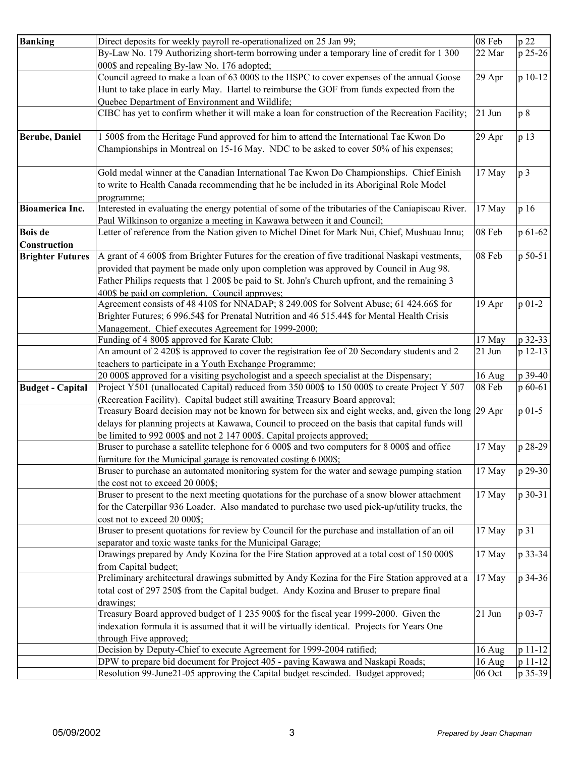| | | | |
|---|---|---|---|
| **Banking** | Direct deposits for weekly payroll re-operationalized on 25 Jan 99; | 08 Feb | p 22 |
| | By-Law No. 179 Authorizing short-term borrowing under a temporary line of credit for 1 300 000$ and repealing By-law No. 176 adopted; | 22 Mar | p 25-26 |
| | Council agreed to make a loan of 63 000$ to the HSPC to cover expenses of the annual Goose Hunt to take place in early May. Hartel to reimburse the GOF from funds expected from the Quebec Department of Environment and Wildlife; | 29 Apr | p 10-12 |
| | CIBC has yet to confirm whether it will make a loan for construction of the Recreation Facility; | 21 Jun | p 8 |
| **Berube, Daniel** | 1 500$ from the Heritage Fund approved for him to attend the International Tae Kwon Do Championships in Montreal on 15-16 May. NDC to be asked to cover 50% of his expenses; | 29 Apr | p 13 |
| | Gold medal winner at the Canadian International Tae Kwon Do Championships. Chief Einish to write to Health Canada recommending that he be included in its Aboriginal Role Model programme; | 17 May | p 3 |
| **Bioamerica Inc.** | Interested in evaluating the energy potential of some of the tributaries of the Caniapiscau River. Paul Wilkinson to organize a meeting in Kawawa between it and Council; | 17 May | p 16 |
| **Bois de Construction** | Letter of reference from the Nation given to Michel Dinet for Mark Nui, Chief, Mushuau Innu; | 08 Feb | p 61-62 |
| **Brighter Futures** | A grant of 4 600$ from Brighter Futures for the creation of five traditional Naskapi vestments, provided that payment be made only upon completion was approved by Council in Aug 98. Father Philips requests that 1 200$ be paid to St. John's Church upfront, and the remaining 3 400$ be paid on completion. Council approves; | 08 Feb | p 50-51 |
| | Agreement consists of 48 410$ for NNADAP; 8 249.00$ for Solvent Abuse; 61 424.66$ for Brighter Futures; 6 996.54$ for Prenatal Nutrition and 46 515.44$ for Mental Health Crisis Management. Chief executes Agreement for 1999-2000; | 19 Apr | p 01-2 |
| | Funding of 4 800$ approved for Karate Club; | 17 May | p 32-33 |
| | An amount of 2 420$ is approved to cover the registration fee of 20 Secondary students and 2 teachers to participate in a Youth Exchange Programme; | 21 Jun | p 12-13 |
| | 20 000$ approved for a visiting psychologist and a speech specialist at the Dispensary; | 16 Aug | p 39-40 |
| **Budget - Capital** | Project Y501 (unallocated Capital) reduced from 350 000$ to 150 000$ to create Project Y 507 (Recreation Facility). Capital budget still awaiting Treasury Board approval; | 08 Feb | p 60-61 |
| | Treasury Board decision may not be known for between six and eight weeks, and, given the long delays for planning projects at Kawawa, Council to proceed on the basis that capital funds will be limited to 992 000$ and not 2 147 000$. Capital projects approved; | 29 Apr | p 01-5 |
| | Bruser to purchase a satellite telephone for 6 000$ and two computers for 8 000$ and office furniture for the Municipal garage is renovated costing 6 000$; | 17 May | p 28-29 |
| | Bruser to purchase an automated monitoring system for the water and sewage pumping station the cost not to exceed 20 000$; | 17 May | p 29-30 |
| | Bruser to present to the next meeting quotations for the purchase of a snow blower attachment for the Caterpillar 936 Loader. Also mandated to purchase two used pick-up/utility trucks, the cost not to exceed 20 000$; | 17 May | p 30-31 |
| | Bruser to present quotations for review by Council for the purchase and installation of an oil separator and toxic waste tanks for the Municipal Garage; | 17 May | p 31 |
| | Drawings prepared by Andy Kozina for the Fire Station approved at a total cost of 150 000$ from Capital budget; | 17 May | p 33-34 |
| | Preliminary architectural drawings submitted by Andy Kozina for the Fire Station approved at a total cost of 297 250$ from the Capital budget. Andy Kozina and Bruser to prepare final drawings; | 17 May | p 34-36 |
| | Treasury Board approved budget of 1 235 900$ for the fiscal year 1999-2000. Given the indexation formula it is assumed that it will be virtually identical. Projects for Years One through Five approved; | 21 Jun | p 03-7 |
| | Decision by Deputy-Chief to execute Agreement for 1999-2004 ratified; | 16 Aug | p 11-12 |
| | DPW to prepare bid document for Project 405 - paving Kawawa and Naskapi Roads; | 16 Aug | p 11-12 |
| | Resolution 99-June21-05 approving the Capital budget rescinded. Budget approved; | 06 Oct | p 35-39 |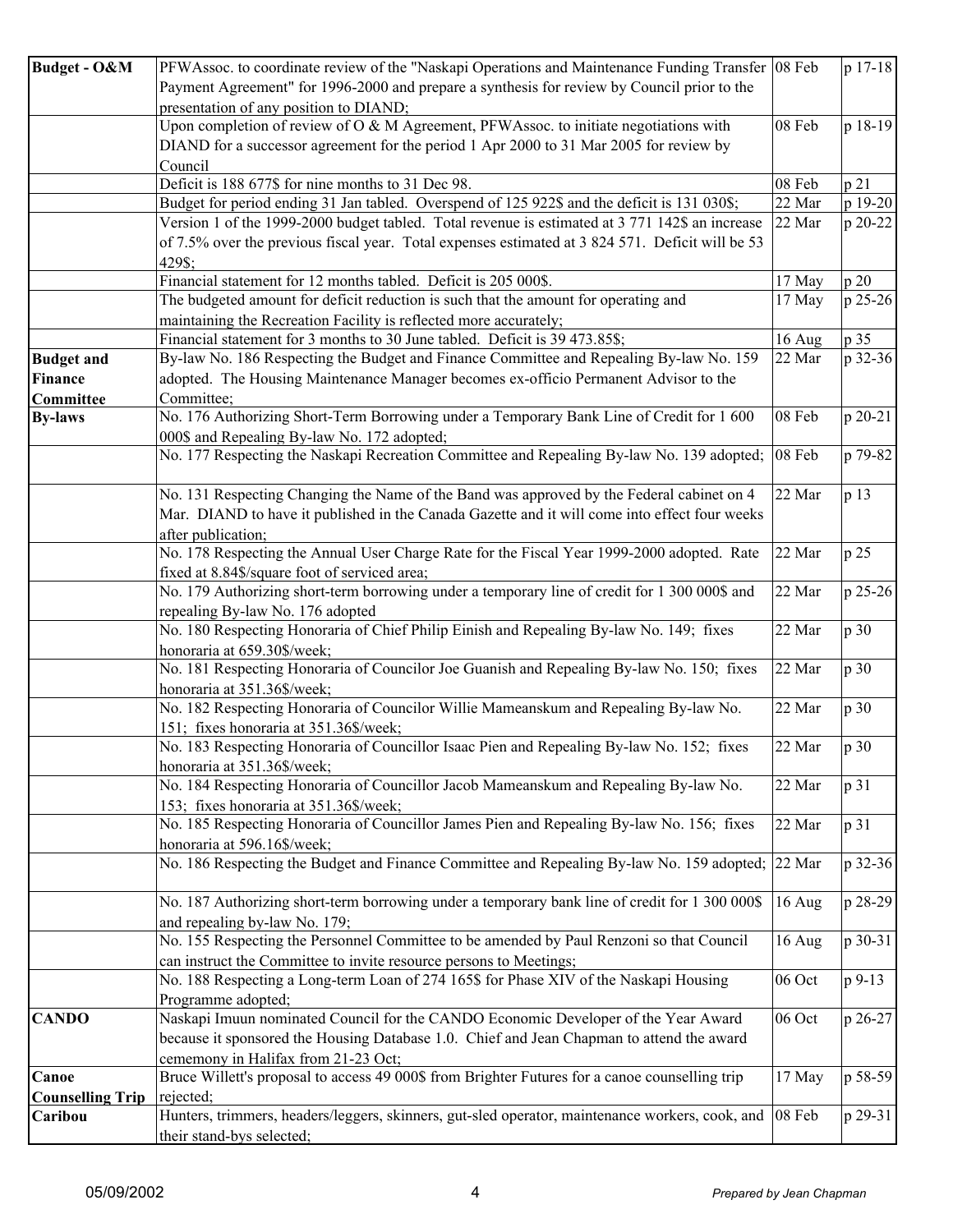| | | | |
|---|---|---|---|
| **Budget - O&M** | PFWAssoc. to coordinate review of the "Naskapi Operations and Maintenance Funding Transfer Payment Agreement" for 1996-2000 and prepare a synthesis for review by Council prior to the presentation of any position to DIAND; | 08 Feb | p 17-18 |
| | Upon completion of review of O & M Agreement, PFWAssoc. to initiate negotiations with DIAND for a successor agreement for the period 1 Apr 2000 to 31 Mar 2005 for review by Council | 08 Feb | p 18-19 |
| | Deficit is 188 677$ for nine months to 31 Dec 98. | 08 Feb | p 21 |
| | Budget for period ending 31 Jan tabled. Overspend of 125 922$ and the deficit is 131 030$; | 22 Mar | p 19-20 |
| | Version 1 of the 1999-2000 budget tabled. Total revenue is estimated at 3 771 142$ an increase of 7.5% over the previous fiscal year. Total expenses estimated at 3 824 571. Deficit will be 53 429$; | 22 Mar | p 20-22 |
| | Financial statement for 12 months tabled. Deficit is 205 000$. | 17 May | p 20 |
| | The budgeted amount for deficit reduction is such that the amount for operating and maintaining the Recreation Facility is reflected more accurately; | 17 May | p 25-26 |
| | Financial statement for 3 months to 30 June tabled. Deficit is 39 473.85$; | 16 Aug | p 35 |
| **Budget and Finance Committee** | By-law No. 186 Respecting the Budget and Finance Committee and Repealing By-law No. 159 adopted. The Housing Maintenance Manager becomes ex-officio Permanent Advisor to the Committee; | 22 Mar | p 32-36 |
| **By-laws** | No. 176 Authorizing Short-Term Borrowing under a Temporary Bank Line of Credit for 1 600 000$ and Repealing By-law No. 172 adopted; | 08 Feb | p 20-21 |
| | No. 177 Respecting the Naskapi Recreation Committee and Repealing By-law No. 139 adopted; | 08 Feb | p 79-82 |
| | No. 131 Respecting Changing the Name of the Band was approved by the Federal cabinet on 4 Mar. DIAND to have it published in the Canada Gazette and it will come into effect four weeks after publication; | 22 Mar | p 13 |
| | No. 178 Respecting the Annual User Charge Rate for the Fiscal Year 1999-2000 adopted. Rate fixed at 8.84$/square foot of serviced area; | 22 Mar | p 25 |
| | No. 179 Authorizing short-term borrowing under a temporary line of credit for 1 300 000$ and repealing By-law No. 176 adopted | 22 Mar | p 25-26 |
| | No. 180 Respecting Honoraria of Chief Philip Einish and Repealing By-law No. 149; fixes honoraria at 659.30$/week; | 22 Mar | p 30 |
| | No. 181 Respecting Honoraria of Councilor Joe Guanish and Repealing By-law No. 150; fixes honoraria at 351.36$/week; | 22 Mar | p 30 |
| | No. 182 Respecting Honoraria of Councilor Willie Mameanskum and Repealing By-law No. 151; fixes honoraria at 351.36$/week; | 22 Mar | p 30 |
| | No. 183 Respecting Honoraria of Councillor Isaac Pien and Repealing By-law No. 152; fixes honoraria at 351.36$/week; | 22 Mar | p 30 |
| | No. 184 Respecting Honoraria of Councillor Jacob Mameanskum and Repealing By-law No. 153; fixes honoraria at 351.36$/week; | 22 Mar | p 31 |
| | No. 185 Respecting Honoraria of Councillor James Pien and Repealing By-law No. 156; fixes honoraria at 596.16$/week; | 22 Mar | p 31 |
| | No. 186 Respecting the Budget and Finance Committee and Repealing By-law No. 159 adopted; | 22 Mar | p 32-36 |
| | No. 187 Authorizing short-term borrowing under a temporary bank line of credit for 1 300 000$ and repealing by-law No. 179; | 16 Aug | p 28-29 |
| | No. 155 Respecting the Personnel Committee to be amended by Paul Renzoni so that Council can instruct the Committee to invite resource persons to Meetings; | 16 Aug | p 30-31 |
| | No. 188 Respecting a Long-term Loan of 274 165$ for Phase XIV of the Naskapi Housing Programme adopted; | 06 Oct | p 9-13 |
| **CANDO** | Naskapi Imuun nominated Council for the CANDO Economic Developer of the Year Award because it sponsored the Housing Database 1.0. Chief and Jean Chapman to attend the award cememony in Halifax from 21-23 Oct; | 06 Oct | p 26-27 |
| **Canoe Counselling Trip** | Bruce Willett's proposal to access 49 000$ from Brighter Futures for a canoe counselling trip rejected; | 17 May | p 58-59 |
| **Caribou** | Hunters, trimmers, headers/leggers, skinners, gut-sled operator, maintenance workers, cook, and their stand-bys selected; | 08 Feb | p 29-31 |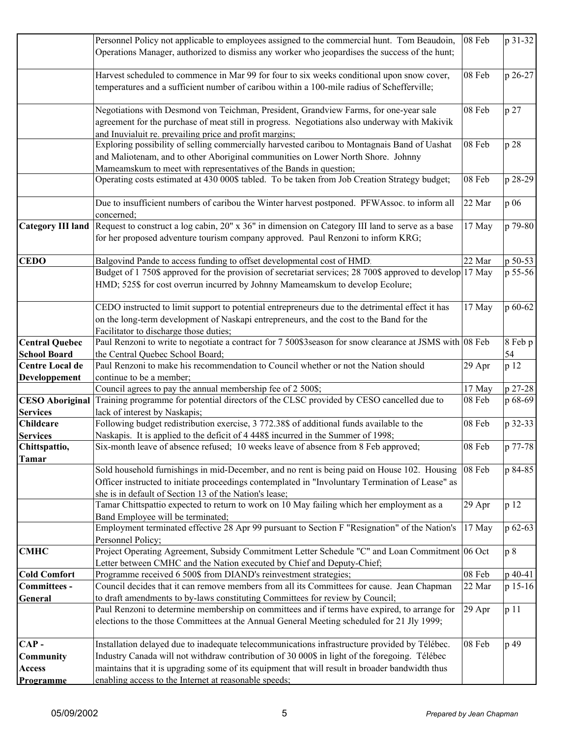| | | | |
|---|---|---|---|
| | Personnel Policy not applicable to employees assigned to the commercial hunt. Tom Beaudoin, Operations Manager, authorized to dismiss any worker who jeopardises the success of the hunt; | 08 Feb | p 31-32 |
| | Harvest scheduled to commence in Mar 99 for four to six weeks conditional upon snow cover, temperatures and a sufficient number of caribou within a 100-mile radius of Schefferville; | 08 Feb | p 26-27 |
| | Negotiations with Desmond von Teichman, President, Grandview Farms, for one-year sale agreement for the purchase of meat still in progress. Negotiations also underway with Makivik and Inuvialuit re. prevailing price and profit margins; | 08 Feb | p 27 |
| | Exploring possibility of selling commercially harvested caribou to Montagnais Band of Uashat and Maliotenam, and to other Aboriginal communities on Lower North Shore. Johnny Mameamskum to meet with representatives of the Bands in question; | 08 Feb | p 28 |
| | Operating costs estimated at 430 000$ tabled. To be taken from Job Creation Strategy budget; | 08 Feb | p 28-29 |
| | Due to insufficient numbers of caribou the Winter harvest postponed. PFWAssoc. to inform all concerned; | 22 Mar | p 06 |
| **Category III land** | Request to construct a log cabin, 20" x 36" in dimension on Category III land to serve as a base for her proposed adventure tourism company approved. Paul Renzoni to inform KRG; | 17 May | p 79-80 |
| **CEDO** | Balgovind Pande to access funding to offset developmental cost of HMD; | 22 Mar | p 50-53 |
| | Budget of 1 750$ approved for the provision of secretariat services; 28 700$ approved to develop HMD; 525$ for cost overrun incurred by Johnny Mameamskum to develop Ecolure; | 17 May | p 55-56 |
| | CEDO instructed to limit support to potential entrepreneurs due to the detrimental effect it has on the long-term development of Naskapi entrepreneurs, and the cost to the Band for the Facilitator to discharge those duties; | 17 May | p 60-62 |
| **Central Quebec School Board** | Paul Renzoni to write to negotiate a contract for 7 500$3season for snow clearance at JSMS with the Central Quebec School Board; | 08 Feb | 8 Feb p 54 |
| **Centre Local de Developpement** | Paul Renzoni to make his recommendation to Council whether or not the Nation should continue to be a member; | 29 Apr | p 12 |
| | Council agrees to pay the annual membership fee of 2 500$; | 17 May | p 27-28 |
| **CESO Aboriginal Services** | Training programme for potential directors of the CLSC provided by CESO cancelled due to lack of interest by Naskapis; | 08 Feb | p 68-69 |
| **Childcare Services** | Following budget redistribution exercise, 3 772.38$ of additional funds available to the Naskapis. It is applied to the deficit of 4 448$ incurred in the Summer of 1998; | 08 Feb | p 32-33 |
| **Chittspattio, Tamar** | Six-month leave of absence refused; 10 weeks leave of absence from 8 Feb approved; | 08 Feb | p 77-78 |
| | Sold household furnishings in mid-December, and no rent is being paid on House 102. Housing Officer instructed to initiate proceedings contemplated in "Involuntary Termination of Lease" as she is in default of Section 13 of the Nation's lease; | 08 Feb | p 84-85 |
| | Tamar Chittspattio expected to return to work on 10 May failing which her employment as a Band Employee will be terminated; | 29 Apr | p 12 |
| | Employment terminated effective 28 Apr 99 pursuant to Section F "Resignation" of the Nation's Personnel Policy; | 17 May | p 62-63 |
| **CMHC** | Project Operating Agreement, Subsidy Commitment Letter Schedule "C" and Loan Commitment Letter between CMHC and the Nation executed by Chief and Deputy-Chief; | 06 Oct | p 8 |
| **Cold Comfort** | Programme received 6 500$ from DIAND's reinvestment strategies; | 08 Feb | p 40-41 |
| **Committees - General** | Council decides that it can remove members from all its Committees for cause. Jean Chapman to draft amendments to by-laws constituting Committees for review by Council; | 22 Mar | p 15-16 |
| | Paul Renzoni to determine membership on committees and if terms have expired, to arrange for elections to the those Committees at the Annual General Meeting scheduled for 21 Jly 1999; | 29 Apr | p 11 |
| **CAP - Community Access Programme** | Installation delayed due to inadequate telecommunications infrastructure provided by Télébec. Industry Canada will not withdraw contribution of 30 000$ in light of the foregoing. Télébec maintains that it is upgrading some of its equipment that will result in broader bandwidth thus enabling access to the Internet at reasonable speeds; | 08 Feb | p 49 |

05/09/2002 — *Prepared by Jean Chapman*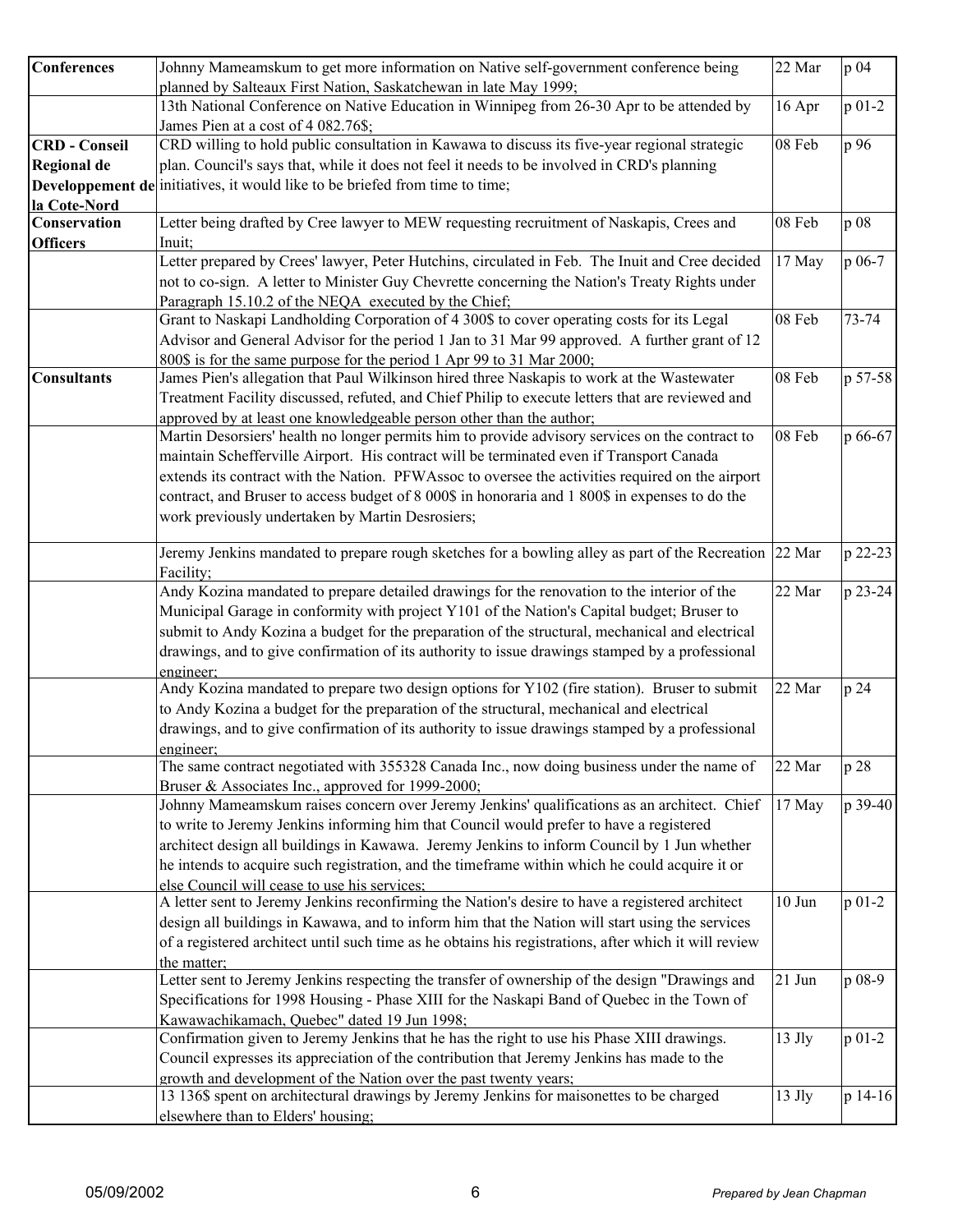| | | | |
|---|---|---|---|
| **Conferences** | Johnny Mameamskum to get more information on Native self-government conference being planned by Salteaux First Nation, Saskatchewan in late May 1999; | 22 Mar | p 04 |
| | 13th National Conference on Native Education in Winnipeg from 26-30 Apr to be attended by James Pien at a cost of 4 082.76$; | 16 Apr | p 01-2 |
| **CRD - Conseil Regional de Developpement de la Cote-Nord** | CRD willing to hold public consultation in Kawawa to discuss its five-year regional strategic plan. Council's says that, while it does not feel it needs to be involved in CRD's planning initiatives, it would like to be briefed from time to time; | 08 Feb | p 96 |
| **Conservation Officers** | Letter being drafted by Cree lawyer to MEW requesting recruitment of Naskapis, Crees and Inuit; | 08 Feb | p 08 |
| | Letter prepared by Crees' lawyer, Peter Hutchins, circulated in Feb. The Inuit and Cree decided not to co-sign. A letter to Minister Guy Chevrette concerning the Nation's Treaty Rights under Paragraph 15.10.2 of the NEQA executed by the Chief; | 17 May | p 06-7 |
| | Grant to Naskapi Landholding Corporation of 4 300$ to cover operating costs for its Legal Advisor and General Advisor for the period 1 Jan to 31 Mar 99 approved. A further grant of 12 800$ is for the same purpose for the period 1 Apr 99 to 31 Mar 2000; | 08 Feb | 73-74 |
| **Consultants** | James Pien's allegation that Paul Wilkinson hired three Naskapis to work at the Wastewater Treatment Facility discussed, refuted, and Chief Philip to execute letters that are reviewed and approved by at least one knowledgeable person other than the author; | 08 Feb | p 57-58 |
| | Martin Desorsiers' health no longer permits him to provide advisory services on the contract to maintain Schefferville Airport. His contract will be terminated even if Transport Canada extends its contract with the Nation. PFWAssoc to oversee the activities required on the airport contract, and Bruser to access budget of 8 000$ in honoraria and 1 800$ in expenses to do the work previously undertaken by Martin Desrosiers; | 08 Feb | p 66-67 |
| | Jeremy Jenkins mandated to prepare rough sketches for a bowling alley as part of the Recreation Facility; | 22 Mar | p 22-23 |
| | Andy Kozina mandated to prepare detailed drawings for the renovation to the interior of the Municipal Garage in conformity with project Y101 of the Nation's Capital budget; Bruser to submit to Andy Kozina a budget for the preparation of the structural, mechanical and electrical drawings, and to give confirmation of its authority to issue drawings stamped by a professional engineer; | 22 Mar | p 23-24 |
| | Andy Kozina mandated to prepare two design options for Y102 (fire station). Bruser to submit to Andy Kozina a budget for the preparation of the structural, mechanical and electrical drawings, and to give confirmation of its authority to issue drawings stamped by a professional engineer; | 22 Mar | p 24 |
| | The same contract negotiated with 355328 Canada Inc., now doing business under the name of Bruser & Associates Inc., approved for 1999-2000; | 22 Mar | p 28 |
| | Johnny Mameamskum raises concern over Jeremy Jenkins' qualifications as an architect. Chief to write to Jeremy Jenkins informing him that Council would prefer to have a registered architect design all buildings in Kawawa. Jeremy Jenkins to inform Council by 1 Jun whether he intends to acquire such registration, and the timeframe within which he could acquire it or else Council will cease to use his services; | 17 May | p 39-40 |
| | A letter sent to Jeremy Jenkins reconfirming the Nation's desire to have a registered architect design all buildings in Kawawa, and to inform him that the Nation will start using the services of a registered architect until such time as he obtains his registrations, after which it will review the matter; | 10 Jun | p 01-2 |
| | Letter sent to Jeremy Jenkins respecting the transfer of ownership of the design "Drawings and Specifications for 1998 Housing - Phase XIII for the Naskapi Band of Quebec in the Town of Kawawachikamach, Quebec" dated 19 Jun 1998; | 21 Jun | p 08-9 |
| | Confirmation given to Jeremy Jenkins that he has the right to use his Phase XIII drawings. Council expresses its appreciation of the contribution that Jeremy Jenkins has made to the growth and development of the Nation over the past twenty years; | 13 Jly | p 01-2 |
| | 13 136$ spent on architectural drawings by Jeremy Jenkins for maisonettes to be charged elsewhere than to Elders' housing; | 13 Jly | p 14-16 |

05/09/2002 *Prepared by Jean Chapman*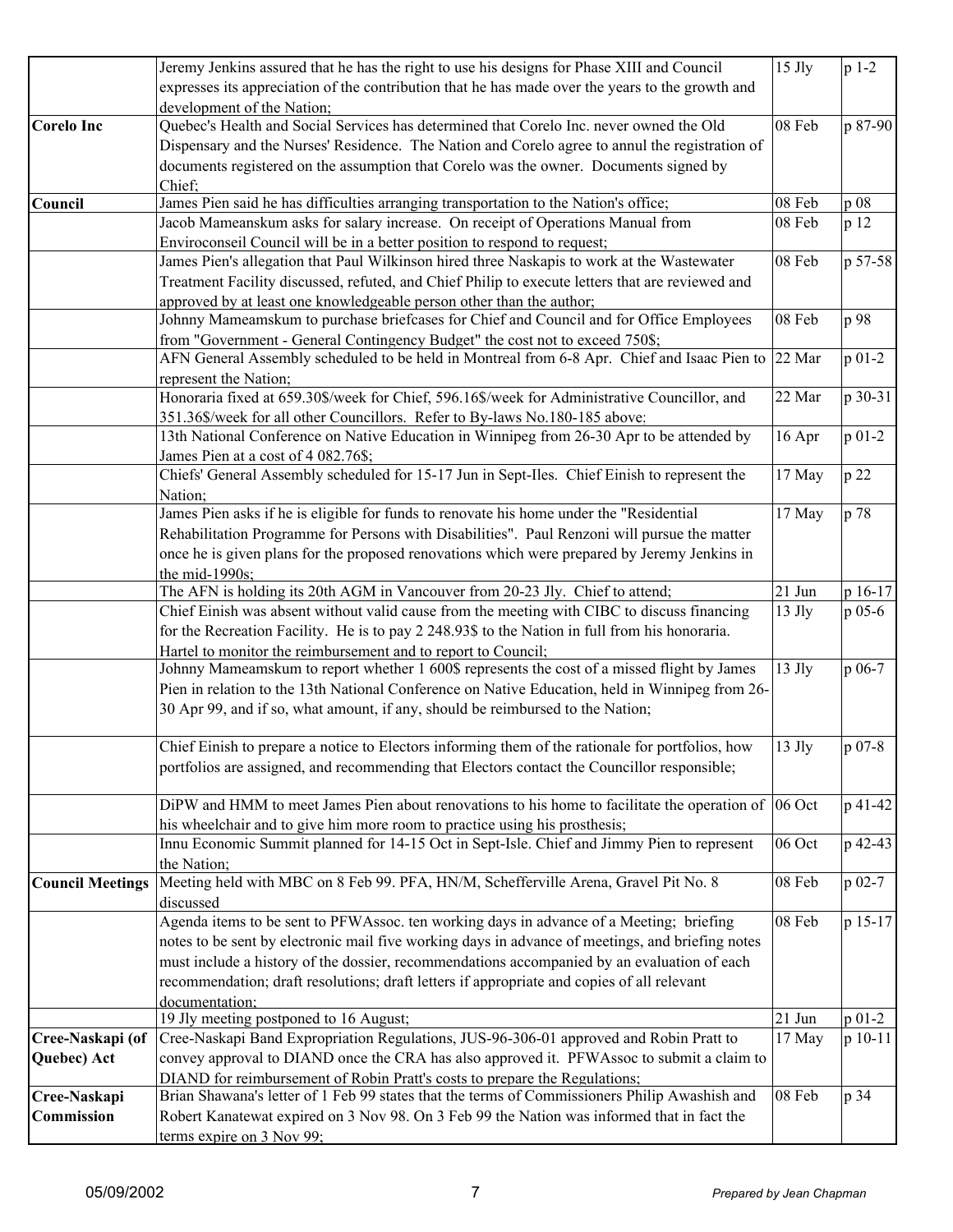| | | | |
|---|---|---|---|
| | Jeremy Jenkins assured that he has the right to use his designs for Phase XIII and Council expresses its appreciation of the contribution that he has made over the years to the growth and development of the Nation; | 15 Jly | p 1-2 |
| **Corelo Inc** | Quebec's Health and Social Services has determined that Corelo Inc. never owned the Old Dispensary and the Nurses' Residence. The Nation and Corelo agree to annul the registration of documents registered on the assumption that Corelo was the owner. Documents signed by Chief; | 08 Feb | p 87-90 |
| **Council** | James Pien said he has difficulties arranging transportation to the Nation's office; | 08 Feb | p 08 |
| | Jacob Mameanskum asks for salary increase. On receipt of Operations Manual from Enviroconseil Council will be in a better position to respond to request; | 08 Feb | p 12 |
| | James Pien's allegation that Paul Wilkinson hired three Naskapis to work at the Wastewater Treatment Facility discussed, refuted, and Chief Philip to execute letters that are reviewed and approved by at least one knowledgeable person other than the author; | 08 Feb | p 57-58 |
| | Johnny Mameamskum to purchase briefcases for Chief and Council and for Office Employees from "Government - General Contingency Budget" the cost not to exceed 750$; | 08 Feb | p 98 |
| | AFN General Assembly scheduled to be held in Montreal from 6-8 Apr. Chief and Isaac Pien to represent the Nation; | 22 Mar | p 01-2 |
| | Honoraria fixed at 659.30$/week for Chief, 596.16$/week for Administrative Councillor, and 351.36$/week for all other Councillors. Refer to By-laws No.180-185 above; | 22 Mar | p 30-31 |
| | 13th National Conference on Native Education in Winnipeg from 26-30 Apr to be attended by James Pien at a cost of 4 082.76$; | 16 Apr | p 01-2 |
| | Chiefs' General Assembly scheduled for 15-17 Jun in Sept-Iles. Chief Einish to represent the Nation; | 17 May | p 22 |
| | James Pien asks if he is eligible for funds to renovate his home under the "Residential Rehabilitation Programme for Persons with Disabilities". Paul Renzoni will pursue the matter once he is given plans for the proposed renovations which were prepared by Jeremy Jenkins in the mid-1990s; | 17 May | p 78 |
| | The AFN is holding its 20th AGM in Vancouver from 20-23 Jly. Chief to attend; | 21 Jun | p 16-17 |
| | Chief Einish was absent without valid cause from the meeting with CIBC to discuss financing for the Recreation Facility. He is to pay 2 248.93$ to the Nation in full from his honoraria. Hartel to monitor the reimbursement and to report to Council; | 13 Jly | p 05-6 |
| | Johnny Mameamskum to report whether 1 600$ represents the cost of a missed flight by James Pien in relation to the 13th National Conference on Native Education, held in Winnipeg from 26-30 Apr 99, and if so, what amount, if any, should be reimbursed to the Nation; | 13 Jly | p 06-7 |
| | Chief Einish to prepare a notice to Electors informing them of the rationale for portfolios, how portfolios are assigned, and recommending that Electors contact the Councillor responsible; | 13 Jly | p 07-8 |
| | DiPW and HMM to meet James Pien about renovations to his home to facilitate the operation of his wheelchair and to give him more room to practice using his prosthesis; | 06 Oct | p 41-42 |
| | Innu Economic Summit planned for 14-15 Oct in Sept-Isle. Chief and Jimmy Pien to represent the Nation; | 06 Oct | p 42-43 |
| **Council Meetings** | Meeting held with MBC on 8 Feb 99. PFA, HN/M, Schefferville Arena, Gravel Pit No. 8 discussed | 08 Feb | p 02-7 |
| | Agenda items to be sent to PFWAssoc. ten working days in advance of a Meeting; briefing notes to be sent by electronic mail five working days in advance of meetings, and briefing notes must include a history of the dossier, recommendations accompanied by an evaluation of each recommendation; draft resolutions; draft letters if appropriate and copies of all relevant documentation; | 08 Feb | p 15-17 |
| | 19 Jly meeting postponed to 16 August; | 21 Jun | p 01-2 |
| **Cree-Naskapi (of Quebec) Act** | Cree-Naskapi Band Expropriation Regulations, JUS-96-306-01 approved and Robin Pratt to convey approval to DIAND once the CRA has also approved it. PFWAssoc to submit a claim to DIAND for reimbursement of Robin Pratt's costs to prepare the Regulations; | 17 May | p 10-11 |
| **Cree-Naskapi Commission** | Brian Shawana's letter of 1 Feb 99 states that the terms of Commissioners Philip Awashish and Robert Kanatewat expired on 3 Nov 98. On 3 Feb 99 the Nation was informed that in fact the terms expire on 3 Nov 99; | 08 Feb | p 34 |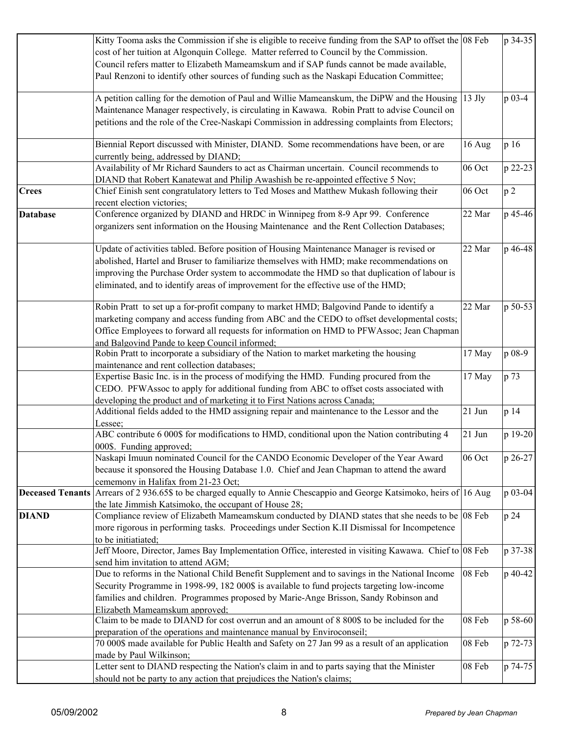| | | | |
|---|---|---|---|
| | Kitty Tooma asks the Commission if she is eligible to receive funding from the SAP to offset the cost of her tuition at Algonquin College. Matter referred to Council by the Commission. Council refers matter to Elizabeth Mameamskum and if SAP funds cannot be made available, Paul Renzoni to identify other sources of funding such as the Naskapi Education Committee; | 08 Feb | p 34-35 |
| | A petition calling for the demotion of Paul and Willie Mameanskum, the DiPW and the Housing Maintenance Manager respectively, is circulating in Kawawa. Robin Pratt to advise Council on petitions and the role of the Cree-Naskapi Commission in addressing complaints from Electors; | 13 Jly | p 03-4 |
| | Biennial Report discussed with Minister, DIAND. Some recommendations have been, or are currently being, addressed by DIAND; | 16 Aug | p 16 |
| | Availability of Mr Richard Saunders to act as Chairman uncertain. Council recommends to DIAND that Robert Kanatewat and Philip Awashish be re-appointed effective 5 Nov; | 06 Oct | p 22-23 |
| **Crees** | Chief Einish sent congratulatory letters to Ted Moses and Matthew Mukash following their recent election victories; | 06 Oct | p 2 |
| **Database** | Conference organized by DIAND and HRDC in Winnipeg from 8-9 Apr 99. Conference organizers sent information on the Housing Maintenance and the Rent Collection Databases; | 22 Mar | p 45-46 |
| | Update of activities tabled. Before position of Housing Maintenance Manager is revised or abolished, Hartel and Bruser to familiarize themselves with HMD; make recommendations on improving the Purchase Order system to accommodate the HMD so that duplication of labour is eliminated, and to identify areas of improvement for the effective use of the HMD; | 22 Mar | p 46-48 |
| | Robin Pratt to set up a for-profit company to market HMD; Balgovind Pande to identify a marketing company and access funding from ABC and the CEDO to offset developmental costs; Office Employees to forward all requests for information on HMD to PFWAssoc; Jean Chapman and Balgovind Pande to keep Council informed; | 22 Mar | p 50-53 |
| | Robin Pratt to incorporate a subsidiary of the Nation to market marketing the housing maintenance and rent collection databases; | 17 May | p 08-9 |
| | Expertise Basic Inc. is in the process of modifying the HMD. Funding procured from the CEDO. PFWAssoc to apply for additional funding from ABC to offset costs associated with developing the product and of marketing it to First Nations across Canada; | 17 May | p 73 |
| | Additional fields added to the HMD assigning repair and maintenance to the Lessor and the Lessee; | 21 Jun | p 14 |
| | ABC contribute 6 000$ for modifications to HMD, conditional upon the Nation contributing 4 000$. Funding approved; | 21 Jun | p 19-20 |
| | Naskapi Imuun nominated Council for the CANDO Economic Developer of the Year Award because it sponsored the Housing Database 1.0. Chief and Jean Chapman to attend the award cememony in Halifax from 21-23 Oct; | 06 Oct | p 26-27 |
| **Deceased Tenants** | Arrears of 2 936.65$ to be charged equally to Annie Chescappio and George Katsimoko, heirs of the late Jimmish Katsimoko, the occupant of House 28; | 16 Aug | p 03-04 |
| **DIAND** | Compliance review of Elizabeth Mameamskum conducted by DIAND states that she needs to be more rigorous in performing tasks. Proceedings under Section K.II Dismissal for Incompetence to be initiatiated; | 08 Feb | p 24 |
| | Jeff Moore, Director, James Bay Implementation Office, interested in visiting Kawawa. Chief to send him invitation to attend AGM; | 08 Feb | p 37-38 |
| | Due to reforms in the National Child Benefit Supplement and to savings in the National Income Security Programme in 1998-99, 182 000$ is available to fund projects targeting low-income families and children. Programmes proposed by Marie-Ange Brisson, Sandy Robinson and Elizabeth Mameamskum approved; | 08 Feb | p 40-42 |
| | Claim to be made to DIAND for cost overrun and an amount of 8 800$ to be included for the preparation of the operations and maintenance manual by Enviroconseil; | 08 Feb | p 58-60 |
| | 70 000$ made available for Public Health and Safety on 27 Jan 99 as a result of an application made by Paul Wilkinson; | 08 Feb | p 72-73 |
| | Letter sent to DIAND respecting the Nation's claim in and to parts saying that the Minister should not be party to any action that prejudices the Nation's claims; | 08 Feb | p 74-75 |

05/09/2002 — *Prepared by Jean Chapman*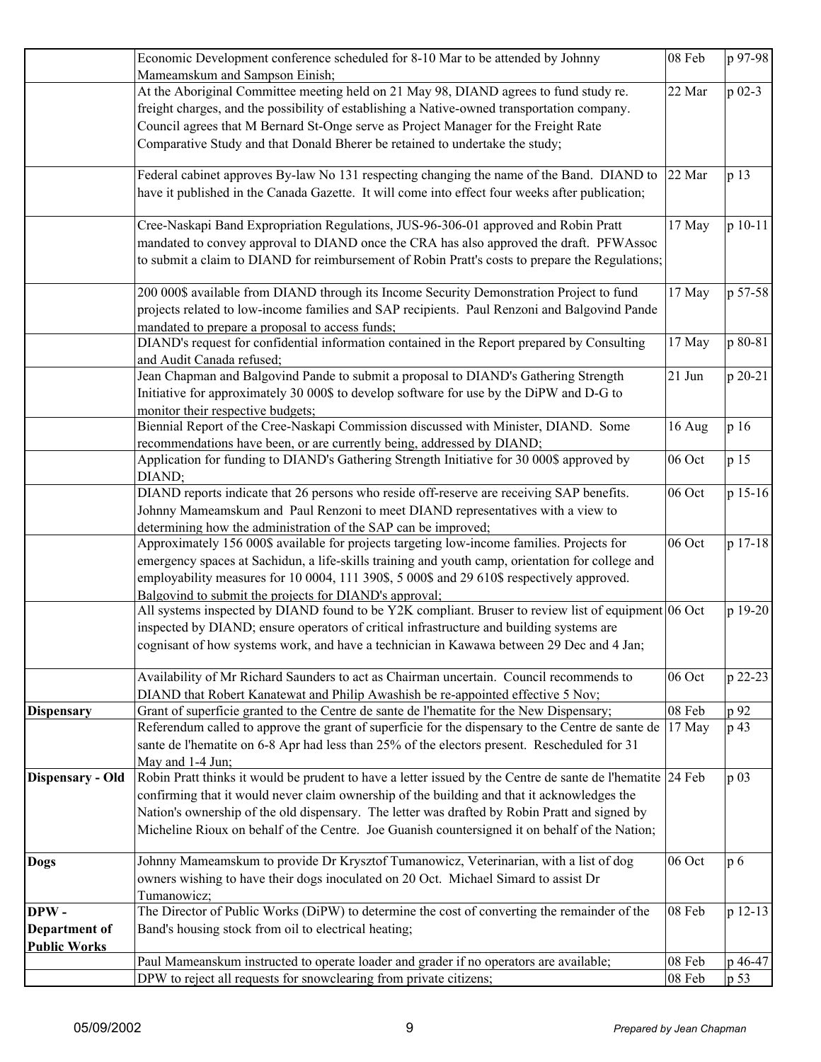| | | | |
|---|---|---|---|
| | Economic Development conference scheduled for 8-10 Mar to be attended by Johnny Mameamskum and Sampson Einish; | 08 Feb | p 97-98 |
| | At the Aboriginal Committee meeting held on 21 May 98, DIAND agrees to fund study re. freight charges, and the possibility of establishing a Native-owned transportation company. Council agrees that M Bernard St-Onge serve as Project Manager for the Freight Rate Comparative Study and that Donald Bherer be retained to undertake the study; | 22 Mar | p 02-3 |
| | Federal cabinet approves By-law No 131 respecting changing the name of the Band. DIAND to have it published in the Canada Gazette. It will come into effect four weeks after publication; | 22 Mar | p 13 |
| | Cree-Naskapi Band Expropriation Regulations, JUS-96-306-01 approved and Robin Pratt mandated to convey approval to DIAND once the CRA has also approved the draft. PFWAssoc to submit a claim to DIAND for reimbursement of Robin Pratt's costs to prepare the Regulations; | 17 May | p 10-11 |
| | 200 000$ available from DIAND through its Income Security Demonstration Project to fund projects related to low-income families and SAP recipients. Paul Renzoni and Balgovind Pande mandated to prepare a proposal to access funds; | 17 May | p 57-58 |
| | DIAND's request for confidential information contained in the Report prepared by Consulting and Audit Canada refused; | 17 May | p 80-81 |
| | Jean Chapman and Balgovind Pande to submit a proposal to DIAND's Gathering Strength Initiative for approximately 30 000$ to develop software for use by the DiPW and D-G to monitor their respective budgets; | 21 Jun | p 20-21 |
| | Biennial Report of the Cree-Naskapi Commission discussed with Minister, DIAND. Some recommendations have been, or are currently being, addressed by DIAND; | 16 Aug | p 16 |
| | Application for funding to DIAND's Gathering Strength Initiative for 30 000$ approved by DIAND; | 06 Oct | p 15 |
| | DIAND reports indicate that 26 persons who reside off-reserve are receiving SAP benefits. Johnny Mameamskum and Paul Renzoni to meet DIAND representatives with a view to determining how the administration of the SAP can be improved; | 06 Oct | p 15-16 |
| | Approximately 156 000$ available for projects targeting low-income families. Projects for emergency spaces at Sachidun, a life-skills training and youth camp, orientation for college and employability measures for 10 0004, 111 390$, 5 000$ and 29 610$ respectively approved. Balgovind to submit the projects for DIAND's approval; | 06 Oct | p 17-18 |
| | All systems inspected by DIAND found to be Y2K compliant. Bruser to review list of equipment inspected by DIAND; ensure operators of critical infrastructure and building systems are cognisant of how systems work, and have a technician in Kawawa between 29 Dec and 4 Jan; | 06 Oct | p 19-20 |
| | Availability of Mr Richard Saunders to act as Chairman uncertain. Council recommends to DIAND that Robert Kanatewat and Philip Awashish be re-appointed effective 5 Nov; | 06 Oct | p 22-23 |
| **Dispensary** | Grant of superficie granted to the Centre de sante de l'hematite for the New Dispensary; | 08 Feb | p 92 |
| | Referendum called to approve the grant of superficie for the dispensary to the Centre de sante de sante de l'hematite on 6-8 Apr had less than 25% of the electors present. Rescheduled for 31 May and 1-4 Jun; | 17 May | p 43 |
| **Dispensary - Old** | Robin Pratt thinks it would be prudent to have a letter issued by the Centre de sante de l'hematite confirming that it would never claim ownership of the building and that it acknowledges the Nation's ownership of the old dispensary. The letter was drafted by Robin Pratt and signed by Micheline Rioux on behalf of the Centre. Joe Guanish countersigned it on behalf of the Nation; | 24 Feb | p 03 |
| **Dogs** | Johnny Mameamskum to provide Dr Krysztof Tumanowicz, Veterinarian, with a list of dog owners wishing to have their dogs inoculated on 20 Oct. Michael Simard to assist Dr Tumanowicz; | 06 Oct | p 6 |
| **DPW - Department of Public Works** | The Director of Public Works (DiPW) to determine the cost of converting the remainder of the Band's housing stock from oil to electrical heating; | 08 Feb | p 12-13 |
| | Paul Mameanskum instructed to operate loader and grader if no operators are available; | 08 Feb | p 46-47 |
| | DPW to reject all requests for snowclearing from private citizens; | 08 Feb | p 53 |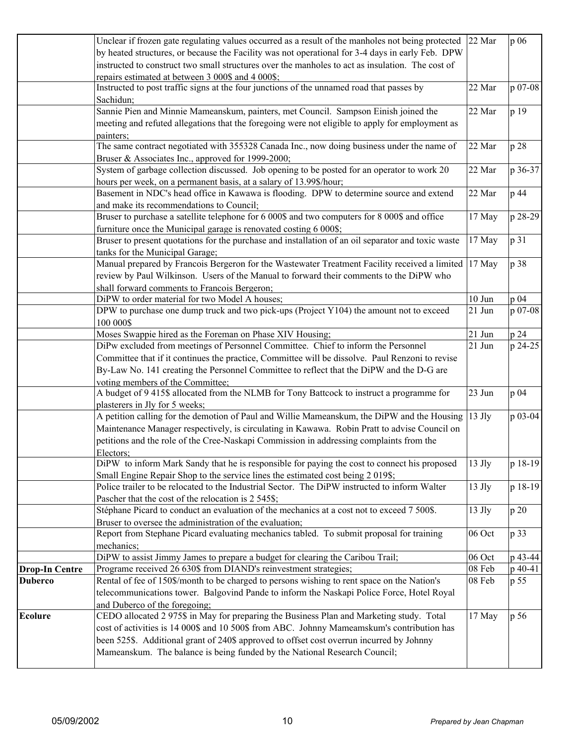| | | | |
|---|---|---|---|
| | Unclear if frozen gate regulating values occurred as a result of the manholes not being protected by heated structures, or because the Facility was not operational for 3-4 days in early Feb. DPW instructed to construct two small structures over the manholes to act as insulation. The cost of repairs estimated at between 3 000$ and 4 000$; | 22 Mar | p 06 |
| | Instructed to post traffic signs at the four junctions of the unnamed road that passes by Sachidun; | 22 Mar | p 07-08 |
| | Sannie Pien and Minnie Mameanskum, painters, met Council. Sampson Einish joined the meeting and refuted allegations that the foregoing were not eligible to apply for employment as painters; | 22 Mar | p 19 |
| | The same contract negotiated with 355328 Canada Inc., now doing business under the name of Bruser & Associates Inc., approved for 1999-2000; | 22 Mar | p 28 |
| | System of garbage collection discussed. Job opening to be posted for an operator to work 20 hours per week, on a permanent basis, at a salary of 13.99$/hour; | 22 Mar | p 36-37 |
| | Basement in NDC's head office in Kawawa is flooding. DPW to determine source and extend and make its recommendations to Council; | 22 Mar | p 44 |
| | Bruser to purchase a satellite telephone for 6 000$ and two computers for 8 000$ and office furniture once the Municipal garage is renovated costing 6 000$; | 17 May | p 28-29 |
| | Bruser to present quotations for the purchase and installation of an oil separator and toxic waste tanks for the Municipal Garage; | 17 May | p 31 |
| | Manual prepared by Francois Bergeron for the Wastewater Treatment Facility received a limited review by Paul Wilkinson. Users of the Manual to forward their comments to the DiPW who shall forward comments to Francois Bergeron; | 17 May | p 38 |
| | DiPW to order material for two Model A houses; | 10 Jun | p 04 |
| | DPW to purchase one dump truck and two pick-ups (Project Y104) the amount not to exceed 100 000$ | 21 Jun | p 07-08 |
| | Moses Swappie hired as the Foreman on Phase XIV Housing; | 21 Jun | p 24 |
| | DiPw excluded from meetings of Personnel Committee. Chief to inform the Personnel Committee that if it continues the practice, Committee will be dissolve. Paul Renzoni to revise By-Law No. 141 creating the Personnel Committee to reflect that the DiPW and the D-G are voting members of the Committee; | 21 Jun | p 24-25 |
| | A budget of 9 415$ allocated from the NLMB for Tony Battcock to instruct a programme for plasterers in Jly for 5 weeks; | 23 Jun | p 04 |
| | A petition calling for the demotion of Paul and Willie Mameanskum, the DiPW and the Housing Maintenance Manager respectively, is circulating in Kawawa. Robin Pratt to advise Council on petitions and the role of the Cree-Naskapi Commission in addressing complaints from the Electors; | 13 Jly | p 03-04 |
| | DiPW to inform Mark Sandy that he is responsible for paying the cost to connect his proposed Small Engine Repair Shop to the service lines the estimated cost being 2 019$; | 13 Jly | p 18-19 |
| | Police trailer to be relocated to the Industrial Sector. The DiPW instructed to inform Walter Pascher that the cost of the relocation is 2 545$; | 13 Jly | p 18-19 |
| | Stéphane Picard to conduct an evaluation of the mechanics at a cost not to exceed 7 500$. Bruser to oversee the administration of the evaluation; | 13 Jly | p 20 |
| | Report from Stephane Picard evaluating mechanics tabled. To submit proposal for training mechanics; | 06 Oct | p 33 |
| | DiPW to assist Jimmy James to prepare a budget for clearing the Caribou Trail; | 06 Oct | p 43-44 |
| **Drop-In Centre** | Programe received 26 630$ from DIAND's reinvestment strategies; | 08 Feb | p 40-41 |
| **Duberco** | Rental of fee of 150$/month to be charged to persons wishing to rent space on the Nation's telecommunications tower. Balgovind Pande to inform the Naskapi Police Force, Hotel Royal and Duberco of the foregoing; | 08 Feb | p 55 |
| **Ecolure** | CEDO allocated 2 975$ in May for preparing the Business Plan and Marketing study. Total cost of activities is 14 000$ and 10 500$ from ABC. Johnny Mameamskum's contribution has been 525$. Additional grant of 240$ approved to offset cost overrun incurred by Johnny Mameanskum. The balance is being funded by the National Research Council; | 17 May | p 56 |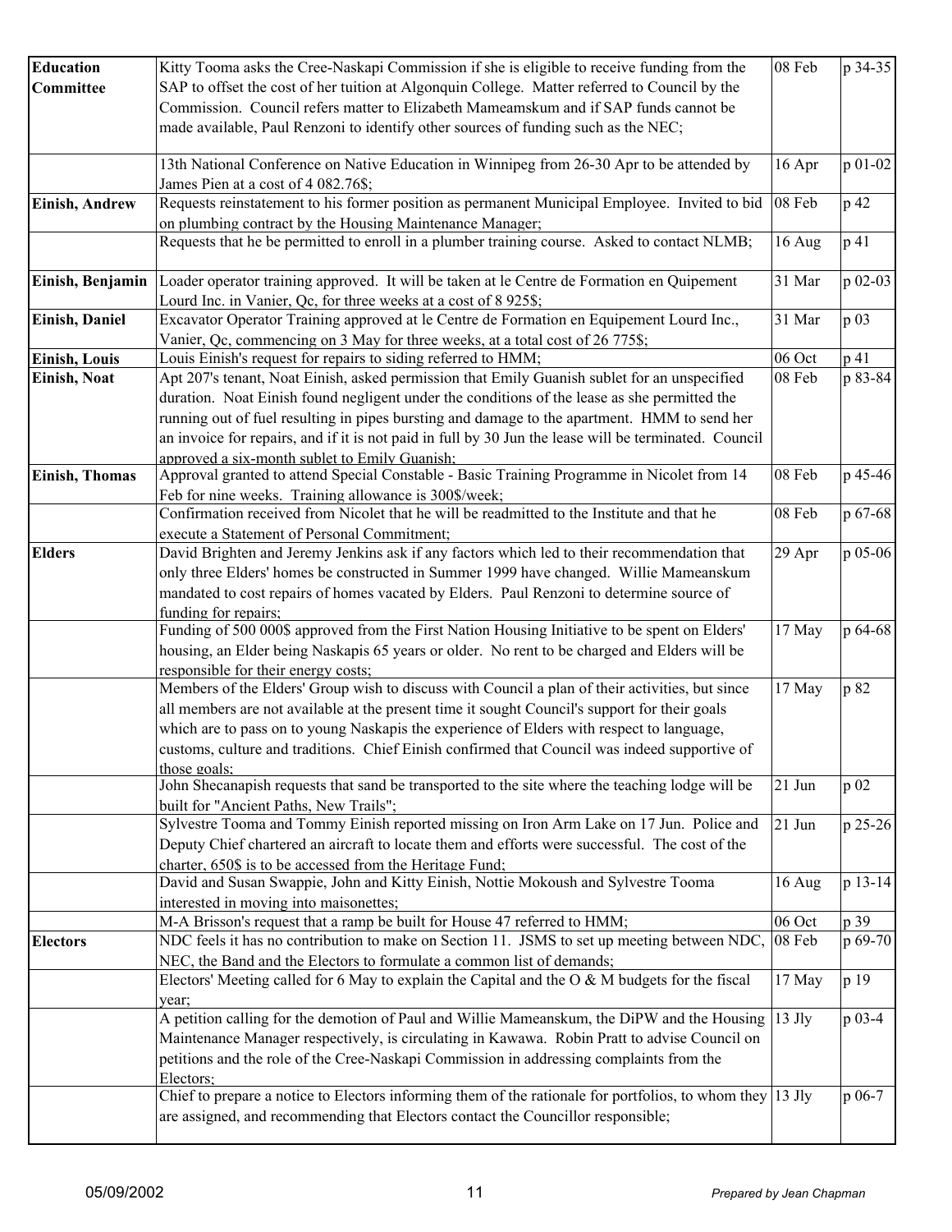| | | | |
|---|---|---|---|
| **Education Committee** | Kitty Tooma asks the Cree-Naskapi Commission if she is eligible to receive funding from the SAP to offset the cost of her tuition at Algonquin College. Matter referred to Council by the Commission. Council refers matter to Elizabeth Mameamskum and if SAP funds cannot be made available, Paul Renzoni to identify other sources of funding such as the NEC; | 08 Feb | p 34-35 |
| | 13th National Conference on Native Education in Winnipeg from 26-30 Apr to be attended by James Pien at a cost of 4 082.76$; | 16 Apr | p 01-02 |
| **Einish, Andrew** | Requests reinstatement to his former position as permanent Municipal Employee. Invited to bid on plumbing contract by the Housing Maintenance Manager; | 08 Feb | p 42 |
| | Requests that he be permitted to enroll in a plumber training course. Asked to contact NLMB; | 16 Aug | p 41 |
| **Einish, Benjamin** | Loader operator training approved. It will be taken at le Centre de Formation en Quipement Lourd Inc. in Vanier, Qc, for three weeks at a cost of 8 925$; | 31 Mar | p 02-03 |
| **Einish, Daniel** | Excavator Operator Training approved at le Centre de Formation en Equipement Lourd Inc., Vanier, Qc, commencing on 3 May for three weeks, at a total cost of 26 775$; | 31 Mar | p 03 |
| **Einish, Louis** | Louis Einish's request for repairs to siding referred to HMM; | 06 Oct | p 41 |
| **Einish, Noat** | Apt 207's tenant, Noat Einish, asked permission that Emily Guanish sublet for an unspecified duration. Noat Einish found negligent under the conditions of the lease as she permitted the running out of fuel resulting in pipes bursting and damage to the apartment. HMM to send her an invoice for repairs, and if it is not paid in full by 30 Jun the lease will be terminated. Council approved a six-month sublet to Emily Guanish; | 08 Feb | p 83-84 |
| **Einish, Thomas** | Approval granted to attend Special Constable - Basic Training Programme in Nicolet from 14 Feb for nine weeks. Training allowance is 300$/week; | 08 Feb | p 45-46 |
| | Confirmation received from Nicolet that he will be readmitted to the Institute and that he execute a Statement of Personal Commitment; | 08 Feb | p 67-68 |
| **Elders** | David Brighten and Jeremy Jenkins ask if any factors which led to their recommendation that only three Elders' homes be constructed in Summer 1999 have changed. Willie Mameanskum mandated to cost repairs of homes vacated by Elders. Paul Renzoni to determine source of funding for repairs; | 29 Apr | p 05-06 |
| | Funding of 500 000$ approved from the First Nation Housing Initiative to be spent on Elders' housing, an Elder being Naskapis 65 years or older. No rent to be charged and Elders will be responsible for their energy costs; | 17 May | p 64-68 |
| | Members of the Elders' Group wish to discuss with Council a plan of their activities, but since all members are not available at the present time it sought Council's support for their goals which are to pass on to young Naskapis the experience of Elders with respect to language, customs, culture and traditions. Chief Einish confirmed that Council was indeed supportive of those goals; | 17 May | p 82 |
| | John Shecanapish requests that sand be transported to the site where the teaching lodge will be built for "Ancient Paths, New Trails"; | 21 Jun | p 02 |
| | Sylvestre Tooma and Tommy Einish reported missing on Iron Arm Lake on 17 Jun. Police and Deputy Chief chartered an aircraft to locate them and efforts were successful. The cost of the charter, 650$ is to be accessed from the Heritage Fund; | 21 Jun | p 25-26 |
| | David and Susan Swappie, John and Kitty Einish, Nottie Mokoush and Sylvestre Tooma interested in moving into maisonettes; | 16 Aug | p 13-14 |
| | M-A Brisson's request that a ramp be built for House 47 referred to HMM; | 06 Oct | p 39 |
| **Electors** | NDC feels it has no contribution to make on Section 11. JSMS to set up meeting between NDC, NEC, the Band and the Electors to formulate a common list of demands; | 08 Feb | p 69-70 |
| | Electors' Meeting called for 6 May to explain the Capital and the O & M budgets for the fiscal year; | 17 May | p 19 |
| | A petition calling for the demotion of Paul and Willie Mameanskum, the DiPW and the Housing Maintenance Manager respectively, is circulating in Kawawa. Robin Pratt to advise Council on petitions and the role of the Cree-Naskapi Commission in addressing complaints from the Electors; | 13 Jly | p 03-4 |
| | Chief to prepare a notice to Electors informing them of the rationale for portfolios, to whom they are assigned, and recommending that Electors contact the Councillor responsible; | 13 Jly | p 06-7 |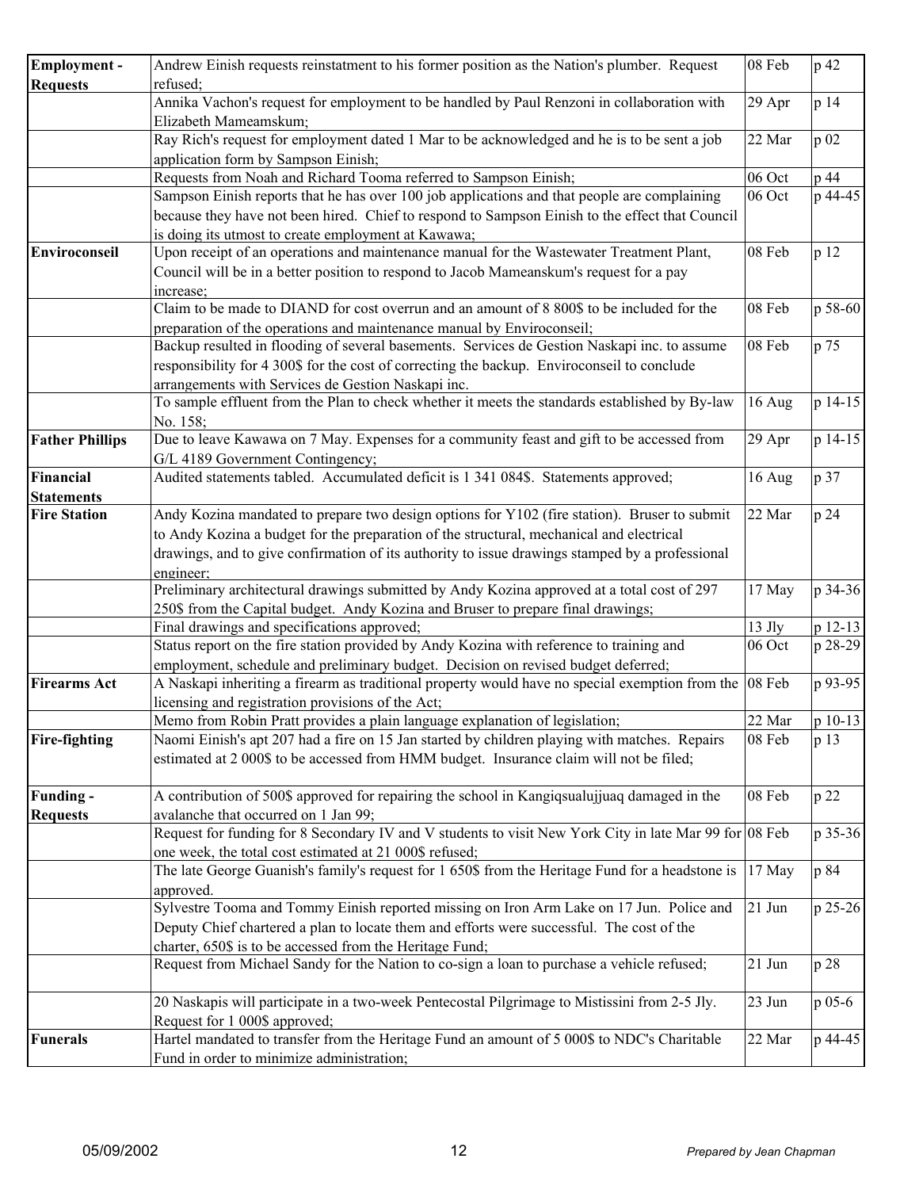| | | | |
|---|---|---|---|
| **Employment - Requests** | Andrew Einish requests reinstatment to his former position as the Nation's plumber. Request refused; | 08 Feb | p 42 |
| | Annika Vachon's request for employment to be handled by Paul Renzoni in collaboration with Elizabeth Mameamskum; | 29 Apr | p 14 |
| | Ray Rich's request for employment dated 1 Mar to be acknowledged and he is to be sent a job application form by Sampson Einish; | 22 Mar | p 02 |
| | Requests from Noah and Richard Tooma referred to Sampson Einish; | 06 Oct | p 44 |
| | Sampson Einish reports that he has over 100 job applications and that people are complaining because they have not been hired. Chief to respond to Sampson Einish to the effect that Council is doing its utmost to create employment at Kawawa; | 06 Oct | p 44-45 |
| **Enviroconseil** | Upon receipt of an operations and maintenance manual for the Wastewater Treatment Plant, Council will be in a better position to respond to Jacob Mameanskum's request for a pay increase; | 08 Feb | p 12 |
| | Claim to be made to DIAND for cost overrun and an amount of 8 800$ to be included for the preparation of the operations and maintenance manual by Enviroconseil; | 08 Feb | p 58-60 |
| | Backup resulted in flooding of several basements. Services de Gestion Naskapi inc. to assume responsibility for 4 300$ for the cost of correcting the backup. Enviroconseil to conclude arrangements with Services de Gestion Naskapi inc. | 08 Feb | p 75 |
| | To sample effluent from the Plan to check whether it meets the standards established by By-law No. 158; | 16 Aug | p 14-15 |
| **Father Phillips** | Due to leave Kawawa on 7 May. Expenses for a community feast and gift to be accessed from G/L 4189 Government Contingency; | 29 Apr | p 14-15 |
| **Financial Statements** | Audited statements tabled. Accumulated deficit is 1 341 084$. Statements approved; | 16 Aug | p 37 |
| **Fire Station** | Andy Kozina mandated to prepare two design options for Y102 (fire station). Bruser to submit to Andy Kozina a budget for the preparation of the structural, mechanical and electrical drawings, and to give confirmation of its authority to issue drawings stamped by a professional engineer; | 22 Mar | p 24 |
| | Preliminary architectural drawings submitted by Andy Kozina approved at a total cost of 297 250$ from the Capital budget. Andy Kozina and Bruser to prepare final drawings; | 17 May | p 34-36 |
| | Final drawings and specifications approved; | 13 Jly | p 12-13 |
| | Status report on the fire station provided by Andy Kozina with reference to training and employment, schedule and preliminary budget. Decision on revised budget deferred; | 06 Oct | p 28-29 |
| **Firearms Act** | A Naskapi inheriting a firearm as traditional property would have no special exemption from the licensing and registration provisions of the Act; | 08 Feb | p 93-95 |
| | Memo from Robin Pratt provides a plain language explanation of legislation; | 22 Mar | p 10-13 |
| **Fire-fighting** | Naomi Einish's apt 207 had a fire on 15 Jan started by children playing with matches. Repairs estimated at 2 000$ to be accessed from HMM budget. Insurance claim will not be filed; | 08 Feb | p 13 |
| **Funding - Requests** | A contribution of 500$ approved for repairing the school in Kangiqsualujjuaq damaged in the avalanche that occurred on 1 Jan 99; | 08 Feb | p 22 |
| | Request for funding for 8 Secondary IV and V students to visit New York City in late Mar 99 for one week, the total cost estimated at 21 000$ refused; | 08 Feb | p 35-36 |
| | The late George Guanish's family's request for 1 650$ from the Heritage Fund for a headstone is approved. | 17 May | p 84 |
| | Sylvestre Tooma and Tommy Einish reported missing on Iron Arm Lake on 17 Jun. Police and Deputy Chief chartered a plan to locate them and efforts were successful. The cost of the charter, 650$ is to be accessed from the Heritage Fund; | 21 Jun | p 25-26 |
| | Request from Michael Sandy for the Nation to co-sign a loan to purchase a vehicle refused; | 21 Jun | p 28 |
| | 20 Naskapis will participate in a two-week Pentecostal Pilgrimage to Mistissini from 2-5 Jly. Request for 1 000$ approved; | 23 Jun | p 05-6 |
| **Funerals** | Hartel mandated to transfer from the Heritage Fund an amount of 5 000$ to NDC's Charitable Fund in order to minimize administration; | 22 Mar | p 44-45 |

05/09/2002 — *Prepared by Jean Chapman*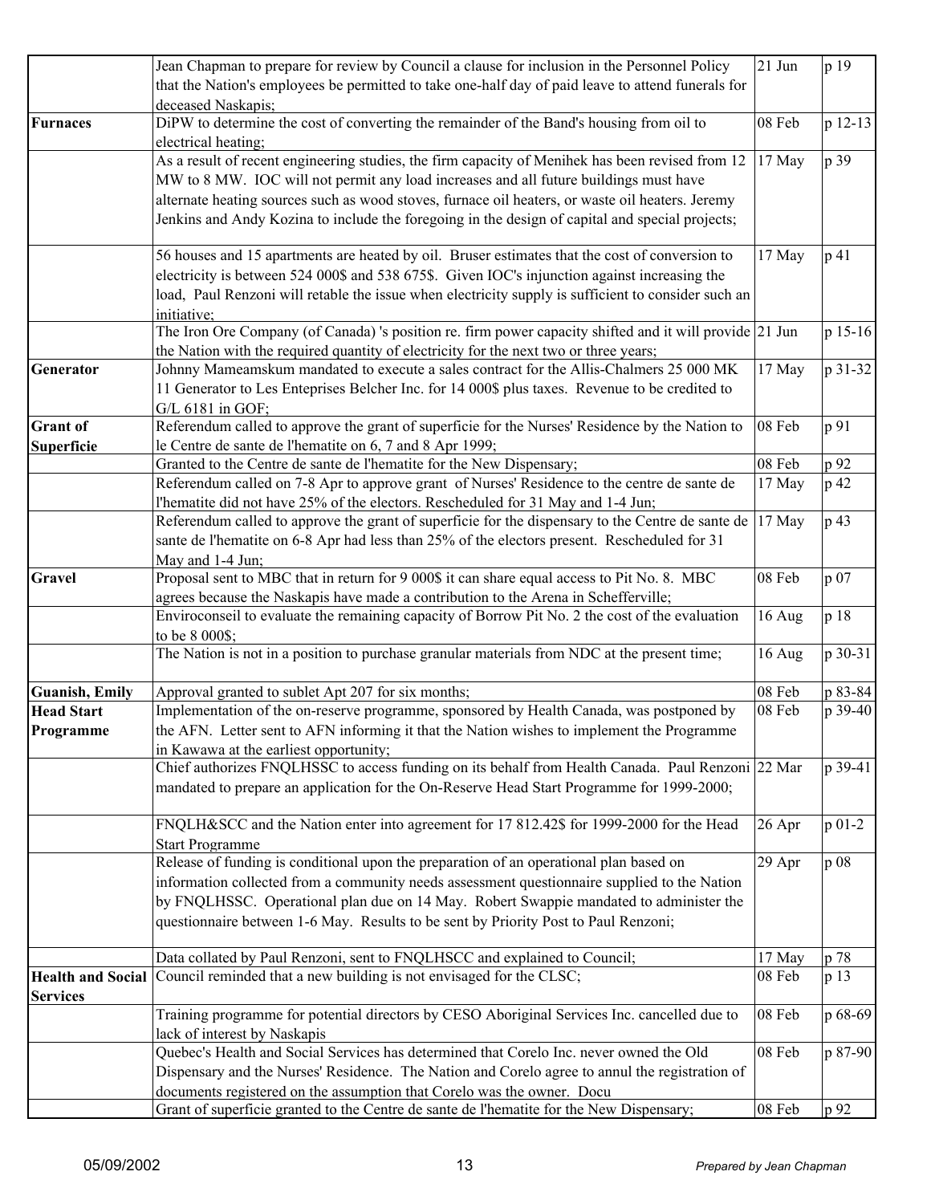| | | | |
|---|---|---|---|
| | Jean Chapman to prepare for review by Council a clause for inclusion in the Personnel Policy that the Nation's employees be permitted to take one-half day of paid leave to attend funerals for deceased Naskapis; | 21 Jun | p 19 |
| **Furnaces** | DiPW to determine the cost of converting the remainder of the Band's housing from oil to electrical heating; | 08 Feb | p 12-13 |
| | As a result of recent engineering studies, the firm capacity of Menihek has been revised from 12 MW to 8 MW. IOC will not permit any load increases and all future buildings must have alternate heating sources such as wood stoves, furnace oil heaters, or waste oil heaters. Jeremy Jenkins and Andy Kozina to include the foregoing in the design of capital and special projects; | 17 May | p 39 |
| | 56 houses and 15 apartments are heated by oil. Bruser estimates that the cost of conversion to electricity is between 524 000$ and 538 675$. Given IOC's injunction against increasing the load, Paul Renzoni will retable the issue when electricity supply is sufficient to consider such an initiative; | 17 May | p 41 |
| | The Iron Ore Company (of Canada) 's position re. firm power capacity shifted and it will provide the Nation with the required quantity of electricity for the next two or three years; | 21 Jun | p 15-16 |
| **Generator** | Johnny Mameamskum mandated to execute a sales contract for the Allis-Chalmers 25 000 MK 11 Generator to Les Enteprises Belcher Inc. for 14 000$ plus taxes. Revenue to be credited to G/L 6181 in GOF; | 17 May | p 31-32 |
| **Grant of Superficie** | Referendum called to approve the grant of superficie for the Nurses' Residence by the Nation to le Centre de sante de l'hematite on 6, 7 and 8 Apr 1999; | 08 Feb | p 91 |
| | Granted to the Centre de sante de l'hematite for the New Dispensary; | 08 Feb | p 92 |
| | Referendum called on 7-8 Apr to approve grant of Nurses' Residence to the centre de sante de l'hematite did not have 25% of the electors. Rescheduled for 31 May and 1-4 Jun; | 17 May | p 42 |
| | Referendum called to approve the grant of superficie for the dispensary to the Centre de sante de sante de l'hematite on 6-8 Apr had less than 25% of the electors present. Rescheduled for 31 May and 1-4 Jun; | 17 May | p 43 |
| **Gravel** | Proposal sent to MBC that in return for 9 000$ it can share equal access to Pit No. 8. MBC agrees because the Naskapis have made a contribution to the Arena in Schefferville; | 08 Feb | p 07 |
| | Enviroconseil to evaluate the remaining capacity of Borrow Pit No. 2 the cost of the evaluation to be 8 000$; | 16 Aug | p 18 |
| | The Nation is not in a position to purchase granular materials from NDC at the present time; | 16 Aug | p 30-31 |
| **Guanish, Emily** | Approval granted to sublet Apt 207 for six months; | 08 Feb | p 83-84 |
| **Head Start Programme** | Implementation of the on-reserve programme, sponsored by Health Canada, was postponed by the AFN. Letter sent to AFN informing it that the Nation wishes to implement the Programme in Kawawa at the earliest opportunity; | 08 Feb | p 39-40 |
| | Chief authorizes FNQLHSSC to access funding on its behalf from Health Canada. Paul Renzoni mandated to prepare an application for the On-Reserve Head Start Programme for 1999-2000; | 22 Mar | p 39-41 |
| | FNQLH&SCC and the Nation enter into agreement for 17 812.42$ for 1999-2000 for the Head Start Programme | 26 Apr | p 01-2 |
| | Release of funding is conditional upon the preparation of an operational plan based on information collected from a community needs assessment questionnaire supplied to the Nation by FNQLHSSC. Operational plan due on 14 May. Robert Swappie mandated to administer the questionnaire between 1-6 May. Results to be sent by Priority Post to Paul Renzoni; | 29 Apr | p 08 |
| | Data collated by Paul Renzoni, sent to FNQLHSCC and explained to Council; | 17 May | p 78 |
| **Health and Social Services** | Council reminded that a new building is not envisaged for the CLSC; | 08 Feb | p 13 |
| | Training programme for potential directors by CESO Aboriginal Services Inc. cancelled due to lack of interest by Naskapis | 08 Feb | p 68-69 |
| | Quebec's Health and Social Services has determined that Corelo Inc. never owned the Old Dispensary and the Nurses' Residence. The Nation and Corelo agree to annul the registration of documents registered on the assumption that Corelo was the owner. Docu | 08 Feb | p 87-90 |
| | Grant of superficie granted to the Centre de sante de l'hematite for the New Dispensary; | 08 Feb | p 92 |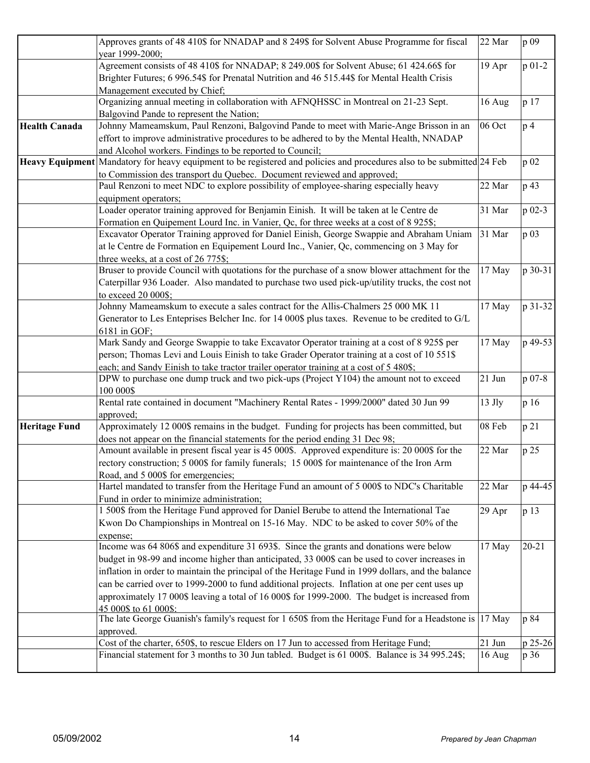| | | | |
|---|---|---|---|
| | Approves grants of 48 410$ for NNADAP and 8 249$ for Solvent Abuse Programme for fiscal year 1999-2000; | 22 Mar | p 09 |
| | Agreement consists of 48 410$ for NNADAP; 8 249.00$ for Solvent Abuse; 61 424.66$ for Brighter Futures; 6 996.54$ for Prenatal Nutrition and 46 515.44$ for Mental Health Crisis Management executed by Chief; | 19 Apr | p 01-2 |
| | Organizing annual meeting in collaboration with AFNQHSSC in Montreal on 21-23 Sept. Balgovind Pande to represent the Nation; | 16 Aug | p 17 |
| **Health Canada** | Johnny Mameamskum, Paul Renzoni, Balgovind Pande to meet with Marie-Ange Brisson in an effort to improve administrative procedures to be adhered to by the Mental Health, NNADAP and Alcohol workers. Findings to be reported to Council; | 06 Oct | p 4 |
| **Heavy Equipment** | Mandatory for heavy equipment to be registered and policies and procedures also to be submitted to Commission des transport du Quebec. Document reviewed and approved; | 24 Feb | p 02 |
| | Paul Renzoni to meet NDC to explore possibility of employee-sharing especially heavy equipment operators; | 22 Mar | p 43 |
| | Loader operator training approved for Benjamin Einish. It will be taken at le Centre de Formation en Quipement Lourd Inc. in Vanier, Qc, for three weeks at a cost of 8 925$; | 31 Mar | p 02-3 |
| | Excavator Operator Training approved for Daniel Einish, George Swappie and Abraham Uniam at le Centre de Formation en Equipement Lourd Inc., Vanier, Qc, commencing on 3 May for three weeks, at a cost of 26 775$; | 31 Mar | p 03 |
| | Bruser to provide Council with quotations for the purchase of a snow blower attachment for the Caterpillar 936 Loader. Also mandated to purchase two used pick-up/utility trucks, the cost not to exceed 20 000$; | 17 May | p 30-31 |
| | Johnny Mameamskum to execute a sales contract for the Allis-Chalmers 25 000 MK 11 Generator to Les Enteprises Belcher Inc. for 14 000$ plus taxes. Revenue to be credited to G/L 6181 in GOF; | 17 May | p 31-32 |
| | Mark Sandy and George Swappie to take Excavator Operator training at a cost of 8 925$ per person; Thomas Levi and Louis Einish to take Grader Operator training at a cost of 10 551$ each; and Sandy Einish to take tractor trailer operator training at a cost of 5 480$; | 17 May | p 49-53 |
| | DPW to purchase one dump truck and two pick-ups (Project Y104) the amount not to exceed 100 000$ | 21 Jun | p 07-8 |
| | Rental rate contained in document "Machinery Rental Rates - 1999/2000" dated 30 Jun 99 approved; | 13 Jly | p 16 |
| **Heritage Fund** | Approximately 12 000$ remains in the budget. Funding for projects has been committed, but does not appear on the financial statements for the period ending 31 Dec 98; | 08 Feb | p 21 |
| | Amount available in present fiscal year is 45 000$. Approved expenditure is: 20 000$ for the rectory construction; 5 000$ for family funerals; 15 000$ for maintenance of the Iron Arm Road, and 5 000$ for emergencies; | 22 Mar | p 25 |
| | Hartel mandated to transfer from the Heritage Fund an amount of 5 000$ to NDC's Charitable Fund in order to minimize administration; | 22 Mar | p 44-45 |
| | 1 500$ from the Heritage Fund approved for Daniel Berube to attend the International Tae Kwon Do Championships in Montreal on 15-16 May. NDC to be asked to cover 50% of the expense; | 29 Apr | p 13 |
| | Income was 64 806$ and expenditure 31 693$. Since the grants and donations were below budget in 98-99 and income higher than anticipated, 33 000$ can be used to cover increases in inflation in order to maintain the principal of the Heritage Fund in 1999 dollars, and the balance can be carried over to 1999-2000 to fund additional projects. Inflation at one per cent uses up approximately 17 000$ leaving a total of 16 000$ for 1999-2000. The budget is increased from 45 000$ to 61 000$; | 17 May | 20-21 |
| | The late George Guanish's family's request for 1 650$ from the Heritage Fund for a Headstone is approved. | 17 May | p 84 |
| | Cost of the charter, 650$, to rescue Elders on 17 Jun to accessed from Heritage Fund; | 21 Jun | p 25-26 |
| | Financial statement for 3 months to 30 Jun tabled. Budget is 61 000$. Balance is 34 995.24$; | 16 Aug | p 36 |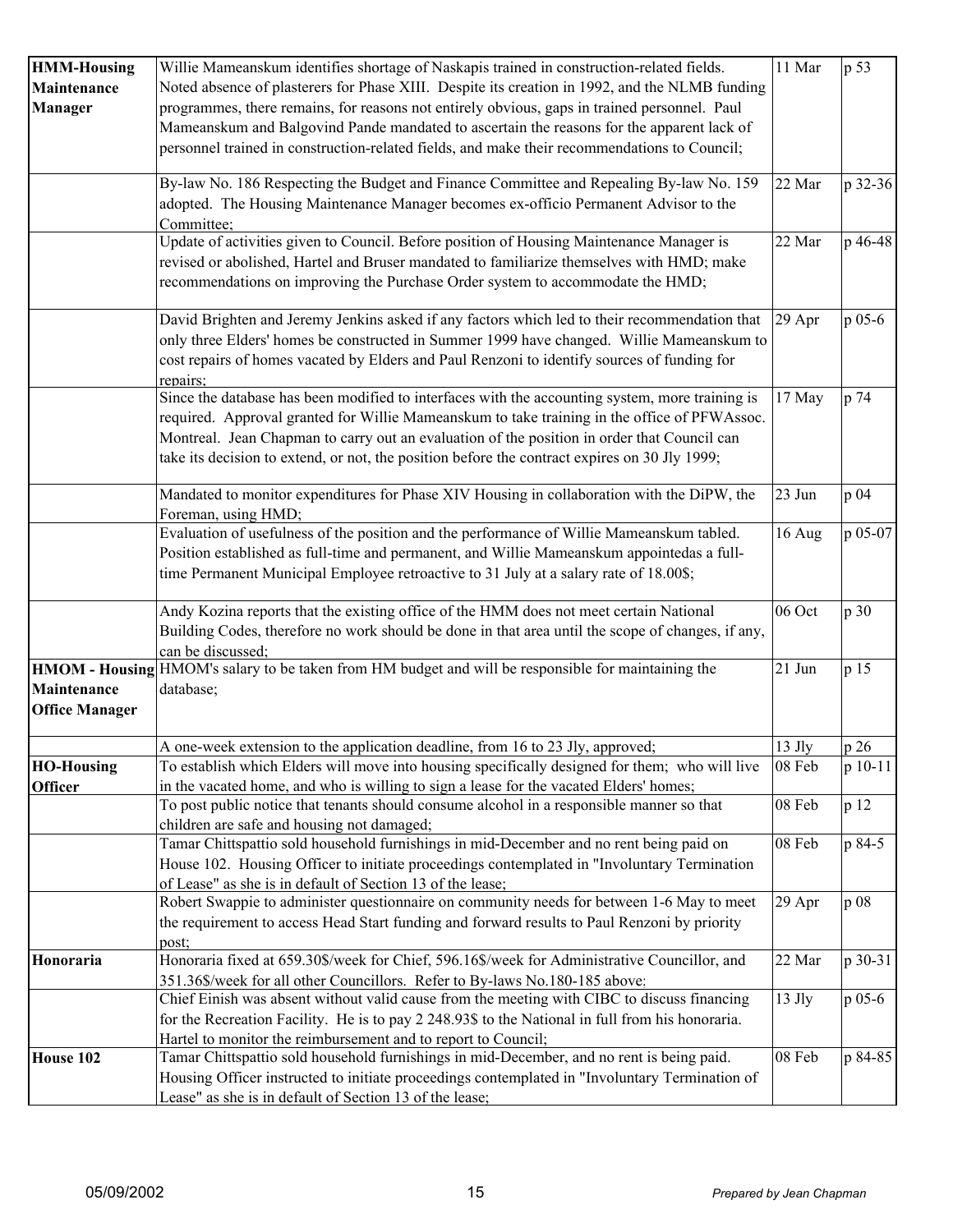| | | | |
|---|---|---|---|
| **HMM-Housing Maintenance Manager** | Willie Mameanskum identifies shortage of Naskapis trained in construction-related fields. Noted absence of plasterers for Phase XIII. Despite its creation in 1992, and the NLMB funding programmes, there remains, for reasons not entirely obvious, gaps in trained personnel. Paul Mameanskum and Balgovind Pande mandated to ascertain the reasons for the apparent lack of personnel trained in construction-related fields, and make their recommendations to Council; | 11 Mar | p 53 |
| | By-law No. 186 Respecting the Budget and Finance Committee and Repealing By-law No. 159 adopted. The Housing Maintenance Manager becomes ex-officio Permanent Advisor to the Committee; | 22 Mar | p 32-36 |
| | Update of activities given to Council. Before position of Housing Maintenance Manager is revised or abolished, Hartel and Bruser mandated to familiarize themselves with HMD; make recommendations on improving the Purchase Order system to accommodate the HMD; | 22 Mar | p 46-48 |
| | David Brighten and Jeremy Jenkins asked if any factors which led to their recommendation that only three Elders' homes be constructed in Summer 1999 have changed. Willie Mameanskum to cost repairs of homes vacated by Elders and Paul Renzoni to identify sources of funding for repairs; | 29 Apr | p 05-6 |
| | Since the database has been modified to interfaces with the accounting system, more training is required. Approval granted for Willie Mameanskum to take training in the office of PFWAssoc. Montreal. Jean Chapman to carry out an evaluation of the position in order that Council can take its decision to extend, or not, the position before the contract expires on 30 Jly 1999; | 17 May | p 74 |
| | Mandated to monitor expenditures for Phase XIV Housing in collaboration with the DiPW, the Foreman, using HMD; | 23 Jun | p 04 |
| | Evaluation of usefulness of the position and the performance of Willie Mameanskum tabled. Position established as full-time and permanent, and Willie Mameanskum appointedas a full-time Permanent Municipal Employee retroactive to 31 July at a salary rate of 18.00$; | 16 Aug | p 05-07 |
| | Andy Kozina reports that the existing office of the HMM does not meet certain National Building Codes, therefore no work should be done in that area until the scope of changes, if any, can be discussed; | 06 Oct | p 30 |
| **HMOM - Housing Maintenance Office Manager** | HMOM's salary to be taken from HM budget and will be responsible for maintaining the database; | 21 Jun | p 15 |
| | A one-week extension to the application deadline, from 16 to 23 Jly, approved; | 13 Jly | p 26 |
| **HO-Housing Officer** | To establish which Elders will move into housing specifically designed for them; who will live in the vacated home, and who is willing to sign a lease for the vacated Elders' homes; | 08 Feb | p 10-11 |
| | To post public notice that tenants should consume alcohol in a responsible manner so that children are safe and housing not damaged; | 08 Feb | p 12 |
| | Tamar Chittspattio sold household furnishings in mid-December and no rent being paid on House 102. Housing Officer to initiate proceedings contemplated in "Involuntary Termination of Lease" as she is in default of Section 13 of the lease; | 08 Feb | p 84-5 |
| | Robert Swappie to administer questionnaire on community needs for between 1-6 May to meet the requirement to access Head Start funding and forward results to Paul Renzoni by priority post; | 29 Apr | p 08 |
| **Honoraria** | Honoraria fixed at 659.30$/week for Chief, 596.16$/week for Administrative Councillor, and 351.36$/week for all other Councillors. Refer to By-laws No.180-185 above; | 22 Mar | p 30-31 |
| | Chief Einish was absent without valid cause from the meeting with CIBC to discuss financing for the Recreation Facility. He is to pay 2 248.93$ to the National in full from his honoraria. Hartel to monitor the reimbursement and to report to Council; | 13 Jly | p 05-6 |
| **House 102** | Tamar Chittspattio sold household furnishings in mid-December, and no rent is being paid. Housing Officer instructed to initiate proceedings contemplated in "Involuntary Termination of Lease" as she is in default of Section 13 of the lease; | 08 Feb | p 84-85 |

05/09/2002 *Prepared by Jean Chapman*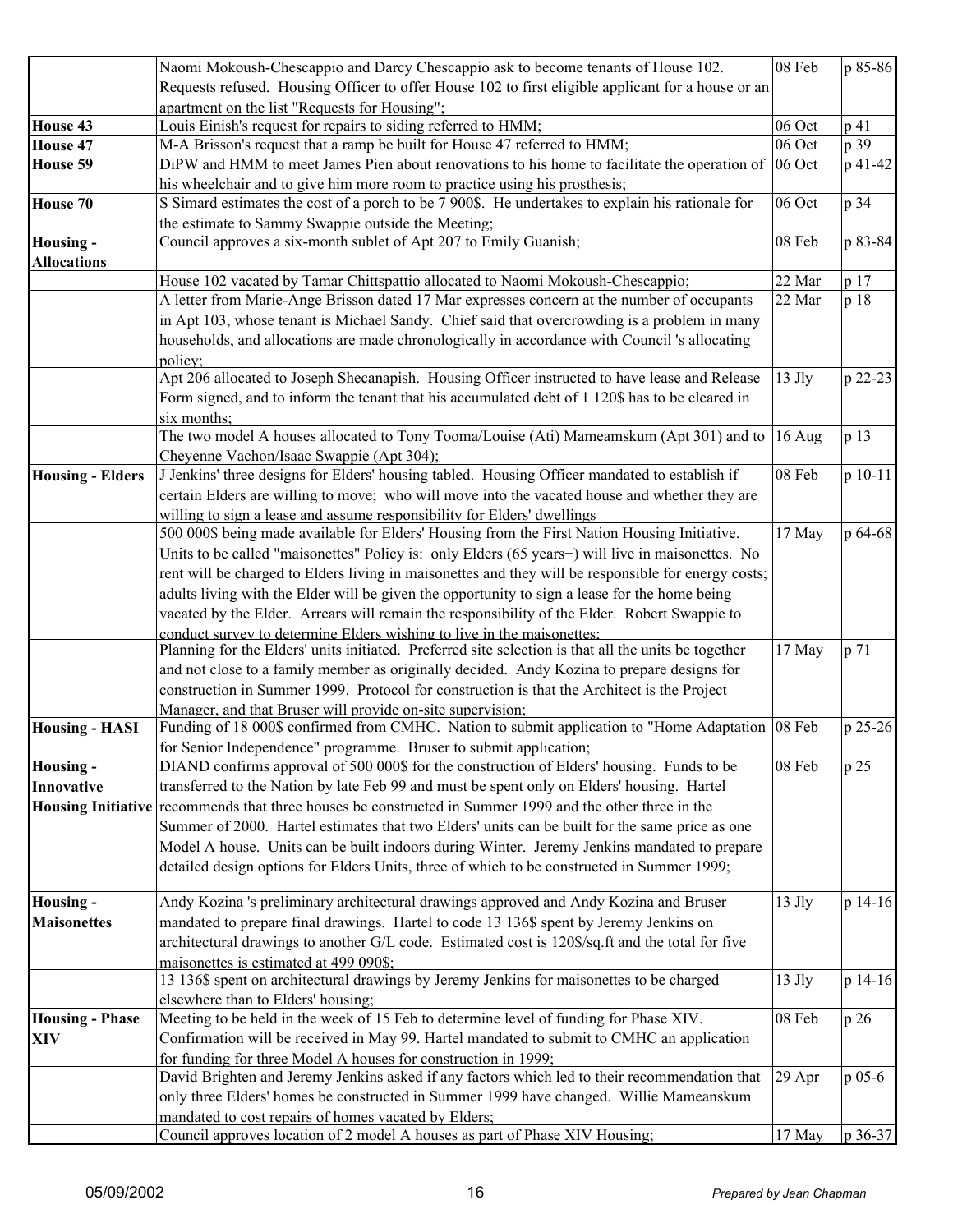| | | | |
|---|---|---|---|
| | Naomi Mokoush-Chescappio and Darcy Chescappio ask to become tenants of House 102. Requests refused. Housing Officer to offer House 102 to first eligible applicant for a house or an apartment on the list "Requests for Housing"; | 08 Feb | p 85-86 |
| **House 43** | Louis Einish's request for repairs to siding referred to HMM; | 06 Oct | p 41 |
| **House 47** | M-A Brisson's request that a ramp be built for House 47 referred to HMM; | 06 Oct | p 39 |
| **House 59** | DiPW and HMM to meet James Pien about renovations to his home to facilitate the operation of his wheelchair and to give him more room to practice using his prosthesis; | 06 Oct | p 41-42 |
| **House 70** | S Simard estimates the cost of a porch to be 7 900$. He undertakes to explain his rationale for the estimate to Sammy Swappie outside the Meeting; | 06 Oct | p 34 |
| **Housing - Allocations** | Council approves a six-month sublet of Apt 207 to Emily Guanish; | 08 Feb | p 83-84 |
| | House 102 vacated by Tamar Chittspattio allocated to Naomi Mokoush-Chescappio; | 22 Mar | p 17 |
| | A letter from Marie-Ange Brisson dated 17 Mar expresses concern at the number of occupants in Apt 103, whose tenant is Michael Sandy. Chief said that overcrowding is a problem in many households, and allocations are made chronologically in accordance with Council 's allocating policy; | 22 Mar | p 18 |
| | Apt 206 allocated to Joseph Shecanapish. Housing Officer instructed to have lease and Release Form signed, and to inform the tenant that his accumulated debt of 1 120$ has to be cleared in six months; | 13 Jly | p 22-23 |
| | The two model A houses allocated to Tony Tooma/Louise (Ati) Mameamskum (Apt 301) and to Cheyenne Vachon/Isaac Swappie (Apt 304); | 16 Aug | p 13 |
| **Housing - Elders** | J Jenkins' three designs for Elders' housing tabled. Housing Officer mandated to establish if certain Elders are willing to move; who will move into the vacated house and whether they are willing to sign a lease and assume responsibility for Elders' dwellings | 08 Feb | p 10-11 |
| | 500 000$ being made available for Elders' Housing from the First Nation Housing Initiative. Units to be called "maisonettes" Policy is: only Elders (65 years+) will live in maisonettes. No rent will be charged to Elders living in maisonettes and they will be responsible for energy costs; adults living with the Elder will be given the opportunity to sign a lease for the home being vacated by the Elder. Arrears will remain the responsibility of the Elder. Robert Swappie to conduct survey to determine Elders wishing to live in the maisonettes; | 17 May | p 64-68 |
| | Planning for the Elders' units initiated. Preferred site selection is that all the units be together and not close to a family member as originally decided. Andy Kozina to prepare designs for construction in Summer 1999. Protocol for construction is that the Architect is the Project Manager, and that Bruser will provide on-site supervision; | 17 May | p 71 |
| **Housing - HASI** | Funding of 18 000$ confirmed from CMHC. Nation to submit application to "Home Adaptation for Senior Independence" programme. Bruser to submit application; | 08 Feb | p 25-26 |
| **Housing - Innovative Housing Initiative** | DIAND confirms approval of 500 000$ for the construction of Elders' housing. Funds to be transferred to the Nation by late Feb 99 and must be spent only on Elders' housing. Hartel recommends that three houses be constructed in Summer 1999 and the other three in the Summer of 2000. Hartel estimates that two Elders' units can be built for the same price as one Model A house. Units can be built indoors during Winter. Jeremy Jenkins mandated to prepare detailed design options for Elders Units, three of which to be constructed in Summer 1999; | 08 Feb | p 25 |
| **Housing - Maisonettes** | Andy Kozina 's preliminary architectural drawings approved and Andy Kozina and Bruser mandated to prepare final drawings. Hartel to code 13 136$ spent by Jeremy Jenkins on architectural drawings to another G/L code. Estimated cost is 120$/sq.ft and the total for five maisonettes is estimated at 499 090$; | 13 Jly | p 14-16 |
| | 13 136$ spent on architectural drawings by Jeremy Jenkins for maisonettes to be charged elsewhere than to Elders' housing; | 13 Jly | p 14-16 |
| **Housing - Phase XIV** | Meeting to be held in the week of 15 Feb to determine level of funding for Phase XIV. Confirmation will be received in May 99. Hartel mandated to submit to CMHC an application for funding for three Model A houses for construction in 1999; | 08 Feb | p 26 |
| | David Brighten and Jeremy Jenkins asked if any factors which led to their recommendation that only three Elders' homes be constructed in Summer 1999 have changed. Willie Mameanskum mandated to cost repairs of homes vacated by Elders; | 29 Apr | p 05-6 |
| | Council approves location of 2 model A houses as part of Phase XIV Housing; | 17 May | p 36-37 |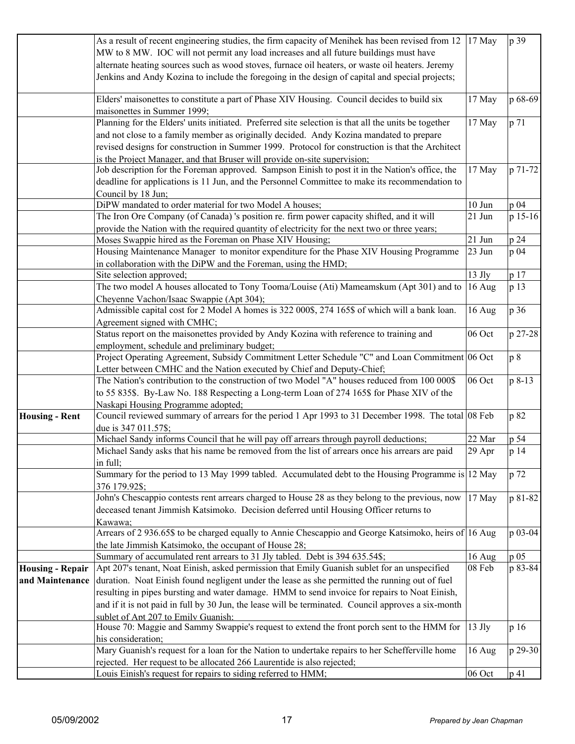| | | | |
|---|---|---|---|
| | As a result of recent engineering studies, the firm capacity of Menihek has been revised from 12 MW to 8 MW. IOC will not permit any load increases and all future buildings must have alternate heating sources such as wood stoves, furnace oil heaters, or waste oil heaters. Jeremy Jenkins and Andy Kozina to include the foregoing in the design of capital and special projects; | 17 May | p 39 |
| | Elders' maisonettes to constitute a part of Phase XIV Housing. Council decides to build six maisonettes in Summer 1999; | 17 May | p 68-69 |
| | Planning for the Elders' units initiated. Preferred site selection is that all the units be together and not close to a family member as originally decided. Andy Kozina mandated to prepare revised designs for construction in Summer 1999. Protocol for construction is that the Architect is the Project Manager, and that Bruser will provide on-site supervision; | 17 May | p 71 |
| | Job description for the Foreman approved. Sampson Einish to post it in the Nation's office, the deadline for applications is 11 Jun, and the Personnel Committee to make its recommendation to Council by 18 Jun; | 17 May | p 71-72 |
| | DiPW mandated to order material for two Model A houses; | 10 Jun | p 04 |
| | The Iron Ore Company (of Canada) 's position re. firm power capacity shifted, and it will provide the Nation with the required quantity of electricity for the next two or three years; | 21 Jun | p 15-16 |
| | Moses Swappie hired as the Foreman on Phase XIV Housing; | 21 Jun | p 24 |
| | Housing Maintenance Manager to monitor expenditure for the Phase XIV Housing Programme in collaboration with the DiPW and the Foreman, using the HMD; | 23 Jun | p 04 |
| | Site selection approved; | 13 Jly | p 17 |
| | The two model A houses allocated to Tony Tooma/Louise (Ati) Mameamskum (Apt 301) and to Cheyenne Vachon/Isaac Swappie (Apt 304); | 16 Aug | p 13 |
| | Admissible capital cost for 2 Model A homes is 322 000$, 274 165$ of which will a bank loan. Agreement signed with CMHC; | 16 Aug | p 36 |
| | Status report on the maisonettes provided by Andy Kozina with reference to training and employment, schedule and preliminary budget; | 06 Oct | p 27-28 |
| | Project Operating Agreement, Subsidy Commitment Letter Schedule "C" and Loan Commitment Letter between CMHC and the Nation executed by Chief and Deputy-Chief; | 06 Oct | p 8 |
| | The Nation's contribution to the construction of two Model "A" houses reduced from 100 000$ to 55 835$. By-Law No. 188 Respecting a Long-term Loan of 274 165$ for Phase XIV of the Naskapi Housing Programme adopted; | 06 Oct | p 8-13 |
| **Housing - Rent** | Council reviewed summary of arrears for the period 1 Apr 1993 to 31 December 1998. The total due is 347 011.57$; | 08 Feb | p 82 |
| | Michael Sandy informs Council that he will pay off arrears through payroll deductions; | 22 Mar | p 54 |
| | Michael Sandy asks that his name be removed from the list of arrears once his arrears are paid in full; | 29 Apr | p 14 |
| | Summary for the period to 13 May 1999 tabled. Accumulated debt to the Housing Programme is 376 179.92$; | 12 May | p 72 |
| | John's Chescappio contests rent arrears charged to House 28 as they belong to the previous, now deceased tenant Jimmish Katsimoko. Decision deferred until Housing Officer returns to Kawawa; | 17 May | p 81-82 |
| | Arrears of 2 936.65$ to be charged equally to Annie Chescappio and George Katsimoko, heirs of the late Jimmish Katsimoko, the occupant of House 28; | 16 Aug | p 03-04 |
| | Summary of accumulated rent arrears to 31 Jly tabled. Debt is 394 635.54$; | 16 Aug | p 05 |
| **Housing - Repair and Maintenance** | Apt 207's tenant, Noat Einish, asked permission that Emily Guanish sublet for an unspecified duration. Noat Einish found negligent under the lease as she permitted the running out of fuel resulting in pipes bursting and water damage. HMM to send invoice for repairs to Noat Einish, and if it is not paid in full by 30 Jun, the lease will be terminated. Council approves a six-month sublet of Apt 207 to Emily Guanish; | 08 Feb | p 83-84 |
| | House 70: Maggie and Sammy Swappie's request to extend the front porch sent to the HMM for his consideration; | 13 Jly | p 16 |
| | Mary Guanish's request for a loan for the Nation to undertake repairs to her Schefferville home rejected. Her request to be allocated 266 Laurentide is also rejected; | 16 Aug | p 29-30 |
| | Louis Einish's request for repairs to siding referred to HMM; | 06 Oct | p 41 |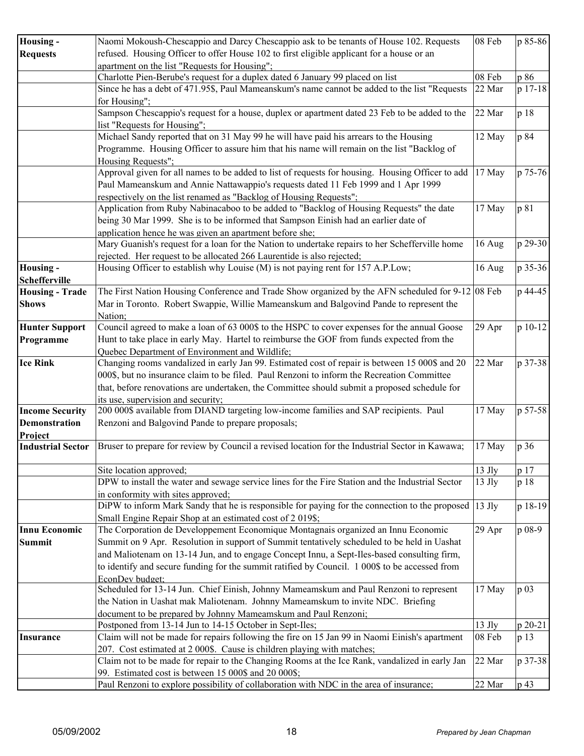| | | | |
|---|---|---|---|
| **Housing - Requests** | Naomi Mokoush-Chescappio and Darcy Chescappio ask to be tenants of House 102. Requests refused. Housing Officer to offer House 102 to first eligible applicant for a house or an apartment on the list "Requests for Housing"; | 08 Feb | p 85-86 |
| | Charlotte Pien-Berube's request for a duplex dated 6 January 99 placed on list | 08 Feb | p 86 |
| | Since he has a debt of 471.95$, Paul Mameanskum's name cannot be added to the list "Requests for Housing"; | 22 Mar | p 17-18 |
| | Sampson Chescappio's request for a house, duplex or apartment dated 23 Feb to be added to the list "Requests for Housing"; | 22 Mar | p 18 |
| | Michael Sandy reported that on 31 May 99 he will have paid his arrears to the Housing Programme. Housing Officer to assure him that his name will remain on the list "Backlog of Housing Requests"; | 12 May | p 84 |
| | Approval given for all names to be added to list of requests for housing. Housing Officer to add Paul Mameanskum and Annie Nattawappio's requests dated 11 Feb 1999 and 1 Apr 1999 respectively on the list renamed as "Backlog of Housing Requests"; | 17 May | p 75-76 |
| | Application from Ruby Nabinacaboo to be added to "Backlog of Housing Requests" the date being 30 Mar 1999. She is to be informed that Sampson Einish had an earlier date of application hence he was given an apartment before she; | 17 May | p 81 |
| | Mary Guanish's request for a loan for the Nation to undertake repairs to her Schefferville home rejected. Her request to be allocated 266 Laurentide is also rejected; | 16 Aug | p 29-30 |
| **Housing - Schefferville** | Housing Officer to establish why Louise (M) is not paying rent for 157 A.P.Low; | 16 Aug | p 35-36 |
| **Housing - Trade Shows** | The First Nation Housing Conference and Trade Show organized by the AFN scheduled for 9-12 Mar in Toronto. Robert Swappie, Willie Mameanskum and Balgovind Pande to represent the Nation; | 08 Feb | p 44-45 |
| **Hunter Support Programme** | Council agreed to make a loan of 63 000$ to the HSPC to cover expenses for the annual Goose Hunt to take place in early May. Hartel to reimburse the GOF from funds expected from the Quebec Department of Environment and Wildlife; | 29 Apr | p 10-12 |
| **Ice Rink** | Changing rooms vandalized in early Jan 99. Estimated cost of repair is between 15 000$ and 20 000$, but no insurance claim to be filed. Paul Renzoni to inform the Recreation Committee that, before renovations are undertaken, the Committee should submit a proposed schedule for its use, supervision and security; | 22 Mar | p 37-38 |
| **Income Security Demonstration Project** | 200 000$ available from DIAND targeting low-income families and SAP recipients. Paul Renzoni and Balgovind Pande to prepare proposals; | 17 May | p 57-58 |
| **Industrial Sector** | Bruser to prepare for review by Council a revised location for the Industrial Sector in Kawawa; | 17 May | p 36 |
| | Site location approved; | 13 Jly | p 17 |
| | DPW to install the water and sewage service lines for the Fire Station and the Industrial Sector in conformity with sites approved; | 13 Jly | p 18 |
| | DiPW to inform Mark Sandy that he is responsible for paying for the connection to the proposed Small Engine Repair Shop at an estimated cost of 2 019$; | 13 Jly | p 18-19 |
| **Innu Economic Summit** | The Corporation de Developpement Economique Montagnais organized an Innu Economic Summit on 9 Apr. Resolution in support of Summit tentatively scheduled to be held in Uashat and Maliotenam on 13-14 Jun, and to engage Concept Innu, a Sept-Iles-based consulting firm, to identify and secure funding for the summit ratified by Council. 1 000$ to be accessed from EconDev budget; | 29 Apr | p 08-9 |
| | Scheduled for 13-14 Jun. Chief Einish, Johnny Mameamskum and Paul Renzoni to represent the Nation in Uashat mak Maliotenam. Johnny Mameamskum to invite NDC. Briefing document to be prepared by Johnny Mameamskum and Paul Renzoni; | 17 May | p 03 |
| | Postponed from 13-14 Jun to 14-15 October in Sept-Iles; | 13 Jly | p 20-21 |
| **Insurance** | Claim will not be made for repairs following the fire on 15 Jan 99 in Naomi Einish's apartment 207. Cost estimated at 2 000$. Cause is children playing with matches; | 08 Feb | p 13 |
| | Claim not to be made for repair to the Changing Rooms at the Ice Rank, vandalized in early Jan 99. Estimated cost is between 15 000$ and 20 000$; | 22 Mar | p 37-38 |
| | Paul Renzoni to explore possibility of collaboration with NDC in the area of insurance; | 22 Mar | p 43 |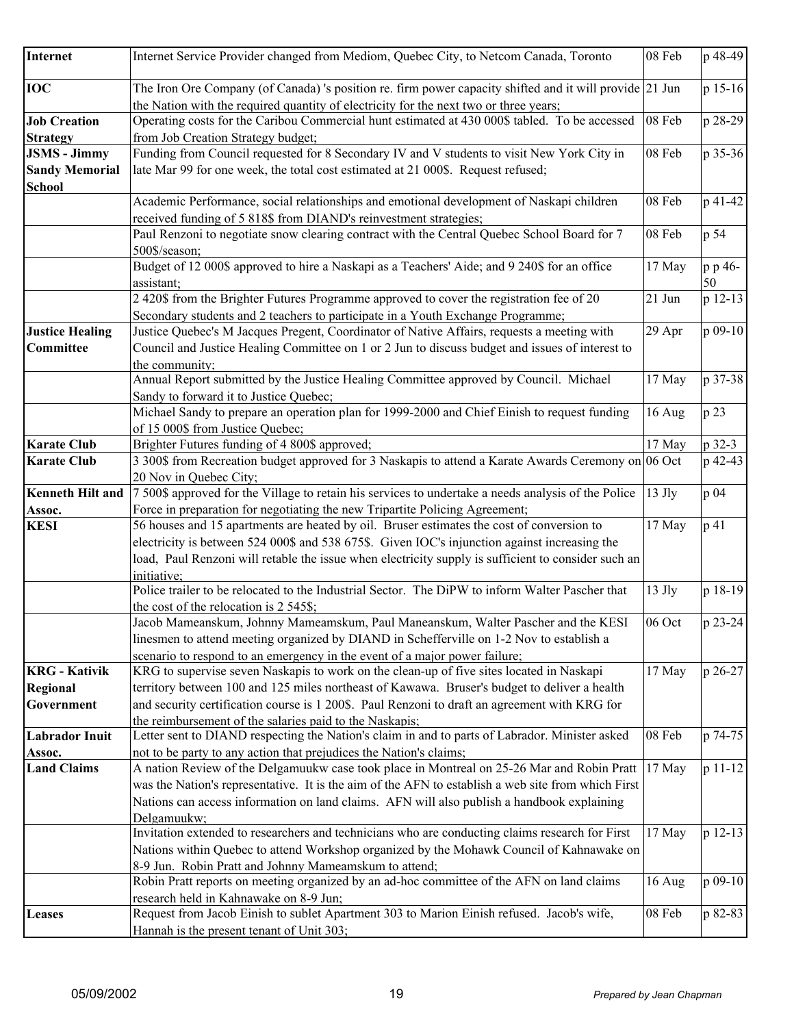| | | | |
|---|---|---|---|
| **Internet** | Internet Service Provider changed from Mediom, Quebec City, to Netcom Canada, Toronto | 08 Feb | p 48-49 |
| **IOC** | The Iron Ore Company (of Canada) 's position re. firm power capacity shifted and it will provide the Nation with the required quantity of electricity for the next two or three years; | 21 Jun | p 15-16 |
| **Job Creation Strategy** | Operating costs for the Caribou Commercial hunt estimated at 430 000$ tabled. To be accessed from Job Creation Strategy budget; | 08 Feb | p 28-29 |
| **JSMS - Jimmy Sandy Memorial School** | Funding from Council requested for 8 Secondary IV and V students to visit New York City in late Mar 99 for one week, the total cost estimated at 21 000$. Request refused; | 08 Feb | p 35-36 |
| | Academic Performance, social relationships and emotional development of Naskapi children received funding of 5 818$ from DIAND's reinvestment strategies; | 08 Feb | p 41-42 |
| | Paul Renzoni to negotiate snow clearing contract with the Central Quebec School Board for 7 500$/season; | 08 Feb | p 54 |
| | Budget of 12 000$ approved to hire a Naskapi as a Teachers' Aide; and 9 240$ for an office assistant; | 17 May | p p 46-50 |
| | 2 420$ from the Brighter Futures Programme approved to cover the registration fee of 20 Secondary students and 2 teachers to participate in a Youth Exchange Programme; | 21 Jun | p 12-13 |
| **Justice Healing Committee** | Justice Quebec's M Jacques Pregent, Coordinator of Native Affairs, requests a meeting with Council and Justice Healing Committee on 1 or 2 Jun to discuss budget and issues of interest to the community; | 29 Apr | p 09-10 |
| | Annual Report submitted by the Justice Healing Committee approved by Council. Michael Sandy to forward it to Justice Quebec; | 17 May | p 37-38 |
| | Michael Sandy to prepare an operation plan for 1999-2000 and Chief Einish to request funding of 15 000$ from Justice Quebec; | 16 Aug | p 23 |
| **Karate Club** | Brighter Futures funding of 4 800$ approved; | 17 May | p 32-3 |
| **Karate Club** | 3 300$ from Recreation budget approved for 3 Naskapis to attend a Karate Awards Ceremony on 20 Nov in Quebec City; | 06 Oct | p 42-43 |
| **Kenneth Hilt and Assoc.** | 7 500$ approved for the Village to retain his services to undertake a needs analysis of the Police Force in preparation for negotiating the new Tripartite Policing Agreement; | 13 Jly | p 04 |
| **KESI** | 56 houses and 15 apartments are heated by oil. Bruser estimates the cost of conversion to electricity is between 524 000$ and 538 675$. Given IOC's injunction against increasing the load, Paul Renzoni will retable the issue when electricity supply is sufficient to consider such an initiative; | 17 May | p 41 |
| | Police trailer to be relocated to the Industrial Sector. The DiPW to inform Walter Pascher that the cost of the relocation is 2 545$; | 13 Jly | p 18-19 |
| | Jacob Mameanskum, Johnny Mameamskum, Paul Maneanskum, Walter Pascher and the KESI linesmen to attend meeting organized by DIAND in Schefferville on 1-2 Nov to establish a scenario to respond to an emergency in the event of a major power failure; | 06 Oct | p 23-24 |
| **KRG - Kativik Regional Government** | KRG to supervise seven Naskapis to work on the clean-up of five sites located in Naskapi territory between 100 and 125 miles northeast of Kawawa. Bruser's budget to deliver a health and security certification course is 1 200$. Paul Renzoni to draft an agreement with KRG for the reimbursement of the salaries paid to the Naskapis; | 17 May | p 26-27 |
| **Labrador Inuit Assoc.** | Letter sent to DIAND respecting the Nation's claim in and to parts of Labrador. Minister asked not to be party to any action that prejudices the Nation's claims; | 08 Feb | p 74-75 |
| **Land Claims** | A nation Review of the Delgamuukw case took place in Montreal on 25-26 Mar and Robin Pratt was the Nation's representative. It is the aim of the AFN to establish a web site from which First Nations can access information on land claims. AFN will also publish a handbook explaining Delgamuukw; | 17 May | p 11-12 |
| | Invitation extended to researchers and technicians who are conducting claims research for First Nations within Quebec to attend Workshop organized by the Mohawk Council of Kahnawake on 8-9 Jun. Robin Pratt and Johnny Mameamskum to attend; | 17 May | p 12-13 |
| | Robin Pratt reports on meeting organized by an ad-hoc committee of the AFN on land claims research held in Kahnawake on 8-9 Jun; | 16 Aug | p 09-10 |
| **Leases** | Request from Jacob Einish to sublet Apartment 303 to Marion Einish refused. Jacob's wife, Hannah is the present tenant of Unit 303; | 08 Feb | p 82-83 |

05/09/2002 *Prepared by Jean Chapman*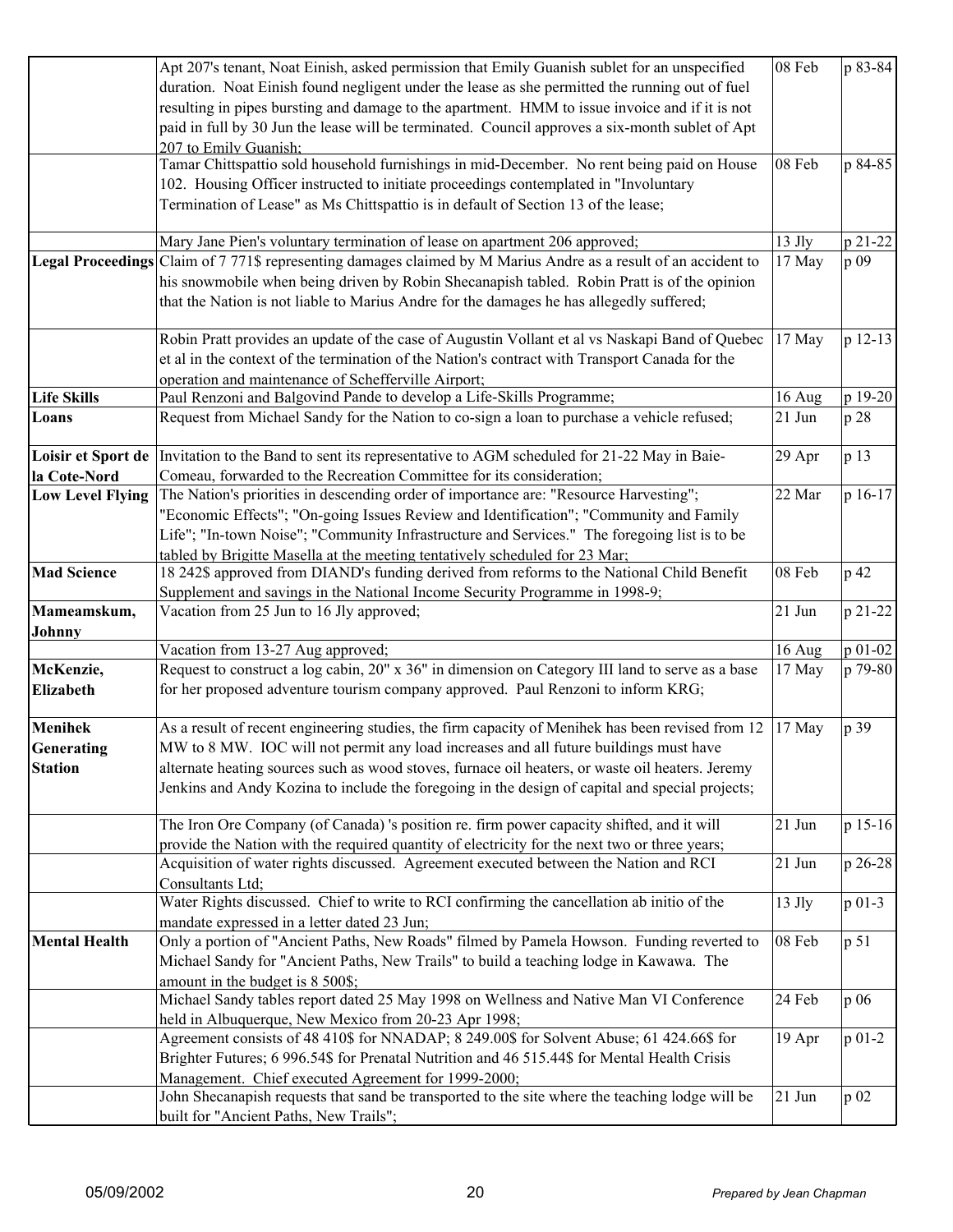| | | | |
|---|---|---|---|
| | Apt 207's tenant, Noat Einish, asked permission that Emily Guanish sublet for an unspecified duration. Noat Einish found negligent under the lease as she permitted the running out of fuel resulting in pipes bursting and damage to the apartment. HMM to issue invoice and if it is not paid in full by 30 Jun the lease will be terminated. Council approves a six-month sublet of Apt 207 to Emily Guanish; | 08 Feb | p 83-84 |
| | Tamar Chittspattio sold household furnishings in mid-December. No rent being paid on House 102. Housing Officer instructed to initiate proceedings contemplated in "Involuntary Termination of Lease" as Ms Chittspattio is in default of Section 13 of the lease; | 08 Feb | p 84-85 |
| | Mary Jane Pien's voluntary termination of lease on apartment 206 approved; | 13 Jly | p 21-22 |
| **Legal Proceedings** | Claim of 7 771$ representing damages claimed by M Marius Andre as a result of an accident to his snowmobile when being driven by Robin Shecanapish tabled. Robin Pratt is of the opinion that the Nation is not liable to Marius Andre for the damages he has allegedly suffered; | 17 May | p 09 |
| | Robin Pratt provides an update of the case of Augustin Vollant et al vs Naskapi Band of Quebec et al in the context of the termination of the Nation's contract with Transport Canada for the operation and maintenance of Schefferville Airport; | 17 May | p 12-13 |
| **Life Skills** | Paul Renzoni and Balgovind Pande to develop a Life-Skills Programme; | 16 Aug | p 19-20 |
| **Loans** | Request from Michael Sandy for the Nation to co-sign a loan to purchase a vehicle refused; | 21 Jun | p 28 |
| **Loisir et Sport de la Cote-Nord** | Invitation to the Band to sent its representative to AGM scheduled for 21-22 May in Baie-Comeau, forwarded to the Recreation Committee for its consideration; | 29 Apr | p 13 |
| **Low Level Flying** | The Nation's priorities in descending order of importance are: "Resource Harvesting"; "Economic Effects"; "On-going Issues Review and Identification"; "Community and Family Life"; "In-town Noise"; "Community Infrastructure and Services." The foregoing list is to be tabled by Brigitte Masella at the meeting tentatively scheduled for 23 Mar; | 22 Mar | p 16-17 |
| **Mad Science** | 18 242$ approved from DIAND's funding derived from reforms to the National Child Benefit Supplement and savings in the National Income Security Programme in 1998-9; | 08 Feb | p 42 |
| **Mameamskum, Johnny** | Vacation from 25 Jun to 16 Jly approved; | 21 Jun | p 21-22 |
| | Vacation from 13-27 Aug approved; | 16 Aug | p 01-02 |
| **McKenzie, Elizabeth** | Request to construct a log cabin, 20" x 36" in dimension on Category III land to serve as a base for her proposed adventure tourism company approved. Paul Renzoni to inform KRG; | 17 May | p 79-80 |
| **Menihek Generating Station** | As a result of recent engineering studies, the firm capacity of Menihek has been revised from 12 MW to 8 MW. IOC will not permit any load increases and all future buildings must have alternate heating sources such as wood stoves, furnace oil heaters, or waste oil heaters. Jeremy Jenkins and Andy Kozina to include the foregoing in the design of capital and special projects; | 17 May | p 39 |
| | The Iron Ore Company (of Canada) 's position re. firm power capacity shifted, and it will provide the Nation with the required quantity of electricity for the next two or three years; | 21 Jun | p 15-16 |
| | Acquisition of water rights discussed. Agreement executed between the Nation and RCI Consultants Ltd; | 21 Jun | p 26-28 |
| | Water Rights discussed. Chief to write to RCI confirming the cancellation ab initio of the mandate expressed in a letter dated 23 Jun; | 13 Jly | p 01-3 |
| **Mental Health** | Only a portion of "Ancient Paths, New Roads" filmed by Pamela Howson. Funding reverted to Michael Sandy for "Ancient Paths, New Trails" to build a teaching lodge in Kawawa. The amount in the budget is 8 500$; | 08 Feb | p 51 |
| | Michael Sandy tables report dated 25 May 1998 on Wellness and Native Man VI Conference held in Albuquerque, New Mexico from 20-23 Apr 1998; | 24 Feb | p 06 |
| | Agreement consists of 48 410$ for NNADAP; 8 249.00$ for Solvent Abuse; 61 424.66$ for Brighter Futures; 6 996.54$ for Prenatal Nutrition and 46 515.44$ for Mental Health Crisis Management. Chief executed Agreement for 1999-2000; | 19 Apr | p 01-2 |
| | John Shecanapish requests that sand be transported to the site where the teaching lodge will be built for "Ancient Paths, New Trails"; | 21 Jun | p 02 |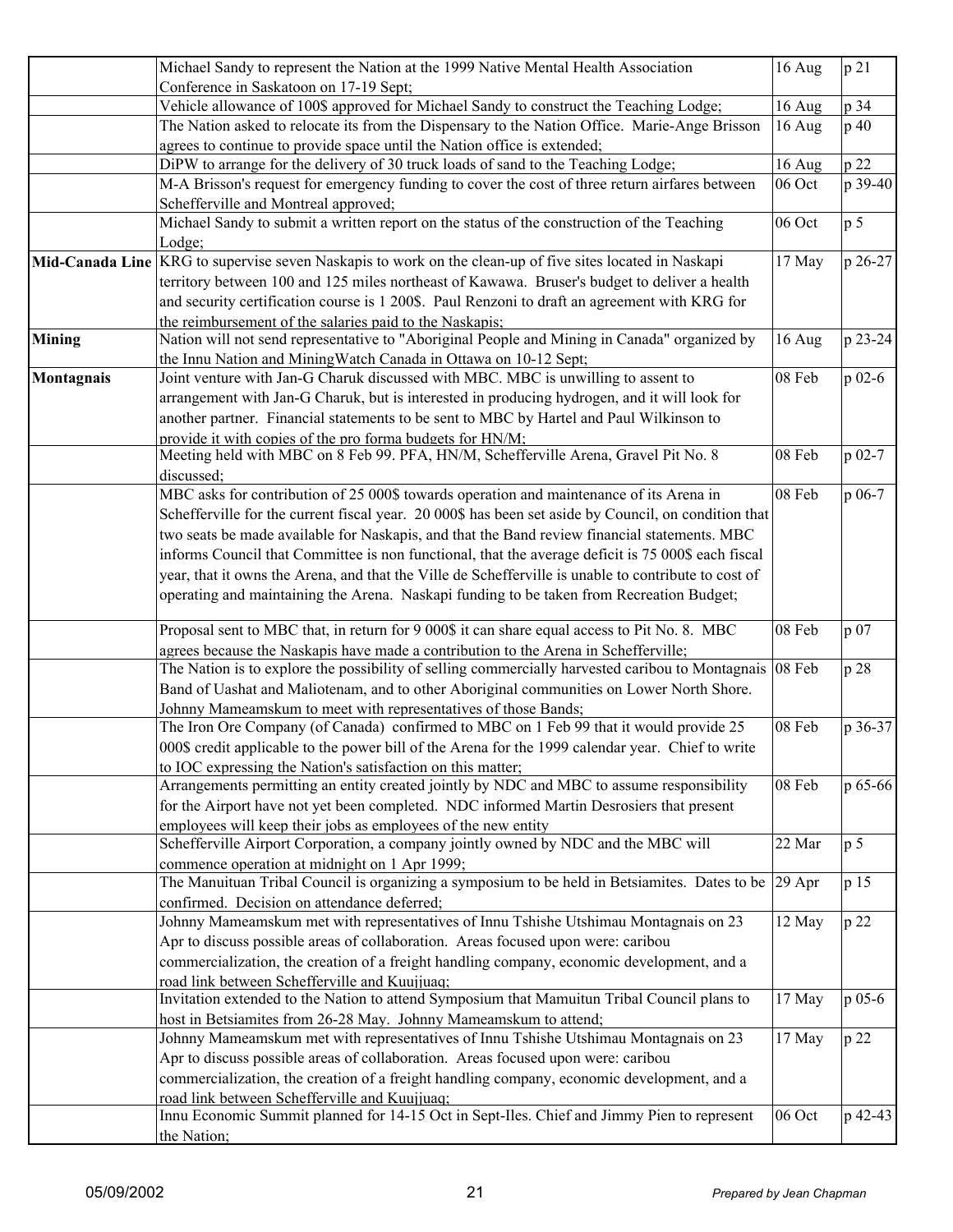| | | | |
|---|---|---|---|
| | Michael Sandy to represent the Nation at the 1999 Native Mental Health Association Conference in Saskatoon on 17-19 Sept; | 16 Aug | p 21 |
| | Vehicle allowance of 100$ approved for Michael Sandy to construct the Teaching Lodge; | 16 Aug | p 34 |
| | The Nation asked to relocate its from the Dispensary to the Nation Office. Marie-Ange Brisson agrees to continue to provide space until the Nation office is extended; | 16 Aug | p 40 |
| | DiPW to arrange for the delivery of 30 truck loads of sand to the Teaching Lodge; | 16 Aug | p 22 |
| | M-A Brisson's request for emergency funding to cover the cost of three return airfares between Schefferville and Montreal approved; | 06 Oct | p 39-40 |
| | Michael Sandy to submit a written report on the status of the construction of the Teaching Lodge; | 06 Oct | p 5 |
| **Mid-Canada Line** | KRG to supervise seven Naskapis to work on the clean-up of five sites located in Naskapi territory between 100 and 125 miles northeast of Kawawa. Bruser's budget to deliver a health and security certification course is 1 200$. Paul Renzoni to draft an agreement with KRG for the reimbursement of the salaries paid to the Naskapis; | 17 May | p 26-27 |
| **Mining** | Nation will not send representative to "Aboriginal People and Mining in Canada" organized by the Innu Nation and MiningWatch Canada in Ottawa on 10-12 Sept; | 16 Aug | p 23-24 |
| **Montagnais** | Joint venture with Jan-G Charuk discussed with MBC. MBC is unwilling to assent to arrangement with Jan-G Charuk, but is interested in producing hydrogen, and it will look for another partner. Financial statements to be sent to MBC by Hartel and Paul Wilkinson to provide it with copies of the pro forma budgets for HN/M; | 08 Feb | p 02-6 |
| | Meeting held with MBC on 8 Feb 99. PFA, HN/M, Schefferville Arena, Gravel Pit No. 8 discussed; | 08 Feb | p 02-7 |
| | MBC asks for contribution of 25 000$ towards operation and maintenance of its Arena in Schefferville for the current fiscal year. 20 000$ has been set aside by Council, on condition that two seats be made available for Naskapis, and that the Band review financial statements. MBC informs Council that Committee is non functional, that the average deficit is 75 000$ each fiscal year, that it owns the Arena, and that the Ville de Schefferville is unable to contribute to cost of operating and maintaining the Arena. Naskapi funding to be taken from Recreation Budget; | 08 Feb | p 06-7 |
| | Proposal sent to MBC that, in return for 9 000$ it can share equal access to Pit No. 8. MBC agrees because the Naskapis have made a contribution to the Arena in Schefferville; | 08 Feb | p 07 |
| | The Nation is to explore the possibility of selling commercially harvested caribou to Montagnais Band of Uashat and Maliotenam, and to other Aboriginal communities on Lower North Shore. Johnny Mameamskum to meet with representatives of those Bands; | 08 Feb | p 28 |
| | The Iron Ore Company (of Canada) confirmed to MBC on 1 Feb 99 that it would provide 25 000$ credit applicable to the power bill of the Arena for the 1999 calendar year. Chief to write to IOC expressing the Nation's satisfaction on this matter; | 08 Feb | p 36-37 |
| | Arrangements permitting an entity created jointly by NDC and MBC to assume responsibility for the Airport have not yet been completed. NDC informed Martin Desrosiers that present employees will keep their jobs as employees of the new entity | 08 Feb | p 65-66 |
| | Schefferville Airport Corporation, a company jointly owned by NDC and the MBC will commence operation at midnight on 1 Apr 1999; | 22 Mar | p 5 |
| | The Manuituan Tribal Council is organizing a symposium to be held in Betsiamites. Dates to be confirmed. Decision on attendance deferred; | 29 Apr | p 15 |
| | Johnny Mameamskum met with representatives of Innu Tshishe Utshimau Montagnais on 23 Apr to discuss possible areas of collaboration. Areas focused upon were: caribou commercialization, the creation of a freight handling company, economic development, and a road link between Schefferville and Kuujjuaq; | 12 May | p 22 |
| | Invitation extended to the Nation to attend Symposium that Mamuitun Tribal Council plans to host in Betsiamites from 26-28 May. Johnny Mameamskum to attend; | 17 May | p 05-6 |
| | Johnny Mameamskum met with representatives of Innu Tshishe Utshimau Montagnais on 23 Apr to discuss possible areas of collaboration. Areas focused upon were: caribou commercialization, the creation of a freight handling company, economic development, and a road link between Schefferville and Kuujjuaq; | 17 May | p 22 |
| | Innu Economic Summit planned for 14-15 Oct in Sept-Iles. Chief and Jimmy Pien to represent the Nation; | 06 Oct | p 42-43 |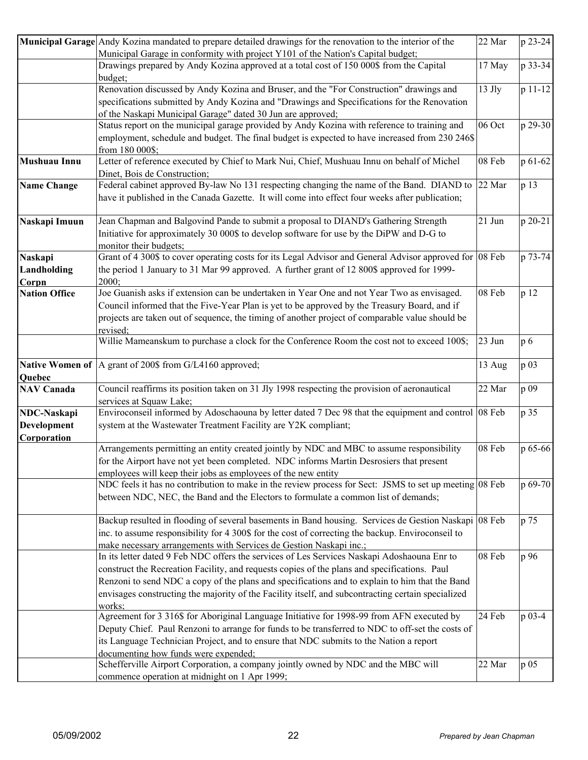| | | | |
|---|---|---|---|
| **Municipal Garage** | Andy Kozina mandated to prepare detailed drawings for the renovation to the interior of the Municipal Garage in conformity with project Y101 of the Nation's Capital budget; | 22 Mar | p 23-24 |
| | Drawings prepared by Andy Kozina approved at a total cost of 150 000$ from the Capital budget; | 17 May | p 33-34 |
| | Renovation discussed by Andy Kozina and Bruser, and the "For Construction" drawings and specifications submitted by Andy Kozina and "Drawings and Specifications for the Renovation of the Naskapi Municipal Garage" dated 30 Jun are approved; | 13 Jly | p 11-12 |
| | Status report on the municipal garage provided by Andy Kozina with reference to training and employment, schedule and budget. The final budget is expected to have increased from 230 246$ from 180 000$; | 06 Oct | p 29-30 |
| **Mushuau Innu** | Letter of reference executed by Chief to Mark Nui, Chief, Mushuau Innu on behalf of Michel Dinet, Bois de Construction; | 08 Feb | p 61-62 |
| **Name Change** | Federal cabinet approved By-law No 131 respecting changing the name of the Band. DIAND to have it published in the Canada Gazette. It will come into effect four weeks after publication; | 22 Mar | p 13 |
| **Naskapi Imuun** | Jean Chapman and Balgovind Pande to submit a proposal to DIAND's Gathering Strength Initiative for approximately 30 000$ to develop software for use by the DiPW and D-G to monitor their budgets; | 21 Jun | p 20-21 |
| **Naskapi Landholding Corpn** | Grant of 4 300$ to cover operating costs for its Legal Advisor and General Advisor approved for the period 1 January to 31 Mar 99 approved. A further grant of 12 800$ approved for 1999-2000; | 08 Feb | p 73-74 |
| **Nation Office** | Joe Guanish asks if extension can be undertaken in Year One and not Year Two as envisaged. Council informed that the Five-Year Plan is yet to be approved by the Treasury Board, and if projects are taken out of sequence, the timing of another project of comparable value should be revised; | 08 Feb | p 12 |
| | Willie Mameanskum to purchase a clock for the Conference Room the cost not to exceed 100$; | 23 Jun | p 6 |
| **Native Women of Quebec** | A grant of 200$ from G/L4160 approved; | 13 Aug | p 03 |
| **NAV Canada** | Council reaffirms its position taken on 31 Jly 1998 respecting the provision of aeronautical services at Squaw Lake; | 22 Mar | p 09 |
| **NDC-Naskapi Development Corporation** | Enviroconseil informed by Adoschaouna by letter dated 7 Dec 98 that the equipment and control system at the Wastewater Treatment Facility are Y2K compliant; | 08 Feb | p 35 |
| | Arrangements permitting an entity created jointly by NDC and MBC to assume responsibility for the Airport have not yet been completed. NDC informs Martin Desrosiers that present employees will keep their jobs as employees of the new entity | 08 Feb | p 65-66 |
| | NDC feels it has no contribution to make in the review process for Sect: JSMS to set up meeting between NDC, NEC, the Band and the Electors to formulate a common list of demands; | 08 Feb | p 69-70 |
| | Backup resulted in flooding of several basements in Band housing. Services de Gestion Naskapi inc. to assume responsibility for 4 300$ for the cost of correcting the backup. Enviroconseil to make necessary arrangements with Services de Gestion Naskapi inc.; | 08 Feb | p 75 |
| | In its letter dated 9 Feb NDC offers the services of Les Services Naskapi Adoshaouna Enr to construct the Recreation Facility, and requests copies of the plans and specifications. Paul Renzoni to send NDC a copy of the plans and specifications and to explain to him that the Band envisages constructing the majority of the Facility itself, and subcontracting certain specialized works; | 08 Feb | p 96 |
| | Agreement for 3 316$ for Aboriginal Language Initiative for 1998-99 from AFN executed by Deputy Chief. Paul Renzoni to arrange for funds to be transferred to NDC to off-set the costs of its Language Technician Project, and to ensure that NDC submits to the Nation a report documenting how funds were expended; | 24 Feb | p 03-4 |
| | Schefferville Airport Corporation, a company jointly owned by NDC and the MBC will commence operation at midnight on 1 Apr 1999; | 22 Mar | p 05 |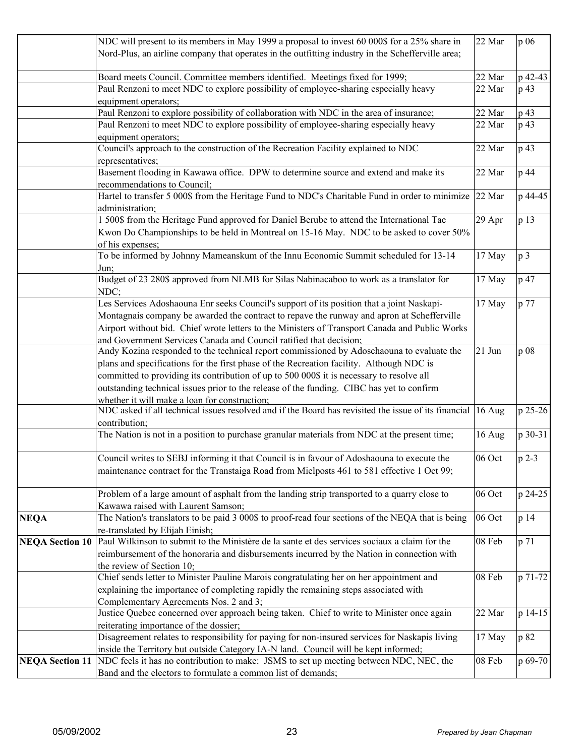| | | | |
|---|---|---|---|
| | NDC will present to its members in May 1999 a proposal to invest 60 000$ for a 25% share in Nord-Plus, an airline company that operates in the outfitting industry in the Schefferville area; | 22 Mar | p 06 |
| | Board meets Council. Committee members identified. Meetings fixed for 1999; | 22 Mar | p 42-43 |
| | Paul Renzoni to meet NDC to explore possibility of employee-sharing especially heavy equipment operators; | 22 Mar | p 43 |
| | Paul Renzoni to explore possibility of collaboration with NDC in the area of insurance; | 22 Mar | p 43 |
| | Paul Renzoni to meet NDC to explore possibility of employee-sharing especially heavy equipment operators; | 22 Mar | p 43 |
| | Council's approach to the construction of the Recreation Facility explained to NDC representatives; | 22 Mar | p 43 |
| | Basement flooding in Kawawa office. DPW to determine source and extend and make its recommendations to Council; | 22 Mar | p 44 |
| | Hartel to transfer 5 000$ from the Heritage Fund to NDC's Charitable Fund in order to minimize administration; | 22 Mar | p 44-45 |
| | 1 500$ from the Heritage Fund approved for Daniel Berube to attend the International Tae Kwon Do Championships to be held in Montreal on 15-16 May. NDC to be asked to cover 50% of his expenses; | 29 Apr | p 13 |
| | To be informed by Johnny Mameanskum of the Innu Economic Summit scheduled for 13-14 Jun; | 17 May | p 3 |
| | Budget of 23 280$ approved from NLMB for Silas Nabinacaboo to work as a translator for NDC; | 17 May | p 47 |
| | Les Services Adoshaouna Enr seeks Council's support of its position that a joint Naskapi-Montagnais company be awarded the contract to repave the runway and apron at Schefferville Airport without bid. Chief wrote letters to the Ministers of Transport Canada and Public Works and Government Services Canada and Council ratified that decision; | 17 May | p 77 |
| | Andy Kozina responded to the technical report commissioned by Adoschaouna to evaluate the plans and specifications for the first phase of the Recreation facility. Although NDC is committed to providing its contribution of up to 500 000$ it is necessary to resolve all outstanding technical issues prior to the release of the funding. CIBC has yet to confirm whether it will make a loan for construction; | 21 Jun | p 08 |
| | NDC asked if all technical issues resolved and if the Board has revisited the issue of its financial contribution; | 16 Aug | p 25-26 |
| | The Nation is not in a position to purchase granular materials from NDC at the present time; | 16 Aug | p 30-31 |
| | Council writes to SEBJ informing it that Council is in favour of Adoshaouna to execute the maintenance contract for the Transtaiga Road from Mielposts 461 to 581 effective 1 Oct 99; | 06 Oct | p 2-3 |
| | Problem of a large amount of asphalt from the landing strip transported to a quarry close to Kawawa raised with Laurent Samson; | 06 Oct | p 24-25 |
| **NEQA** | The Nation's translators to be paid 3 000$ to proof-read four sections of the NEQA that is being re-translated by Elijah Einish; | 06 Oct | p 14 |
| **NEQA Section 10** | Paul Wilkinson to submit to the Ministère de la sante et des services sociaux a claim for the reimbursement of the honoraria and disbursements incurred by the Nation in connection with the review of Section 10; | 08 Feb | p 71 |
| | Chief sends letter to Minister Pauline Marois congratulating her on her appointment and explaining the importance of completing rapidly the remaining steps associated with Complementary Agreements Nos. 2 and 3; | 08 Feb | p 71-72 |
| | Justice Quebec concerned over approach being taken. Chief to write to Minister once again reiterating importance of the dossier; | 22 Mar | p 14-15 |
| | Disagreement relates to responsibility for paying for non-insured services for Naskapis living inside the Territory but outside Category IA-N land. Council will be kept informed; | 17 May | p 82 |
| **NEQA Section 11** | NDC feels it has no contribution to make: JSMS to set up meeting between NDC, NEC, the Band and the electors to formulate a common list of demands; | 08 Feb | p 69-70 |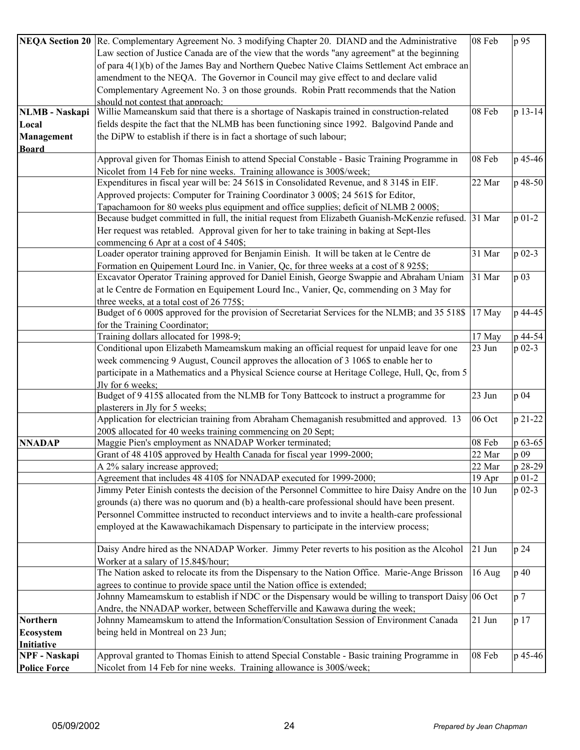| | | | |
|---|---|---|---|
| **NEQA Section 20** | Re. Complementary Agreement No. 3 modifying Chapter 20. DIAND and the Administrative Law section of Justice Canada are of the view that the words "any agreement" at the beginning of para 4(1)(b) of the James Bay and Northern Quebec Native Claims Settlement Act embrace an amendment to the NEQA. The Governor in Council may give effect to and declare valid Complementary Agreement No. 3 on those grounds. Robin Pratt recommends that the Nation should not contest that approach; | 08 Feb | p 95 |
| **NLMB - Naskapi Local Management Board** | Willie Mameanskum said that there is a shortage of Naskapis trained in construction-related fields despite the fact that the NLMB has been functioning since 1992. Balgovind Pande and the DiPW to establish if there is in fact a shortage of such labour; | 08 Feb | p 13-14 |
| | Approval given for Thomas Einish to attend Special Constable - Basic Training Programme in Nicolet from 14 Feb for nine weeks. Training allowance is 300$/week; | 08 Feb | p 45-46 |
| | Expenditures in fiscal year will be: 24 561$ in Consolidated Revenue, and 8 314$ in EIF. Approved projects: Computer for Training Coordinator 3 000$; 24 561$ for Editor, Tapachamoon for 80 weeks plus equipment and office supplies; deficit of NLMB 2 000$; | 22 Mar | p 48-50 |
| | Because budget committed in full, the initial request from Elizabeth Guanish-McKenzie refused. Her request was retabled. Approval given for her to take training in baking at Sept-Iles commencing 6 Apr at a cost of 4 540$; | 31 Mar | p 01-2 |
| | Loader operator training approved for Benjamin Einish. It will be taken at le Centre de Formation en Quipement Lourd Inc. in Vanier, Qc, for three weeks at a cost of 8 925$; | 31 Mar | p 02-3 |
| | Excavator Operator Training approved for Daniel Einish, George Swappie and Abraham Uniam at le Centre de Formation en Equipement Lourd Inc., Vanier, Qc, commending on 3 May for three weeks, at a total cost of 26 775$; | 31 Mar | p 03 |
| | Budget of 6 000$ approved for the provision of Secretariat Services for the NLMB; and 35 518$ for the Training Coordinator; | 17 May | p 44-45 |
| | Training dollars allocated for 1998-9; | 17 May | p 44-54 |
| | Conditional upon Elizabeth Mameamskum making an official request for unpaid leave for one week commencing 9 August, Council approves the allocation of 3 106$ to enable her to participate in a Mathematics and a Physical Science course at Heritage College, Hull, Qc, from 5 Jly for 6 weeks; | 23 Jun | p 02-3 |
| | Budget of 9 415$ allocated from the NLMB for Tony Battcock to instruct a programme for plasterers in Jly for 5 weeks; | 23 Jun | p 04 |
| | Application for electrician training from Abraham Chemaganish resubmitted and approved. 13 200$ allocated for 40 weeks training commencing on 20 Sept; | 06 Oct | p 21-22 |
| **NNADAP** | Maggie Pien's employment as NNADAP Worker terminated; | 08 Feb | p 63-65 |
| | Grant of 48 410$ approved by Health Canada for fiscal year 1999-2000; | 22 Mar | p 09 |
| | A 2% salary increase approved; | 22 Mar | p 28-29 |
| | Agreement that includes 48 410$ for NNADAP executed for 1999-2000; | 19 Apr | p 01-2 |
| | Jimmy Peter Einish contests the decision of the Personnel Committee to hire Daisy Andre on the grounds (a) there was no quorum and (b) a health-care professional should have been present. Personnel Committee instructed to reconduct interviews and to invite a health-care professional employed at the Kawawachikamach Dispensary to participate in the interview process; | 10 Jun | p 02-3 |
| | Daisy Andre hired as the NNADAP Worker. Jimmy Peter reverts to his position as the Alcohol Worker at a salary of 15.84$/hour; | 21 Jun | p 24 |
| | The Nation asked to relocate its from the Dispensary to the Nation Office. Marie-Ange Brisson agrees to continue to provide space until the Nation office is extended; | 16 Aug | p 40 |
| | Johnny Mameamskum to establish if NDC or the Dispensary would be willing to transport Daisy Andre, the NNADAP worker, between Schefferville and Kawawa during the week; | 06 Oct | p 7 |
| **Northern Ecosystem Initiative** | Johnny Mameamskum to attend the Information/Consultation Session of Environment Canada being held in Montreal on 23 Jun; | 21 Jun | p 17 |
| **NPF - Naskapi Police Force** | Approval granted to Thomas Einish to attend Special Constable - Basic training Programme in Nicolet from 14 Feb for nine weeks. Training allowance is 300$/week; | 08 Feb | p 45-46 |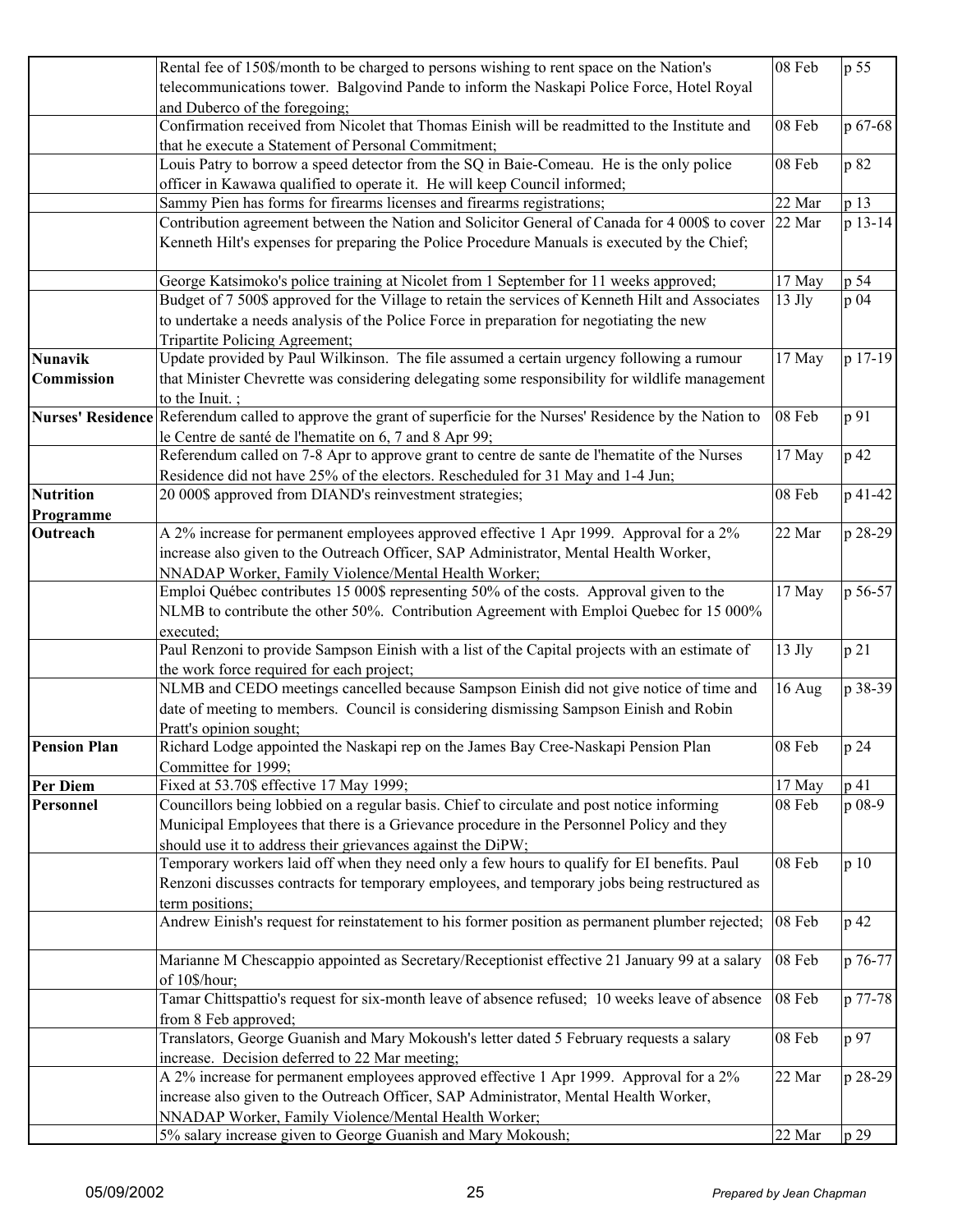| | | | |
|---|---|---|---|
| | Rental fee of 150$/month to be charged to persons wishing to rent space on the Nation's telecommunications tower. Balgovind Pande to inform the Naskapi Police Force, Hotel Royal and Duberco of the foregoing; | 08 Feb | p 55 |
| | Confirmation received from Nicolet that Thomas Einish will be readmitted to the Institute and that he execute a Statement of Personal Commitment; | 08 Feb | p 67-68 |
| | Louis Patry to borrow a speed detector from the SQ in Baie-Comeau. He is the only police officer in Kawawa qualified to operate it. He will keep Council informed; | 08 Feb | p 82 |
| | Sammy Pien has forms for firearms licenses and firearms registrations; | 22 Mar | p 13 |
| | Contribution agreement between the Nation and Solicitor General of Canada for 4 000$ to cover Kenneth Hilt's expenses for preparing the Police Procedure Manuals is executed by the Chief; | 22 Mar | p 13-14 |
| | George Katsimoko's police training at Nicolet from 1 September for 11 weeks approved; | 17 May | p 54 |
| | Budget of 7 500$ approved for the Village to retain the services of Kenneth Hilt and Associates to undertake a needs analysis of the Police Force in preparation for negotiating the new Tripartite Policing Agreement; | 13 Jly | p 04 |
| **Nunavik Commission** | Update provided by Paul Wilkinson. The file assumed a certain urgency following a rumour that Minister Chevrette was considering delegating some responsibility for wildlife management to the Inuit. ; | 17 May | p 17-19 |
| **Nurses' Residence** | Referendum called to approve the grant of superficie for the Nurses' Residence by the Nation to le Centre de santé de l'hematite on 6, 7 and 8 Apr 99; | 08 Feb | p 91 |
| | Referendum called on 7-8 Apr to approve grant to centre de sante de l'hematite of the Nurses Residence did not have 25% of the electors. Rescheduled for 31 May and 1-4 Jun; | 17 May | p 42 |
| **Nutrition Programme** | 20 000$ approved from DIAND's reinvestment strategies; | 08 Feb | p 41-42 |
| **Outreach** | A 2% increase for permanent employees approved effective 1 Apr 1999. Approval for a 2% increase also given to the Outreach Officer, SAP Administrator, Mental Health Worker, NNADAP Worker, Family Violence/Mental Health Worker; | 22 Mar | p 28-29 |
| | Emploi Québec contributes 15 000$ representing 50% of the costs. Approval given to the NLMB to contribute the other 50%. Contribution Agreement with Emploi Quebec for 15 000% executed; | 17 May | p 56-57 |
| | Paul Renzoni to provide Sampson Einish with a list of the Capital projects with an estimate of the work force required for each project; | 13 Jly | p 21 |
| | NLMB and CEDO meetings cancelled because Sampson Einish did not give notice of time and date of meeting to members. Council is considering dismissing Sampson Einish and Robin Pratt's opinion sought; | 16 Aug | p 38-39 |
| **Pension Plan** | Richard Lodge appointed the Naskapi rep on the James Bay Cree-Naskapi Pension Plan Committee for 1999; | 08 Feb | p 24 |
| **Per Diem** | Fixed at 53.70$ effective 17 May 1999; | 17 May | p 41 |
| **Personnel** | Councillors being lobbied on a regular basis. Chief to circulate and post notice informing Municipal Employees that there is a Grievance procedure in the Personnel Policy and they should use it to address their grievances against the DiPW; | 08 Feb | p 08-9 |
| | Temporary workers laid off when they need only a few hours to qualify for EI benefits. Paul Renzoni discusses contracts for temporary employees, and temporary jobs being restructured as term positions; | 08 Feb | p 10 |
| | Andrew Einish's request for reinstatement to his former position as permanent plumber rejected; | 08 Feb | p 42 |
| | Marianne M Chescappio appointed as Secretary/Receptionist effective 21 January 99 at a salary of 10$/hour; | 08 Feb | p 76-77 |
| | Tamar Chittspattio's request for six-month leave of absence refused; 10 weeks leave of absence from 8 Feb approved; | 08 Feb | p 77-78 |
| | Translators, George Guanish and Mary Mokoush's letter dated 5 February requests a salary increase. Decision deferred to 22 Mar meeting; | 08 Feb | p 97 |
| | A 2% increase for permanent employees approved effective 1 Apr 1999. Approval for a 2% increase also given to the Outreach Officer, SAP Administrator, Mental Health Worker, NNADAP Worker, Family Violence/Mental Health Worker; | 22 Mar | p 28-29 |
| | 5% salary increase given to George Guanish and Mary Mokoush; | 22 Mar | p 29 |

05/09/2002 *Prepared by Jean Chapman*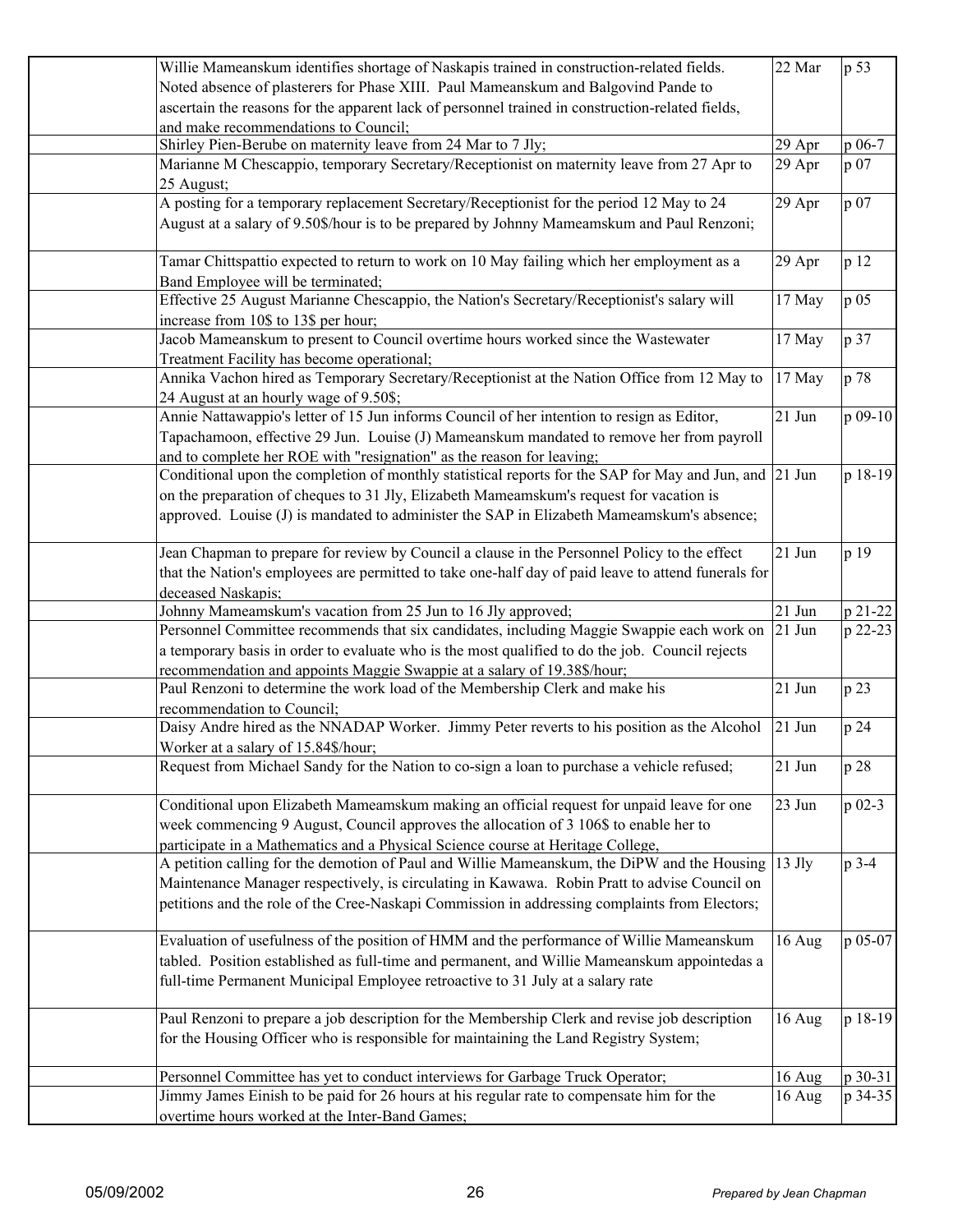| | | | |
|---|---|---|---|
| | Willie Mameanskum identifies shortage of Naskapis trained in construction-related fields. Noted absence of plasterers for Phase XIII. Paul Mameanskum and Balgovind Pande to ascertain the reasons for the apparent lack of personnel trained in construction-related fields, and make recommendations to Council; | 22 Mar | p 53 |
| | Shirley Pien-Berube on maternity leave from 24 Mar to 7 Jly; | 29 Apr | p 06-7 |
| | Marianne M Chescappio, temporary Secretary/Receptionist on maternity leave from 27 Apr to 25 August; | 29 Apr | p 07 |
| | A posting for a temporary replacement Secretary/Receptionist for the period 12 May to 24 August at a salary of 9.50$/hour is to be prepared by Johnny Mameamskum and Paul Renzoni; | 29 Apr | p 07 |
| | Tamar Chittspattio expected to return to work on 10 May failing which her employment as a Band Employee will be terminated; | 29 Apr | p 12 |
| | Effective 25 August Marianne Chescappio, the Nation's Secretary/Receptionist's salary will increase from 10$ to 13$ per hour; | 17 May | p 05 |
| | Jacob Mameanskum to present to Council overtime hours worked since the Wastewater Treatment Facility has become operational; | 17 May | p 37 |
| | Annika Vachon hired as Temporary Secretary/Receptionist at the Nation Office from 12 May to 24 August at an hourly wage of 9.50$; | 17 May | p 78 |
| | Annie Nattawappio's letter of 15 Jun informs Council of her intention to resign as Editor, Tapachamoon, effective 29 Jun. Louise (J) Mameanskum mandated to remove her from payroll and to complete her ROE with "resignation" as the reason for leaving; | 21 Jun | p 09-10 |
| | Conditional upon the completion of monthly statistical reports for the SAP for May and Jun, and on the preparation of cheques to 31 Jly, Elizabeth Mameamskum's request for vacation is approved. Louise (J) is mandated to administer the SAP in Elizabeth Mameamskum's absence; | 21 Jun | p 18-19 |
| | Jean Chapman to prepare for review by Council a clause in the Personnel Policy to the effect that the Nation's employees are permitted to take one-half day of paid leave to attend funerals for deceased Naskapis; | 21 Jun | p 19 |
| | Johnny Mameamskum's vacation from 25 Jun to 16 Jly approved; | 21 Jun | p 21-22 |
| | Personnel Committee recommends that six candidates, including Maggie Swappie each work on a temporary basis in order to evaluate who is the most qualified to do the job. Council rejects recommendation and appoints Maggie Swappie at a salary of 19.38$/hour; | 21 Jun | p 22-23 |
| | Paul Renzoni to determine the work load of the Membership Clerk and make his recommendation to Council; | 21 Jun | p 23 |
| | Daisy Andre hired as the NNADAP Worker. Jimmy Peter reverts to his position as the Alcohol Worker at a salary of 15.84$/hour; | 21 Jun | p 24 |
| | Request from Michael Sandy for the Nation to co-sign a loan to purchase a vehicle refused; | 21 Jun | p 28 |
| | Conditional upon Elizabeth Mameamskum making an official request for unpaid leave for one week commencing 9 August, Council approves the allocation of 3 106$ to enable her to participate in a Mathematics and a Physical Science course at Heritage College, | 23 Jun | p 02-3 |
| | A petition calling for the demotion of Paul and Willie Mameanskum, the DiPW and the Housing Maintenance Manager respectively, is circulating in Kawawa. Robin Pratt to advise Council on petitions and the role of the Cree-Naskapi Commission in addressing complaints from Electors; | 13 Jly | p 3-4 |
| | Evaluation of usefulness of the position of HMM and the performance of Willie Mameanskum tabled. Position established as full-time and permanent, and Willie Mameanskum appointedas a full-time Permanent Municipal Employee retroactive to 31 July at a salary rate | 16 Aug | p 05-07 |
| | Paul Renzoni to prepare a job description for the Membership Clerk and revise job description for the Housing Officer who is responsible for maintaining the Land Registry System; | 16 Aug | p 18-19 |
| | Personnel Committee has yet to conduct interviews for Garbage Truck Operator; | 16 Aug | p 30-31 |
| | Jimmy James Einish to be paid for 26 hours at his regular rate to compensate him for the overtime hours worked at the Inter-Band Games; | 16 Aug | p 34-35 |

05/09/2002 *Prepared by Jean Chapman*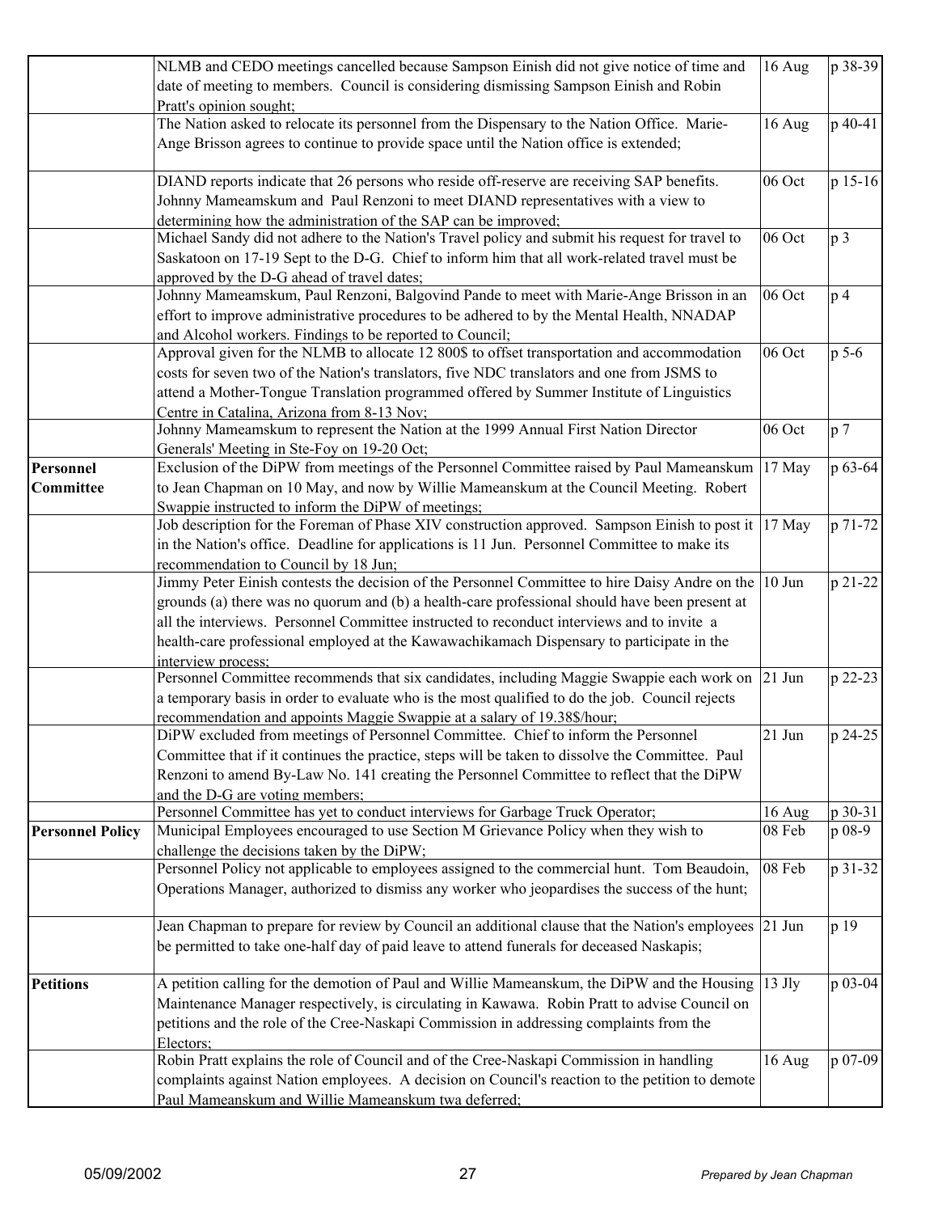| | | | |
|---|---|---|---|
| | NLMB and CEDO meetings cancelled because Sampson Einish did not give notice of time and date of meeting to members. Council is considering dismissing Sampson Einish and Robin Pratt's opinion sought; | 16 Aug | p 38-39 |
| | The Nation asked to relocate its personnel from the Dispensary to the Nation Office. Marie-Ange Brisson agrees to continue to provide space until the Nation office is extended; | 16 Aug | p 40-41 |
| | DIAND reports indicate that 26 persons who reside off-reserve are receiving SAP benefits. Johnny Mameamskum and Paul Renzoni to meet DIAND representatives with a view to determining how the administration of the SAP can be improved; | 06 Oct | p 15-16 |
| | Michael Sandy did not adhere to the Nation's Travel policy and submit his request for travel to Saskatoon on 17-19 Sept to the D-G. Chief to inform him that all work-related travel must be approved by the D-G ahead of travel dates; | 06 Oct | p 3 |
| | Johnny Mameamskum, Paul Renzoni, Balgovind Pande to meet with Marie-Ange Brisson in an effort to improve administrative procedures to be adhered to by the Mental Health, NNADAP and Alcohol workers. Findings to be reported to Council; | 06 Oct | p 4 |
| | Approval given for the NLMB to allocate 12 800$ to offset transportation and accommodation costs for seven two of the Nation's translators, five NDC translators and one from JSMS to attend a Mother-Tongue Translation programmed offered by Summer Institute of Linguistics Centre in Catalina, Arizona from 8-13 Nov; | 06 Oct | p 5-6 |
| | Johnny Mameamskum to represent the Nation at the 1999 Annual First Nation Director Generals' Meeting in Ste-Foy on 19-20 Oct; | 06 Oct | p 7 |
| **Personnel Committee** | Exclusion of the DiPW from meetings of the Personnel Committee raised by Paul Mameanskum to Jean Chapman on 10 May, and now by Willie Mameanskum at the Council Meeting. Robert Swappie instructed to inform the DiPW of meetings; | 17 May | p 63-64 |
| | Job description for the Foreman of Phase XIV construction approved. Sampson Einish to post it in the Nation's office. Deadline for applications is 11 Jun. Personnel Committee to make its recommendation to Council by 18 Jun; | 17 May | p 71-72 |
| | Jimmy Peter Einish contests the decision of the Personnel Committee to hire Daisy Andre on the grounds (a) there was no quorum and (b) a health-care professional should have been present at all the interviews. Personnel Committee instructed to reconduct interviews and to invite a health-care professional employed at the Kawawachikamach Dispensary to participate in the interview process; | 10 Jun | p 21-22 |
| | Personnel Committee recommends that six candidates, including Maggie Swappie each work on a temporary basis in order to evaluate who is the most qualified to do the job. Council rejects recommendation and appoints Maggie Swappie at a salary of 19.38$/hour; | 21 Jun | p 22-23 |
| | DiPW excluded from meetings of Personnel Committee. Chief to inform the Personnel Committee that if it continues the practice, steps will be taken to dissolve the Committee. Paul Renzoni to amend By-Law No. 141 creating the Personnel Committee to reflect that the DiPW and the D-G are voting members; | 21 Jun | p 24-25 |
| | Personnel Committee has yet to conduct interviews for Garbage Truck Operator; | 16 Aug | p 30-31 |
| **Personnel Policy** | Municipal Employees encouraged to use Section M Grievance Policy when they wish to challenge the decisions taken by the DiPW; | 08 Feb | p 08-9 |
| | Personnel Policy not applicable to employees assigned to the commercial hunt. Tom Beaudoin, Operations Manager, authorized to dismiss any worker who jeopardises the success of the hunt; | 08 Feb | p 31-32 |
| | Jean Chapman to prepare for review by Council an additional clause that the Nation's employees be permitted to take one-half day of paid leave to attend funerals for deceased Naskapis; | 21 Jun | p 19 |
| **Petitions** | A petition calling for the demotion of Paul and Willie Mameanskum, the DiPW and the Housing Maintenance Manager respectively, is circulating in Kawawa. Robin Pratt to advise Council on petitions and the role of the Cree-Naskapi Commission in addressing complaints from the Electors; | 13 Jly | p 03-04 |
| | Robin Pratt explains the role of Council and of the Cree-Naskapi Commission in handling complaints against Nation employees. A decision on Council's reaction to the petition to demote Paul Mameanskum and Willie Mameanskum twa deferred; | 16 Aug | p 07-09 |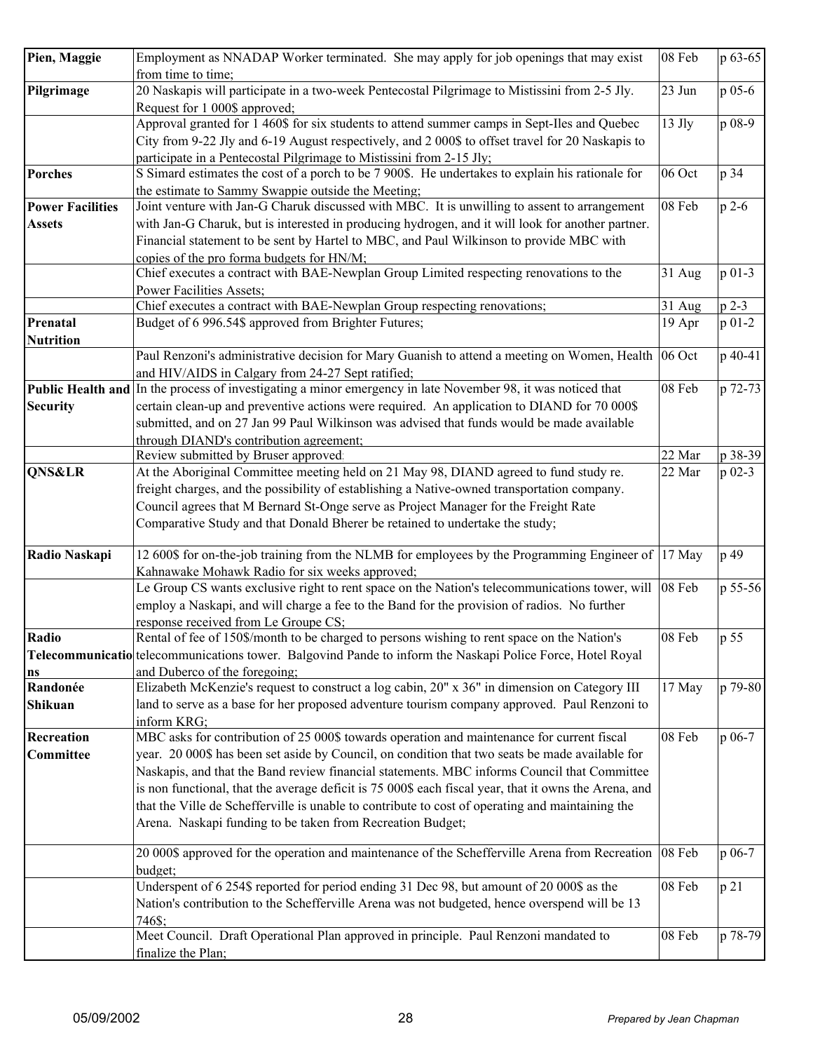| | | | |
|---|---|---|---|
| **Pien, Maggie** | Employment as NNADAP Worker terminated. She may apply for job openings that may exist from time to time; | 08 Feb | p 63-65 |
| **Pilgrimage** | 20 Naskapis will participate in a two-week Pentecostal Pilgrimage to Mistissini from 2-5 Jly. Request for 1 000$ approved; | 23 Jun | p 05-6 |
| | Approval granted for 1 460$ for six students to attend summer camps in Sept-Iles and Quebec City from 9-22 Jly and 6-19 August respectively, and 2 000$ to offset travel for 20 Naskapis to participate in a Pentecostal Pilgrimage to Mistissini from 2-15 Jly; | 13 Jly | p 08-9 |
| **Porches** | S Simard estimates the cost of a porch to be 7 900$. He undertakes to explain his rationale for the estimate to Sammy Swappie outside the Meeting; | 06 Oct | p 34 |
| **Power Facilities Assets** | Joint venture with Jan-G Charuk discussed with MBC. It is unwilling to assent to arrangement with Jan-G Charuk, but is interested in producing hydrogen, and it will look for another partner. Financial statement to be sent by Hartel to MBC, and Paul Wilkinson to provide MBC with copies of the pro forma budgets for HN/M; | 08 Feb | p 2-6 |
| | Chief executes a contract with BAE-Newplan Group Limited respecting renovations to the Power Facilities Assets; | 31 Aug | p 01-3 |
| | Chief executes a contract with BAE-Newplan Group respecting renovations; | 31 Aug | p 2-3 |
| **Prenatal Nutrition** | Budget of 6 996.54$ approved from Brighter Futures; | 19 Apr | p 01-2 |
| | Paul Renzoni's administrative decision for Mary Guanish to attend a meeting on Women, Health and HIV/AIDS in Calgary from 24-27 Sept ratified; | 06 Oct | p 40-41 |
| **Public Health and Security** | In the process of investigating a minor emergency in late November 98, it was noticed that certain clean-up and preventive actions were required. An application to DIAND for 70 000$ submitted, and on 27 Jan 99 Paul Wilkinson was advised that funds would be made available through DIAND's contribution agreement; | 08 Feb | p 72-73 |
| | Review submitted by Bruser approved; | 22 Mar | p 38-39 |
| **QNS&LR** | At the Aboriginal Committee meeting held on 21 May 98, DIAND agreed to fund study re. freight charges, and the possibility of establishing a Native-owned transportation company. Council agrees that M Bernard St-Onge serve as Project Manager for the Freight Rate Comparative Study and that Donald Bherer be retained to undertake the study; | 22 Mar | p 02-3 |
| **Radio Naskapi** | 12 600$ for on-the-job training from the NLMB for employees by the Programming Engineer of Kahnawake Mohawk Radio for six weeks approved; | 17 May | p 49 |
| | Le Group CS wants exclusive right to rent space on the Nation's telecommunications tower, will employ a Naskapi, and will charge a fee to the Band for the provision of radios. No further response received from Le Groupe CS; | 08 Feb | p 55-56 |
| **Radio Telecommunications** | Rental of fee of 150$/month to be charged to persons wishing to rent space on the Nation's telecommunications tower. Balgovind Pande to inform the Naskapi Police Force, Hotel Royal and Duberco of the foregoing; | 08 Feb | p 55 |
| **Randonée Shikuan** | Elizabeth McKenzie's request to construct a log cabin, 20" x 36" in dimension on Category III land to serve as a base for her proposed adventure tourism company approved. Paul Renzoni to inform KRG; | 17 May | p 79-80 |
| **Recreation Committee** | MBC asks for contribution of 25 000$ towards operation and maintenance for current fiscal year. 20 000$ has been set aside by Council, on condition that two seats be made available for Naskapis, and that the Band review financial statements. MBC informs Council that Committee is non functional, that the average deficit is 75 000$ each fiscal year, that it owns the Arena, and that the Ville de Schefferville is unable to contribute to cost of operating and maintaining the Arena. Naskapi funding to be taken from Recreation Budget; | 08 Feb | p 06-7 |
| | 20 000$ approved for the operation and maintenance of the Schefferville Arena from Recreation budget; | 08 Feb | p 06-7 |
| | Underspent of 6 254$ reported for period ending 31 Dec 98, but amount of 20 000$ as the Nation's contribution to the Schefferville Arena was not budgeted, hence overspend will be 13 746$; | 08 Feb | p 21 |
| | Meet Council. Draft Operational Plan approved in principle. Paul Renzoni mandated to finalize the Plan; | 08 Feb | p 78-79 |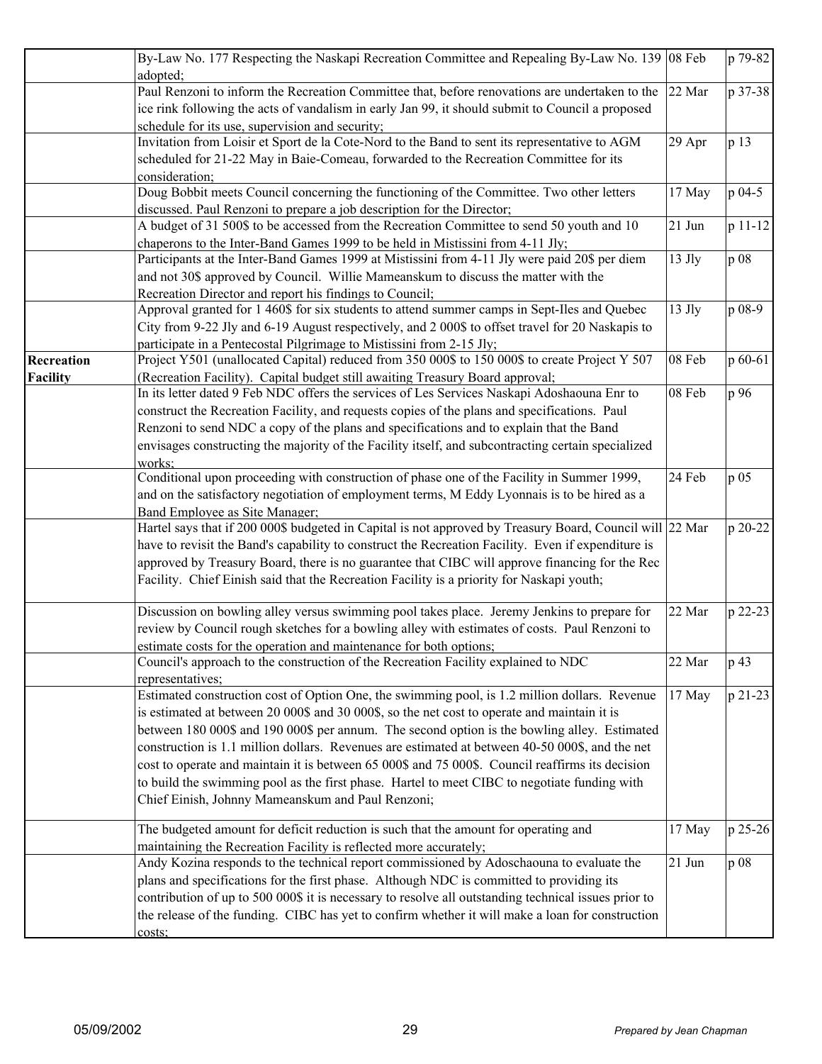| | | | |
|---|---|---|---|
| | By-Law No. 177 Respecting the Naskapi Recreation Committee and Repealing By-Law No. 139 adopted; | 08 Feb | p 79-82 |
| | Paul Renzoni to inform the Recreation Committee that, before renovations are undertaken to the ice rink following the acts of vandalism in early Jan 99, it should submit to Council a proposed schedule for its use, supervision and security; | 22 Mar | p 37-38 |
| | Invitation from Loisir et Sport de la Cote-Nord to the Band to sent its representative to AGM scheduled for 21-22 May in Baie-Comeau, forwarded to the Recreation Committee for its consideration; | 29 Apr | p 13 |
| | Doug Bobbit meets Council concerning the functioning of the Committee. Two other letters discussed. Paul Renzoni to prepare a job description for the Director; | 17 May | p 04-5 |
| | A budget of 31 500$ to be accessed from the Recreation Committee to send 50 youth and 10 chaperons to the Inter-Band Games 1999 to be held in Mistissini from 4-11 Jly; | 21 Jun | p 11-12 |
| | Participants at the Inter-Band Games 1999 at Mistissini from 4-11 Jly were paid 20$ per diem and not 30$ approved by Council. Willie Mameanskum to discuss the matter with the Recreation Director and report his findings to Council; | 13 Jly | p 08 |
| | Approval granted for 1 460$ for six students to attend summer camps in Sept-Iles and Quebec City from 9-22 Jly and 6-19 August respectively, and 2 000$ to offset travel for 20 Naskapis to participate in a Pentecostal Pilgrimage to Mistissini from 2-15 Jly; | 13 Jly | p 08-9 |
| **Recreation Facility** | Project Y501 (unallocated Capital) reduced from 350 000$ to 150 000$ to create Project Y 507 (Recreation Facility). Capital budget still awaiting Treasury Board approval; | 08 Feb | p 60-61 |
| | In its letter dated 9 Feb NDC offers the services of Les Services Naskapi Adoshaouna Enr to construct the Recreation Facility, and requests copies of the plans and specifications. Paul Renzoni to send NDC a copy of the plans and specifications and to explain that the Band envisages constructing the majority of the Facility itself, and subcontracting certain specialized works; | 08 Feb | p 96 |
| | Conditional upon proceeding with construction of phase one of the Facility in Summer 1999, and on the satisfactory negotiation of employment terms, M Eddy Lyonnais is to be hired as a Band Employee as Site Manager; | 24 Feb | p 05 |
| | Hartel says that if 200 000$ budgeted in Capital is not approved by Treasury Board, Council will have to revisit the Band's capability to construct the Recreation Facility. Even if expenditure is approved by Treasury Board, there is no guarantee that CIBC will approve financing for the Rec Facility. Chief Einish said that the Recreation Facility is a priority for Naskapi youth; | 22 Mar | p 20-22 |
| | Discussion on bowling alley versus swimming pool takes place. Jeremy Jenkins to prepare for review by Council rough sketches for a bowling alley with estimates of costs. Paul Renzoni to estimate costs for the operation and maintenance for both options; | 22 Mar | p 22-23 |
| | Council's approach to the construction of the Recreation Facility explained to NDC representatives; | 22 Mar | p 43 |
| | Estimated construction cost of Option One, the swimming pool, is 1.2 million dollars. Revenue is estimated at between 20 000$ and 30 000$, so the net cost to operate and maintain it is between 180 000$ and 190 000$ per annum. The second option is the bowling alley. Estimated construction is 1.1 million dollars. Revenues are estimated at between 40-50 000$, and the net cost to operate and maintain it is between 65 000$ and 75 000$. Council reaffirms its decision to build the swimming pool as the first phase. Hartel to meet CIBC to negotiate funding with Chief Einish, Johnny Mameanskum and Paul Renzoni; | 17 May | p 21-23 |
| | The budgeted amount for deficit reduction is such that the amount for operating and maintaining the Recreation Facility is reflected more accurately; | 17 May | p 25-26 |
| | Andy Kozina responds to the technical report commissioned by Adoschaouna to evaluate the plans and specifications for the first phase. Although NDC is committed to providing its contribution of up to 500 000$ it is necessary to resolve all outstanding technical issues prior to the release of the funding. CIBC has yet to confirm whether it will make a loan for construction costs; | 21 Jun | p 08 |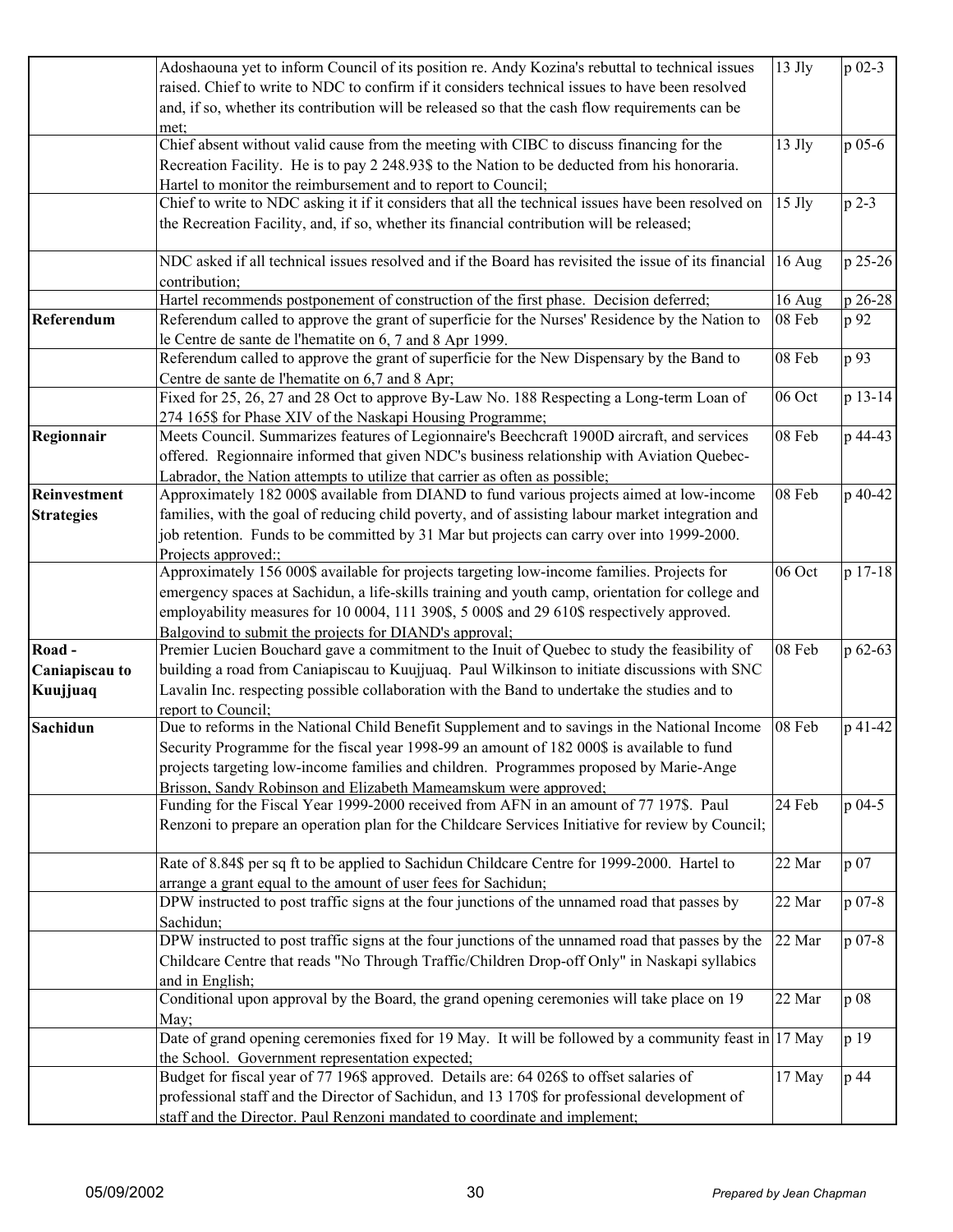| | | | |
|---|---|---|---|
| | Adoshaouna yet to inform Council of its position re. Andy Kozina's rebuttal to technical issues raised. Chief to write to NDC to confirm if it considers technical issues to have been resolved and, if so, whether its contribution will be released so that the cash flow requirements can be met; | 13 Jly | p 02-3 |
| | Chief absent without valid cause from the meeting with CIBC to discuss financing for the Recreation Facility. He is to pay 2 248.93$ to the Nation to be deducted from his honoraria. Hartel to monitor the reimbursement and to report to Council; | 13 Jly | p 05-6 |
| | Chief to write to NDC asking it if it considers that all the technical issues have been resolved on the Recreation Facility, and, if so, whether its financial contribution will be released; | 15 Jly | p 2-3 |
| | NDC asked if all technical issues resolved and if the Board has revisited the issue of its financial contribution; | 16 Aug | p 25-26 |
| | Hartel recommends postponement of construction of the first phase. Decision deferred; | 16 Aug | p 26-28 |
| **Referendum** | Referendum called to approve the grant of superficie for the Nurses' Residence by the Nation to le Centre de sante de l'hematite on 6, 7 and 8 Apr 1999. | 08 Feb | p 92 |
| | Referendum called to approve the grant of superficie for the New Dispensary by the Band to Centre de sante de l'hematite on 6,7 and 8 Apr; | 08 Feb | p 93 |
| | Fixed for 25, 26, 27 and 28 Oct to approve By-Law No. 188 Respecting a Long-term Loan of 274 165$ for Phase XIV of the Naskapi Housing Programme; | 06 Oct | p 13-14 |
| **Regionnair** | Meets Council. Summarizes features of Legionnaire's Beechcraft 1900D aircraft, and services offered. Regionnaire informed that given NDC's business relationship with Aviation Quebec-Labrador, the Nation attempts to utilize that carrier as often as possible; | 08 Feb | p 44-43 |
| **Reinvestment Strategies** | Approximately 182 000$ available from DIAND to fund various projects aimed at low-income families, with the goal of reducing child poverty, and of assisting labour market integration and job retention. Funds to be committed by 31 Mar but projects can carry over into 1999-2000. Projects approved:; | 08 Feb | p 40-42 |
| | Approximately 156 000$ available for projects targeting low-income families. Projects for emergency spaces at Sachidun, a life-skills training and youth camp, orientation for college and employability measures for 10 0004, 111 390$, 5 000$ and 29 610$ respectively approved. Balgovind to submit the projects for DIAND's approval; | 06 Oct | p 17-18 |
| **Road - Caniapiscau to Kuujjuaq** | Premier Lucien Bouchard gave a commitment to the Inuit of Quebec to study the feasibility of building a road from Caniapiscau to Kuujjuaq. Paul Wilkinson to initiate discussions with SNC Lavalin Inc. respecting possible collaboration with the Band to undertake the studies and to report to Council; | 08 Feb | p 62-63 |
| **Sachidun** | Due to reforms in the National Child Benefit Supplement and to savings in the National Income Security Programme for the fiscal year 1998-99 an amount of 182 000$ is available to fund projects targeting low-income families and children. Programmes proposed by Marie-Ange Brisson, Sandy Robinson and Elizabeth Mameamskum were approved; | 08 Feb | p 41-42 |
| | Funding for the Fiscal Year 1999-2000 received from AFN in an amount of 77 197$. Paul Renzoni to prepare an operation plan for the Childcare Services Initiative for review by Council; | 24 Feb | p 04-5 |
| | Rate of 8.84$ per sq ft to be applied to Sachidun Childcare Centre for 1999-2000. Hartel to arrange a grant equal to the amount of user fees for Sachidun; | 22 Mar | p 07 |
| | DPW instructed to post traffic signs at the four junctions of the unnamed road that passes by Sachidun; | 22 Mar | p 07-8 |
| | DPW instructed to post traffic signs at the four junctions of the unnamed road that passes by the Childcare Centre that reads "No Through Traffic/Children Drop-off Only" in Naskapi syllabics and in English; | 22 Mar | p 07-8 |
| | Conditional upon approval by the Board, the grand opening ceremonies will take place on 19 May; | 22 Mar | p 08 |
| | Date of grand opening ceremonies fixed for 19 May. It will be followed by a community feast in the School. Government representation expected; | 17 May | p 19 |
| | Budget for fiscal year of 77 196$ approved. Details are: 64 026$ to offset salaries of professional staff and the Director of Sachidun, and 13 170$ for professional development of staff and the Director. Paul Renzoni mandated to coordinate and implement; | 17 May | p 44 |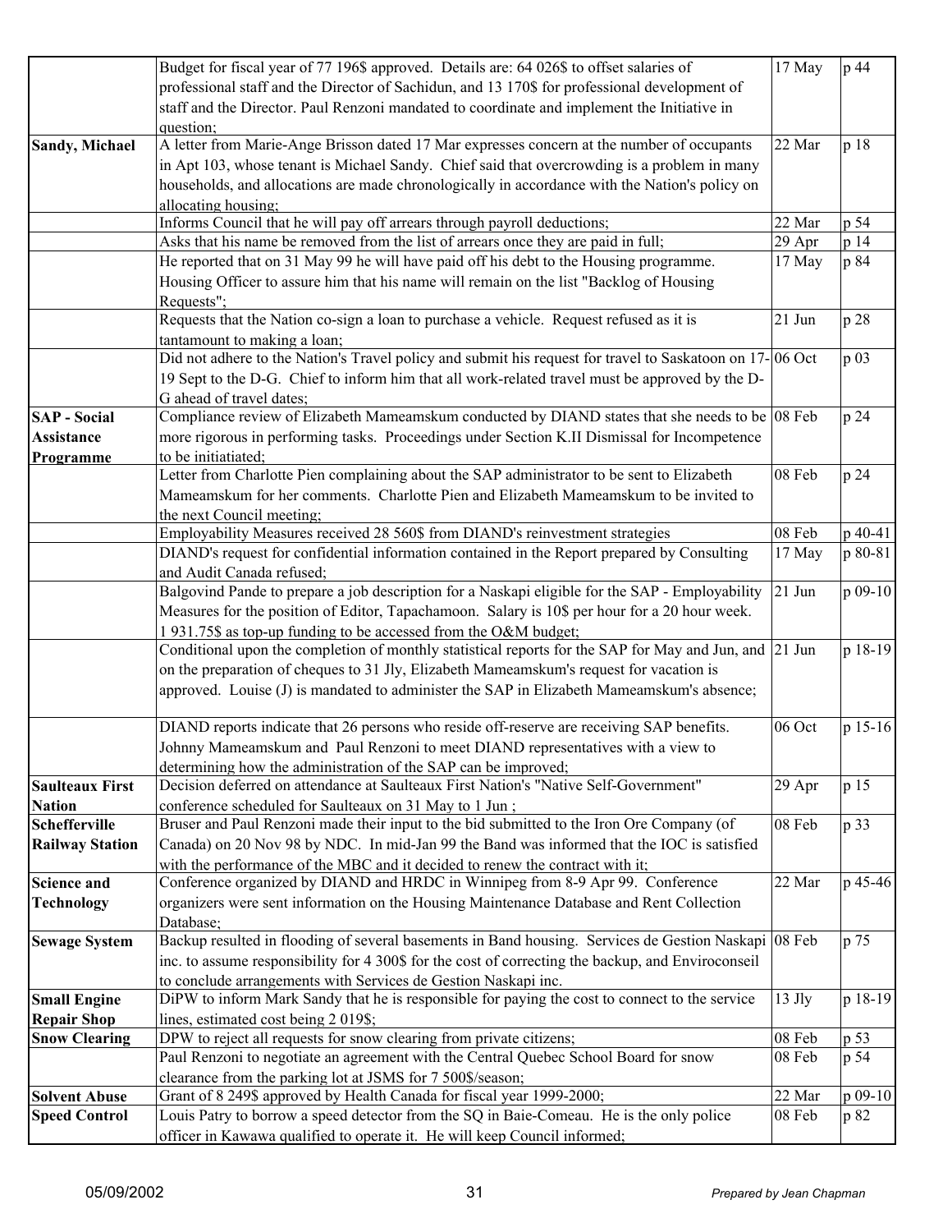| | | | |
|---|---|---|---|
| | Budget for fiscal year of 77 196$ approved. Details are: 64 026$ to offset salaries of professional staff and the Director of Sachidun, and 13 170$ for professional development of staff and the Director. Paul Renzoni mandated to coordinate and implement the Initiative in question; | 17 May | p 44 |
| **Sandy, Michael** | A letter from Marie-Ange Brisson dated 17 Mar expresses concern at the number of occupants in Apt 103, whose tenant is Michael Sandy. Chief said that overcrowding is a problem in many households, and allocations are made chronologically in accordance with the Nation's policy on allocating housing; | 22 Mar | p 18 |
| | Informs Council that he will pay off arrears through payroll deductions; | 22 Mar | p 54 |
| | Asks that his name be removed from the list of arrears once they are paid in full; | 29 Apr | p 14 |
| | He reported that on 31 May 99 he will have paid off his debt to the Housing programme. Housing Officer to assure him that his name will remain on the list "Backlog of Housing Requests"; | 17 May | p 84 |
| | Requests that the Nation co-sign a loan to purchase a vehicle. Request refused as it is tantamount to making a loan; | 21 Jun | p 28 |
| | Did not adhere to the Nation's Travel policy and submit his request for travel to Saskatoon on 17-19 Sept to the D-G. Chief to inform him that all work-related travel must be approved by the D-G ahead of travel dates; | 06 Oct | p 03 |
| **SAP - Social Assistance Programme** | Compliance review of Elizabeth Mameamskum conducted by DIAND states that she needs to be more rigorous in performing tasks. Proceedings under Section K.II Dismissal for Incompetence to be initiatiated; | 08 Feb | p 24 |
| | Letter from Charlotte Pien complaining about the SAP administrator to be sent to Elizabeth Mameamskum for her comments. Charlotte Pien and Elizabeth Mameamskum to be invited to the next Council meeting; | 08 Feb | p 24 |
| | Employability Measures received 28 560$ from DIAND's reinvestment strategies | 08 Feb | p 40-41 |
| | DIAND's request for confidential information contained in the Report prepared by Consulting and Audit Canada refused; | 17 May | p 80-81 |
| | Balgovind Pande to prepare a job description for a Naskapi eligible for the SAP - Employability Measures for the position of Editor, Tapachamoon. Salary is 10$ per hour for a 20 hour week. 1 931.75$ as top-up funding to be accessed from the O&M budget; | 21 Jun | p 09-10 |
| | Conditional upon the completion of monthly statistical reports for the SAP for May and Jun, and on the preparation of cheques to 31 Jly, Elizabeth Mameamskum's request for vacation is approved. Louise (J) is mandated to administer the SAP in Elizabeth Mameamskum's absence; | 21 Jun | p 18-19 |
| | DIAND reports indicate that 26 persons who reside off-reserve are receiving SAP benefits. Johnny Mameamskum and Paul Renzoni to meet DIAND representatives with a view to determining how the administration of the SAP can be improved; | 06 Oct | p 15-16 |
| **Saulteaux First Nation** | Decision deferred on attendance at Saulteaux First Nation's "Native Self-Government" conference scheduled for Saulteaux on 31 May to 1 Jun ; | 29 Apr | p 15 |
| **Schefferville Railway Station** | Bruser and Paul Renzoni made their input to the bid submitted to the Iron Ore Company (of Canada) on 20 Nov 98 by NDC. In mid-Jan 99 the Band was informed that the IOC is satisfied with the performance of the MBC and it decided to renew the contract with it; | 08 Feb | p 33 |
| **Science and Technology** | Conference organized by DIAND and HRDC in Winnipeg from 8-9 Apr 99. Conference organizers were sent information on the Housing Maintenance Database and Rent Collection Database; | 22 Mar | p 45-46 |
| **Sewage System** | Backup resulted in flooding of several basements in Band housing. Services de Gestion Naskapi inc. to assume responsibility for 4 300$ for the cost of correcting the backup, and Enviroconseil to conclude arrangements with Services de Gestion Naskapi inc. | 08 Feb | p 75 |
| **Small Engine Repair Shop** | DiPW to inform Mark Sandy that he is responsible for paying the cost to connect to the service lines, estimated cost being 2 019$; | 13 Jly | p 18-19 |
| **Snow Clearing** | DPW to reject all requests for snow clearing from private citizens; | 08 Feb | p 53 |
| | Paul Renzoni to negotiate an agreement with the Central Quebec School Board for snow clearance from the parking lot at JSMS for 7 500$/season; | 08 Feb | p 54 |
| **Solvent Abuse** | Grant of 8 249$ approved by Health Canada for fiscal year 1999-2000; | 22 Mar | p 09-10 |
| **Speed Control** | Louis Patry to borrow a speed detector from the SQ in Baie-Comeau. He is the only police officer in Kawawa qualified to operate it. He will keep Council informed; | 08 Feb | p 82 |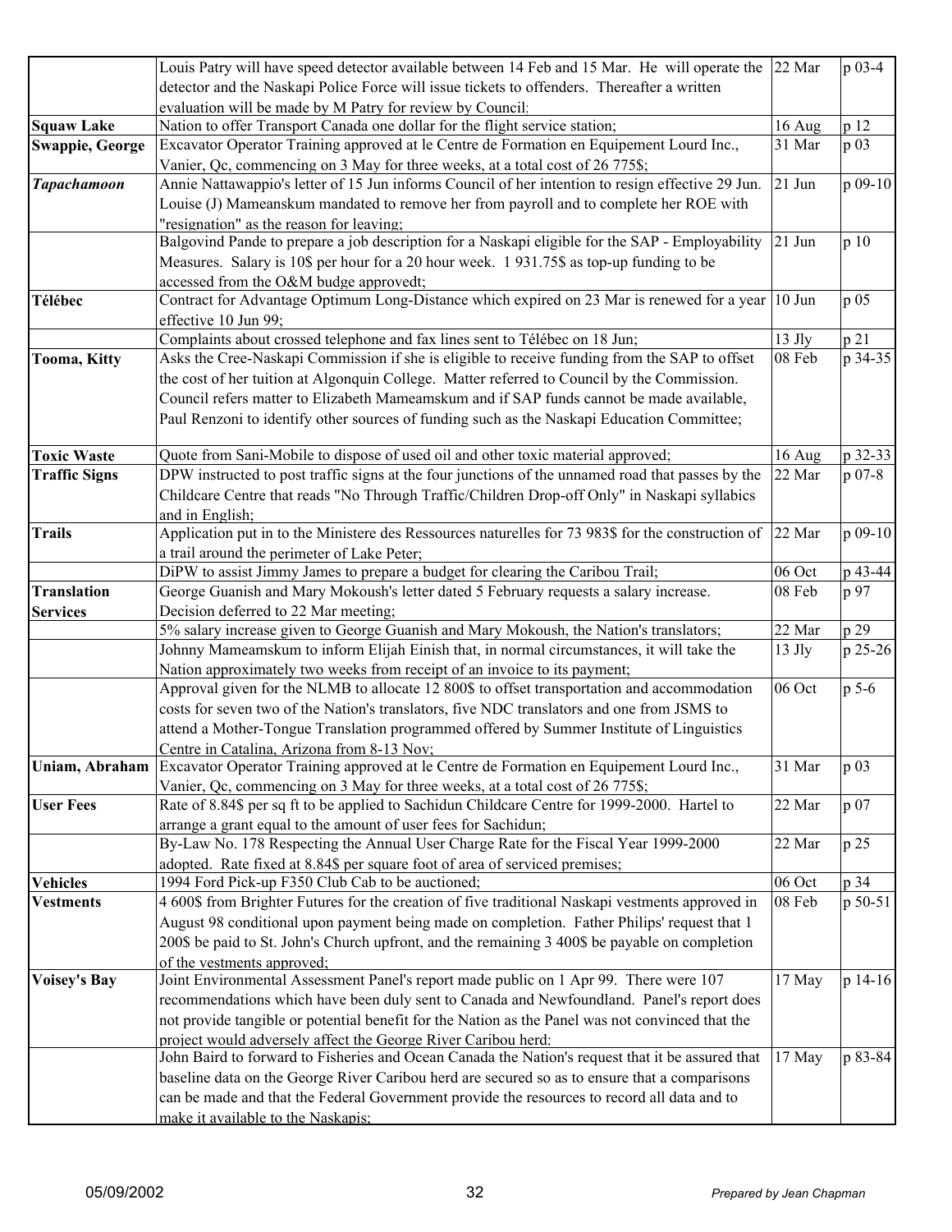| | | | |
|---|---|---|---|
| | Louis Patry will have speed detector available between 14 Feb and 15 Mar. He will operate the detector and the Naskapi Police Force will issue tickets to offenders. Thereafter a written evaluation will be made by M Patry for review by Council; | 22 Mar | p 03-4 |
| **Squaw Lake** | Nation to offer Transport Canada one dollar for the flight service station; | 16 Aug | p 12 |
| **Swappie, George** | Excavator Operator Training approved at le Centre de Formation en Equipement Lourd Inc., Vanier, Qc, commencing on 3 May for three weeks, at a total cost of 26 775$; | 31 Mar | p 03 |
| ***Tapachamoon*** | Annie Nattawappio's letter of 15 Jun informs Council of her intention to resign effective 29 Jun. Louise (J) Mameanskum mandated to remove her from payroll and to complete her ROE with "resignation" as the reason for leaving; | 21 Jun | p 09-10 |
| | Balgovind Pande to prepare a job description for a Naskapi eligible for the SAP - Employability Measures. Salary is 10$ per hour for a 20 hour week. 1 931.75$ as top-up funding to be accessed from the O&M budge approvedt; | 21 Jun | p 10 |
| **Télébec** | Contract for Advantage Optimum Long-Distance which expired on 23 Mar is renewed for a year effective 10 Jun 99; | 10 Jun | p 05 |
| | Complaints about crossed telephone and fax lines sent to Télébec on 18 Jun; | 13 Jly | p 21 |
| **Tooma, Kitty** | Asks the Cree-Naskapi Commission if she is eligible to receive funding from the SAP to offset the cost of her tuition at Algonquin College. Matter referred to Council by the Commission. Council refers matter to Elizabeth Mameamskum and if SAP funds cannot be made available, Paul Renzoni to identify other sources of funding such as the Naskapi Education Committee; | 08 Feb | p 34-35 |
| **Toxic Waste** | Quote from Sani-Mobile to dispose of used oil and other toxic material approved; | 16 Aug | p 32-33 |
| **Traffic Signs** | DPW instructed to post traffic signs at the four junctions of the unnamed road that passes by the Childcare Centre that reads "No Through Traffic/Children Drop-off Only" in Naskapi syllabics and in English; | 22 Mar | p 07-8 |
| **Trails** | Application put in to the Ministere des Ressources naturelles for 73 983$ for the construction of a trail around the perimeter of Lake Peter; | 22 Mar | p 09-10 |
| | DiPW to assist Jimmy James to prepare a budget for clearing the Caribou Trail; | 06 Oct | p 43-44 |
| **Translation Services** | George Guanish and Mary Mokoush's letter dated 5 February requests a salary increase. Decision deferred to 22 Mar meeting; | 08 Feb | p 97 |
| | 5% salary increase given to George Guanish and Mary Mokoush, the Nation's translators; | 22 Mar | p 29 |
| | Johnny Mameamskum to inform Elijah Einish that, in normal circumstances, it will take the Nation approximately two weeks from receipt of an invoice to its payment; | 13 Jly | p 25-26 |
| | Approval given for the NLMB to allocate 12 800$ to offset transportation and accommodation costs for seven two of the Nation's translators, five NDC translators and one from JSMS to attend a Mother-Tongue Translation programmed offered by Summer Institute of Linguistics Centre in Catalina, Arizona from 8-13 Nov; | 06 Oct | p 5-6 |
| **Uniam, Abraham** | Excavator Operator Training approved at le Centre de Formation en Equipement Lourd Inc., Vanier, Qc, commencing on 3 May for three weeks, at a total cost of 26 775$; | 31 Mar | p 03 |
| **User Fees** | Rate of 8.84$ per sq ft to be applied to Sachidun Childcare Centre for 1999-2000. Hartel to arrange a grant equal to the amount of user fees for Sachidun; | 22 Mar | p 07 |
| | By-Law No. 178 Respecting the Annual User Charge Rate for the Fiscal Year 1999-2000 adopted. Rate fixed at 8.84$ per square foot of area of serviced premises; | 22 Mar | p 25 |
| **Vehicles** | 1994 Ford Pick-up F350 Club Cab to be auctioned; | 06 Oct | p 34 |
| **Vestments** | 4 600$ from Brighter Futures for the creation of five traditional Naskapi vestments approved in August 98 conditional upon payment being made on completion. Father Philips' request that 1 200$ be paid to St. John's Church upfront, and the remaining 3 400$ be payable on completion of the vestments approved; | 08 Feb | p 50-51 |
| **Voisey's Bay** | Joint Environmental Assessment Panel's report made public on 1 Apr 99. There were 107 recommendations which have been duly sent to Canada and Newfoundland. Panel's report does not provide tangible or potential benefit for the Nation as the Panel was not convinced that the project would adversely affect the George River Caribou herd; | 17 May | p 14-16 |
| | John Baird to forward to Fisheries and Ocean Canada the Nation's request that it be assured that baseline data on the George River Caribou herd are secured so as to ensure that a comparisons can be made and that the Federal Government provide the resources to record all data and to make it available to the Naskapis; | 17 May | p 83-84 |

05/09/2002 — *Prepared by Jean Chapman*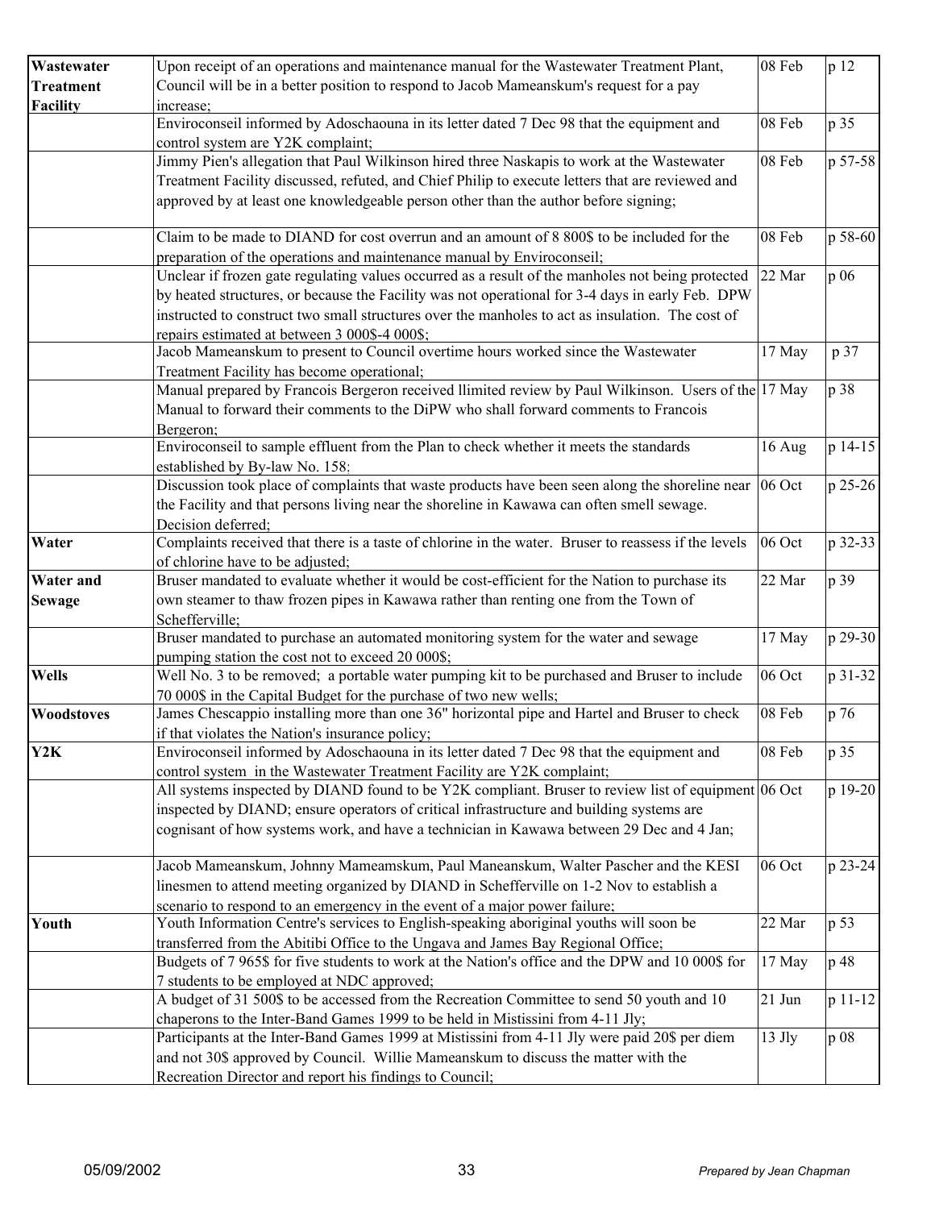| | | | |
|---|---|---|---|
| **Wastewater Treatment Facility** | Upon receipt of an operations and maintenance manual for the Wastewater Treatment Plant, Council will be in a better position to respond to Jacob Mameanskum's request for a pay increase; | 08 Feb | p 12 |
| | Enviroconseil informed by Adoschaouna in its letter dated 7 Dec 98 that the equipment and control system are Y2K complaint; | 08 Feb | p 35 |
| | Jimmy Pien's allegation that Paul Wilkinson hired three Naskapis to work at the Wastewater Treatment Facility discussed, refuted, and Chief Philip to execute letters that are reviewed and approved by at least one knowledgeable person other than the author before signing; | 08 Feb | p 57-58 |
| | Claim to be made to DIAND for cost overrun and an amount of 8 800$ to be included for the preparation of the operations and maintenance manual by Enviroconseil; | 08 Feb | p 58-60 |
| | Unclear if frozen gate regulating values occurred as a result of the manholes not being protected by heated structures, or because the Facility was not operational for 3-4 days in early Feb. DPW instructed to construct two small structures over the manholes to act as insulation. The cost of repairs estimated at between 3 000$-4 000$; | 22 Mar | p 06 |
| | Jacob Mameanskum to present to Council overtime hours worked since the Wastewater Treatment Facility has become operational; | 17 May | p 37 |
| | Manual prepared by Francois Bergeron received llimited review by Paul Wilkinson. Users of the Manual to forward their comments to the DiPW who shall forward comments to Francois Bergeron; | 17 May | p 38 |
| | Enviroconseil to sample effluent from the Plan to check whether it meets the standards established by By-law No. 158; | 16 Aug | p 14-15 |
| | Discussion took place of complaints that waste products have been seen along the shoreline near the Facility and that persons living near the shoreline in Kawawa can often smell sewage. Decision deferred; | 06 Oct | p 25-26 |
| **Water** | Complaints received that there is a taste of chlorine in the water. Bruser to reassess if the levels of chlorine have to be adjusted; | 06 Oct | p 32-33 |
| **Water and Sewage** | Bruser mandated to evaluate whether it would be cost-efficient for the Nation to purchase its own steamer to thaw frozen pipes in Kawawa rather than renting one from the Town of Schefferville; | 22 Mar | p 39 |
| | Bruser mandated to purchase an automated monitoring system for the water and sewage pumping station the cost not to exceed 20 000$; | 17 May | p 29-30 |
| **Wells** | Well No. 3 to be removed; a portable water pumping kit to be purchased and Bruser to include 70 000$ in the Capital Budget for the purchase of two new wells; | 06 Oct | p 31-32 |
| **Woodstoves** | James Chescappio installing more than one 36" horizontal pipe and Hartel and Bruser to check if that violates the Nation's insurance policy; | 08 Feb | p 76 |
| **Y2K** | Enviroconseil informed by Adoschaouna in its letter dated 7 Dec 98 that the equipment and control system in the Wastewater Treatment Facility are Y2K complaint; | 08 Feb | p 35 |
| | All systems inspected by DIAND found to be Y2K compliant. Bruser to review list of equipment inspected by DIAND; ensure operators of critical infrastructure and building systems are cognisant of how systems work, and have a technician in Kawawa between 29 Dec and 4 Jan; | 06 Oct | p 19-20 |
| | Jacob Mameanskum, Johnny Mameamskum, Paul Maneanskum, Walter Pascher and the KESI linesmen to attend meeting organized by DIAND in Schefferville on 1-2 Nov to establish a scenario to respond to an emergency in the event of a major power failure; | 06 Oct | p 23-24 |
| **Youth** | Youth Information Centre's services to English-speaking aboriginal youths will soon be transferred from the Abitibi Office to the Ungava and James Bay Regional Office; | 22 Mar | p 53 |
| | Budgets of 7 965$ for five students to work at the Nation's office and the DPW and 10 000$ for 7 students to be employed at NDC approved; | 17 May | p 48 |
| | A budget of 31 500$ to be accessed from the Recreation Committee to send 50 youth and 10 chaperons to the Inter-Band Games 1999 to be held in Mistissini from 4-11 Jly; | 21 Jun | p 11-12 |
| | Participants at the Inter-Band Games 1999 at Mistissini from 4-11 Jly were paid 20$ per diem and not 30$ approved by Council. Willie Mameanskum to discuss the matter with the Recreation Director and report his findings to Council; | 13 Jly | p 08 |

05/09/2002 *Prepared by Jean Chapman*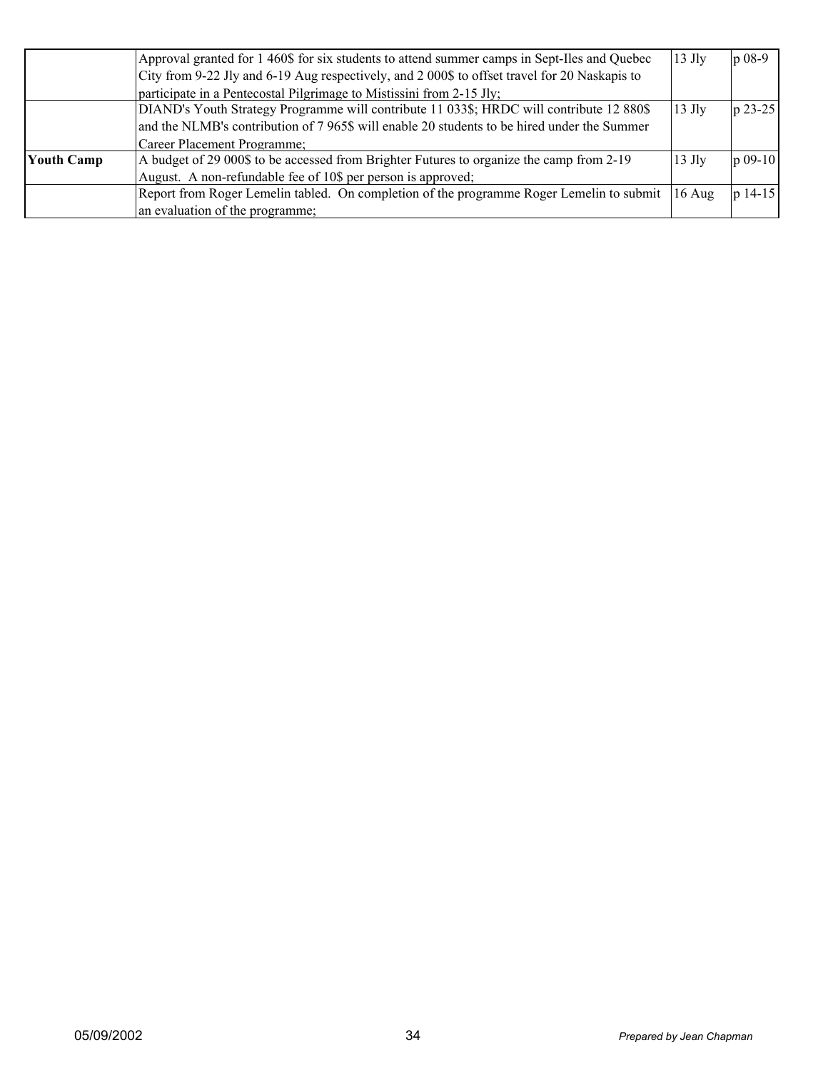| | | | |
|---|---|---|---|
| | Approval granted for 1 460$ for six students to attend summer camps in Sept-Iles and Quebec City from 9-22 Jly and 6-19 Aug respectively, and 2 000$ to offset travel for 20 Naskapis to participate in a Pentecostal Pilgrimage to Mistissini from 2-15 Jly; | 13 Jly | p 08-9 |
| | DIAND's Youth Strategy Programme will contribute 11 033$; HRDC will contribute 12 880$ and the NLMB's contribution of 7 965$ will enable 20 students to be hired under the Summer Career Placement Programme; | 13 Jly | p 23-25 |
| **Youth Camp** | A budget of 29 000$ to be accessed from Brighter Futures to organize the camp from 2-19 August. A non-refundable fee of 10$ per person is approved; | 13 Jly | p 09-10 |
| | Report from Roger Lemelin tabled. On completion of the programme Roger Lemelin to submit an evaluation of the programme; | 16 Aug | p 14-15 |